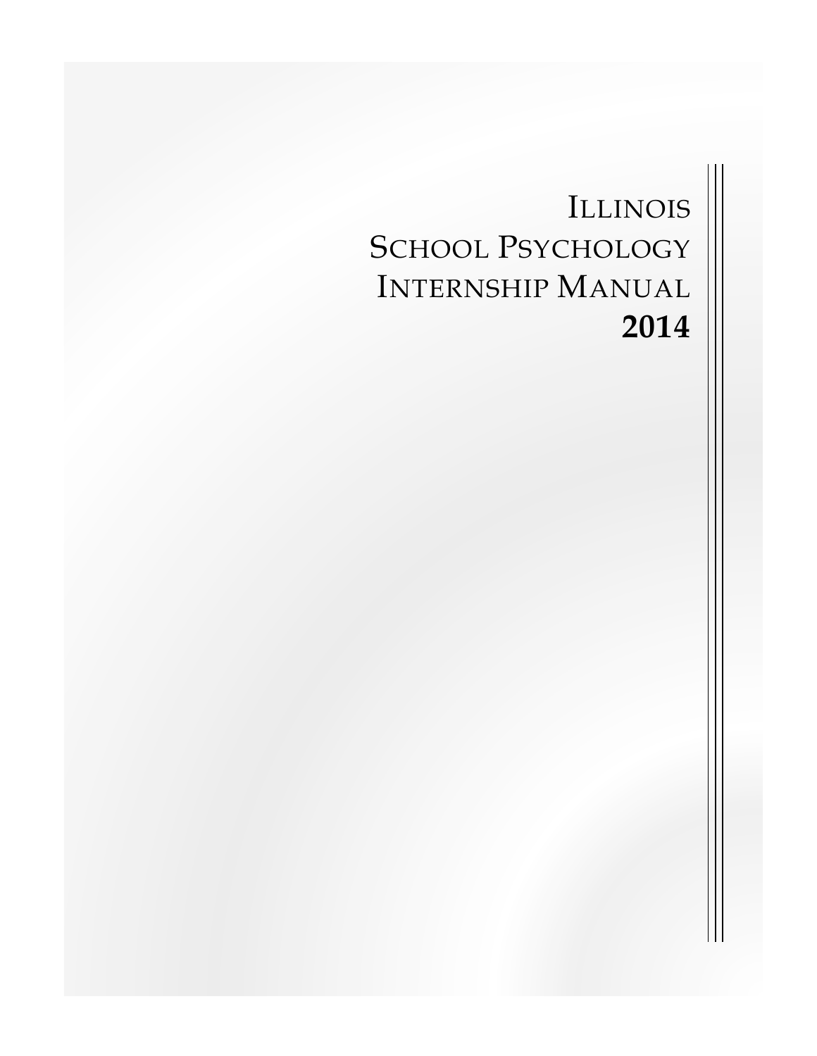# Illinois School Psychology Internship Manual

**2014**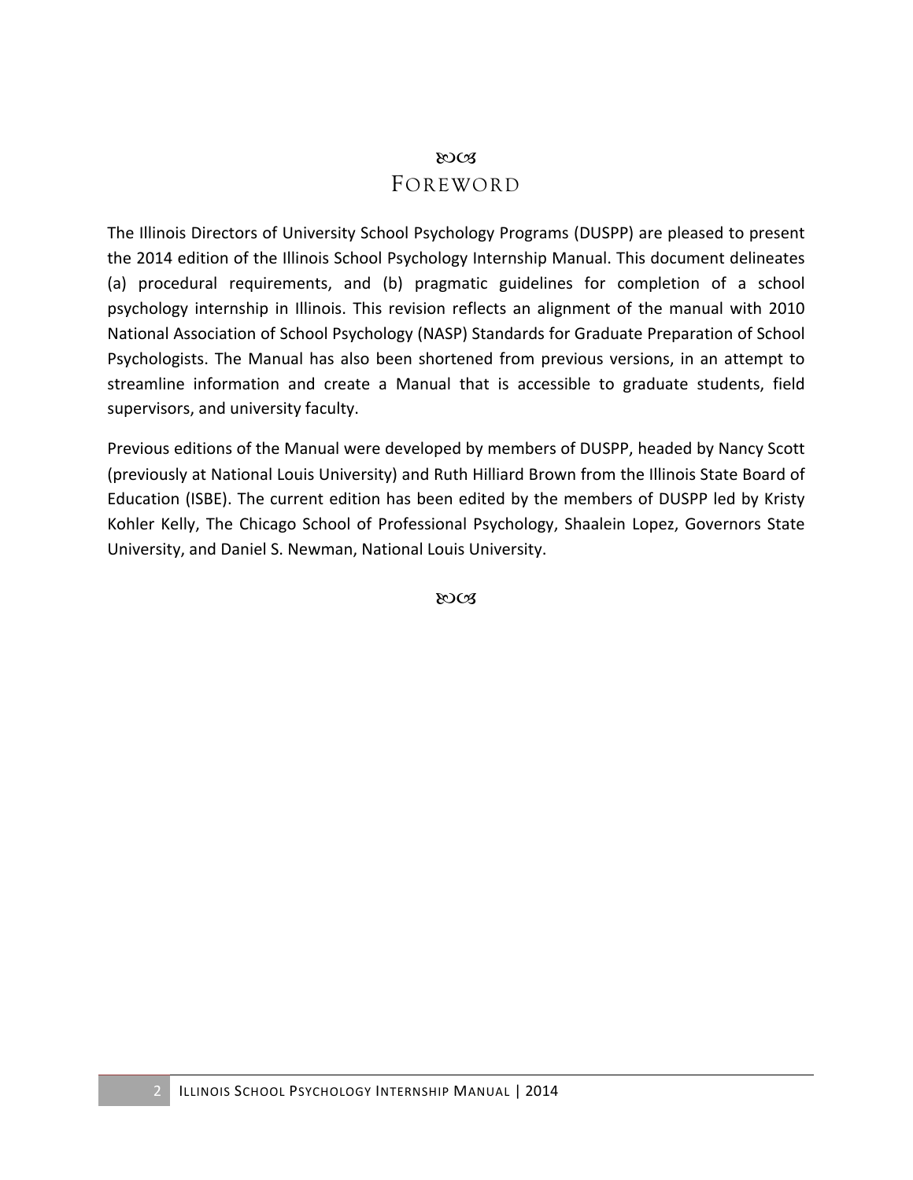# Foreword

The Illinois Directors of University School Psychology Programs (DUSPP) are pleased to present the 2014 edition of the Illinois School Psychology Internship Manual. This document delineates (a) procedural requirements, and (b) pragmatic guidelines for completion of a school psychology internship in Illinois. This revision reflects an alignment of the manual with 2010 National Association of School Psychology (NASP) Standards for Graduate Preparation of School Psychologists. The Manual has also been shortened from previous versions, in an attempt to streamline information and create a Manual that is accessible to graduate students, field supervisors, and university faculty.

Previous editions of the Manual were developed by members of DUSPP, headed by Nancy Scott (previously at National Louis University) and Ruth Hilliard Brown from the Illinois State Board of Education (ISBE). The current edition has been edited by the members of DUSPP led by Kristy Kohler Kelly, The Chicago School of Professional Psychology, Shaalein Lopez, Governors State University, and Daniel S. Newman, National Louis University.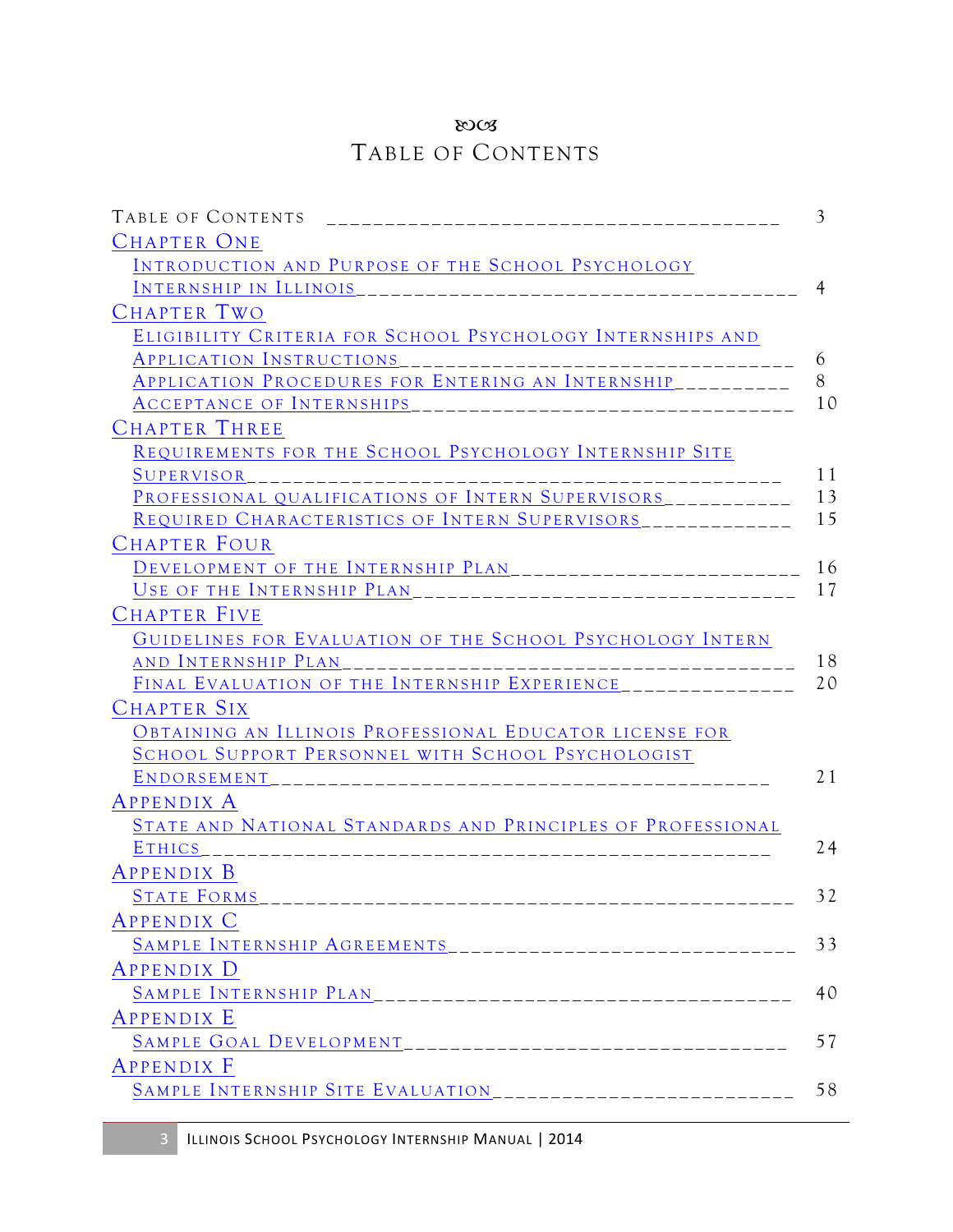# Table of Contents

Table of Contents ________________________________________ 3

Chapter One

- Introduction and Purpose of the School Psychology Internship in Illinois ________________________________________ 4

Chapter Two

- Eligibility Criteria for School Psychology Internships and Application Instructions ________________________________________ 6
- Application Procedures for Entering an Internship __________ 8
- Acceptance of Internships ________________________________ 10

Chapter Three

- Requirements for the School Psychology Internship Site Supervisor ________________________________________ 11
- Professional qualifications of Intern Supervisors ___________ 13
- Required Characteristics of Intern Supervisors _____________ 15

Chapter Four

- Development of the Internship Plan __________________________ 16
- Use of the Internship Plan ________________________________ 17

Chapter Five

- Guidelines for Evaluation of the School Psychology Intern and Internship Plan ________________________________________ 18
- Final Evaluation of the Internship Experience ______________ 20

Chapter Six

- Obtaining an Illinois Professional Educator license for School Support Personnel with School Psychologist Endorsement ________________________________________ 21

Appendix A

- State and National Standards and Principles of Professional Ethics ________________________________________ 24

Appendix B

- State Forms ________________________________________ 32

Appendix C

- Sample Internship Agreements ______________________________ 33

Appendix D

- Sample Internship Plan __________________________________ 40

Appendix E

- Sample Goal Development ________________________________ 57

Appendix F

- Sample Internship Site Evaluation __________________________ 58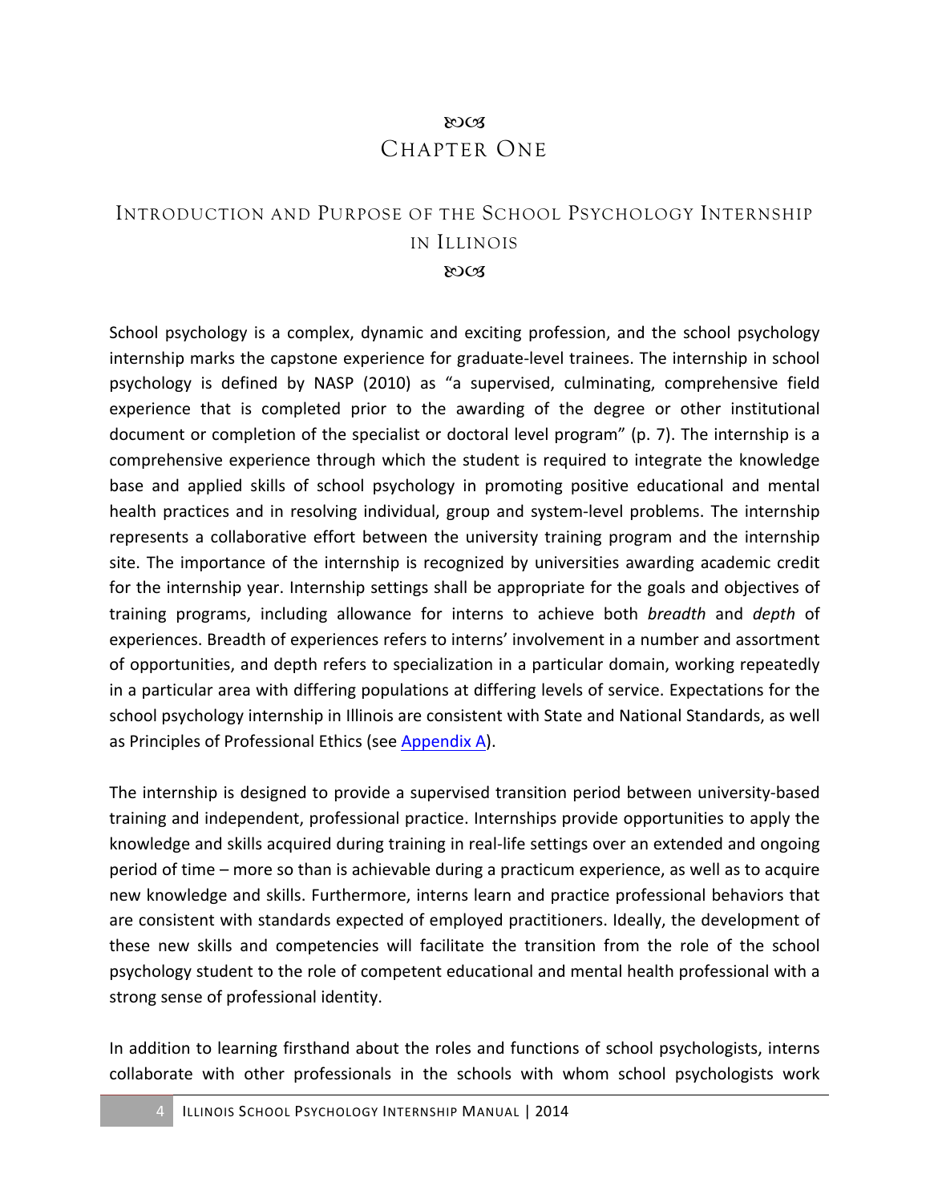# Chapter One

## Introduction and Purpose of the School Psychology Internship in Illinois

School psychology is a complex, dynamic and exciting profession, and the school psychology internship marks the capstone experience for graduate-level trainees. The internship in school psychology is defined by NASP (2010) as "a supervised, culminating, comprehensive field experience that is completed prior to the awarding of the degree or other institutional document or completion of the specialist or doctoral level program" (p. 7). The internship is a comprehensive experience through which the student is required to integrate the knowledge base and applied skills of school psychology in promoting positive educational and mental health practices and in resolving individual, group and system-level problems. The internship represents a collaborative effort between the university training program and the internship site. The importance of the internship is recognized by universities awarding academic credit for the internship year. Internship settings shall be appropriate for the goals and objectives of training programs, including allowance for interns to achieve both *breadth* and *depth* of experiences. Breadth of experiences refers to interns' involvement in a number and assortment of opportunities, and depth refers to specialization in a particular domain, working repeatedly in a particular area with differing populations at differing levels of service. Expectations for the school psychology internship in Illinois are consistent with State and National Standards, as well as Principles of Professional Ethics (see Appendix A).

The internship is designed to provide a supervised transition period between university-based training and independent, professional practice. Internships provide opportunities to apply the knowledge and skills acquired during training in real-life settings over an extended and ongoing period of time – more so than is achievable during a practicum experience, as well as to acquire new knowledge and skills. Furthermore, interns learn and practice professional behaviors that are consistent with standards expected of employed practitioners. Ideally, the development of these new skills and competencies will facilitate the transition from the role of the school psychology student to the role of competent educational and mental health professional with a strong sense of professional identity.

In addition to learning firsthand about the roles and functions of school psychologists, interns collaborate with other professionals in the schools with whom school psychologists work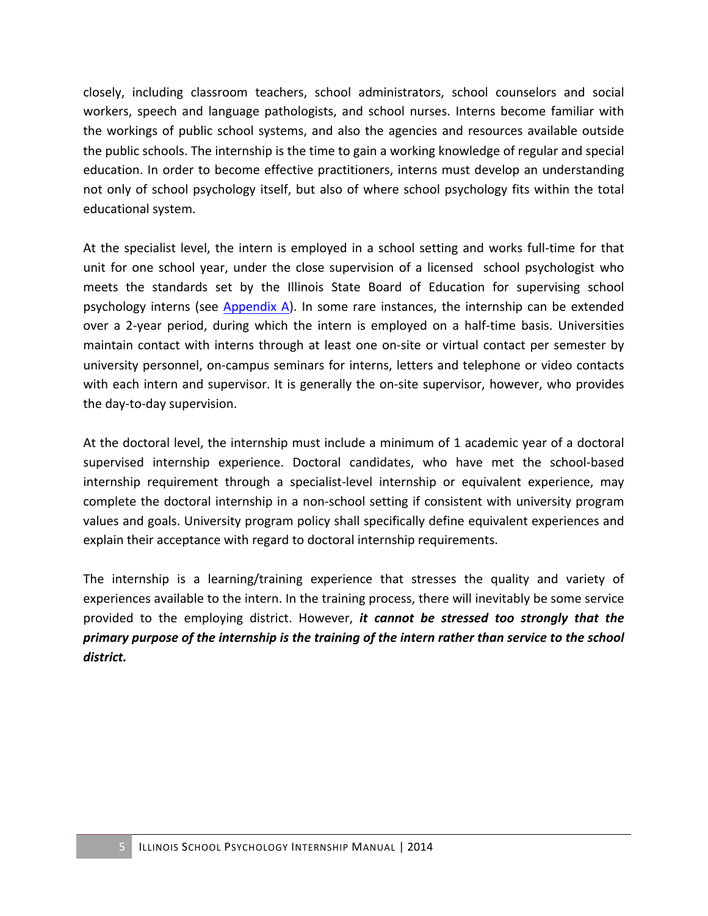closely, including classroom teachers, school administrators, school counselors and social workers, speech and language pathologists, and school nurses. Interns become familiar with the workings of public school systems, and also the agencies and resources available outside the public schools. The internship is the time to gain a working knowledge of regular and special education. In order to become effective practitioners, interns must develop an understanding not only of school psychology itself, but also of where school psychology fits within the total educational system.

At the specialist level, the intern is employed in a school setting and works full-time for that unit for one school year, under the close supervision of a licensed school psychologist who meets the standards set by the Illinois State Board of Education for supervising school psychology interns (see Appendix A). In some rare instances, the internship can be extended over a 2-year period, during which the intern is employed on a half-time basis. Universities maintain contact with interns through at least one on-site or virtual contact per semester by university personnel, on-campus seminars for interns, letters and telephone or video contacts with each intern and supervisor. It is generally the on-site supervisor, however, who provides the day-to-day supervision.

At the doctoral level, the internship must include a minimum of 1 academic year of a doctoral supervised internship experience. Doctoral candidates, who have met the school-based internship requirement through a specialist-level internship or equivalent experience, may complete the doctoral internship in a non-school setting if consistent with university program values and goals. University program policy shall specifically define equivalent experiences and explain their acceptance with regard to doctoral internship requirements.

The internship is a learning/training experience that stresses the quality and variety of experiences available to the intern. In the training process, there will inevitably be some service provided to the employing district. However, ***it cannot be stressed too strongly that the primary purpose of the internship is the training of the intern rather than service to the school district.***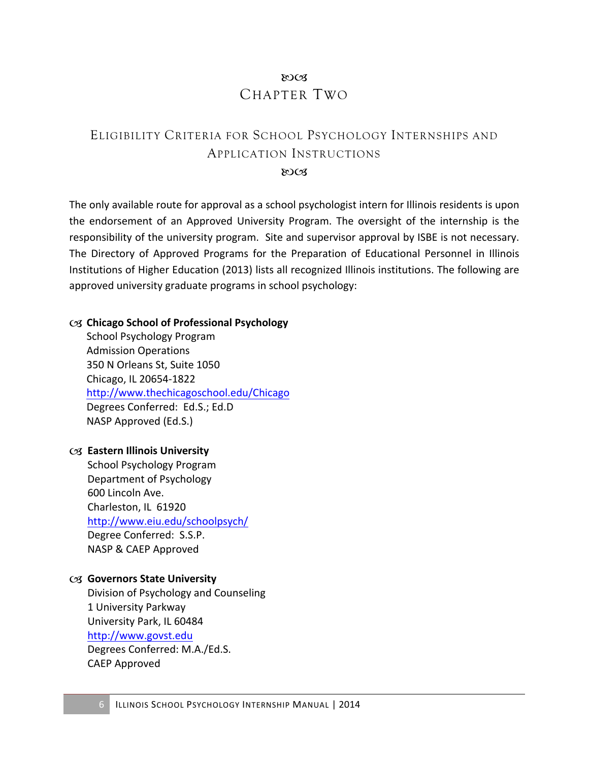# Chapter Two

## Eligibility Criteria for School Psychology Internships and Application Instructions

The only available route for approval as a school psychologist intern for Illinois residents is upon the endorsement of an Approved University Program. The oversight of the internship is the responsibility of the university program. Site and supervisor approval by ISBE is not necessary. The Directory of Approved Programs for the Preparation of Educational Personnel in Illinois Institutions of Higher Education (2013) lists all recognized Illinois institutions. The following are approved university graduate programs in school psychology:

- **Chicago School of Professional Psychology**
  School Psychology Program
  Admission Operations
  350 N Orleans St, Suite 1050
  Chicago, IL 20654-1822
  http://www.thechicagoschool.edu/Chicago
  Degrees Conferred: Ed.S.; Ed.D
  NASP Approved (Ed.S.)

- **Eastern Illinois University**
  School Psychology Program
  Department of Psychology
  600 Lincoln Ave.
  Charleston, IL 61920
  http://www.eiu.edu/schoolpsych/
  Degree Conferred: S.S.P.
  NASP & CAEP Approved

- **Governors State University**
  Division of Psychology and Counseling
  1 University Parkway
  University Park, IL 60484
  http://www.govst.edu
  Degrees Conferred: M.A./Ed.S.
  CAEP Approved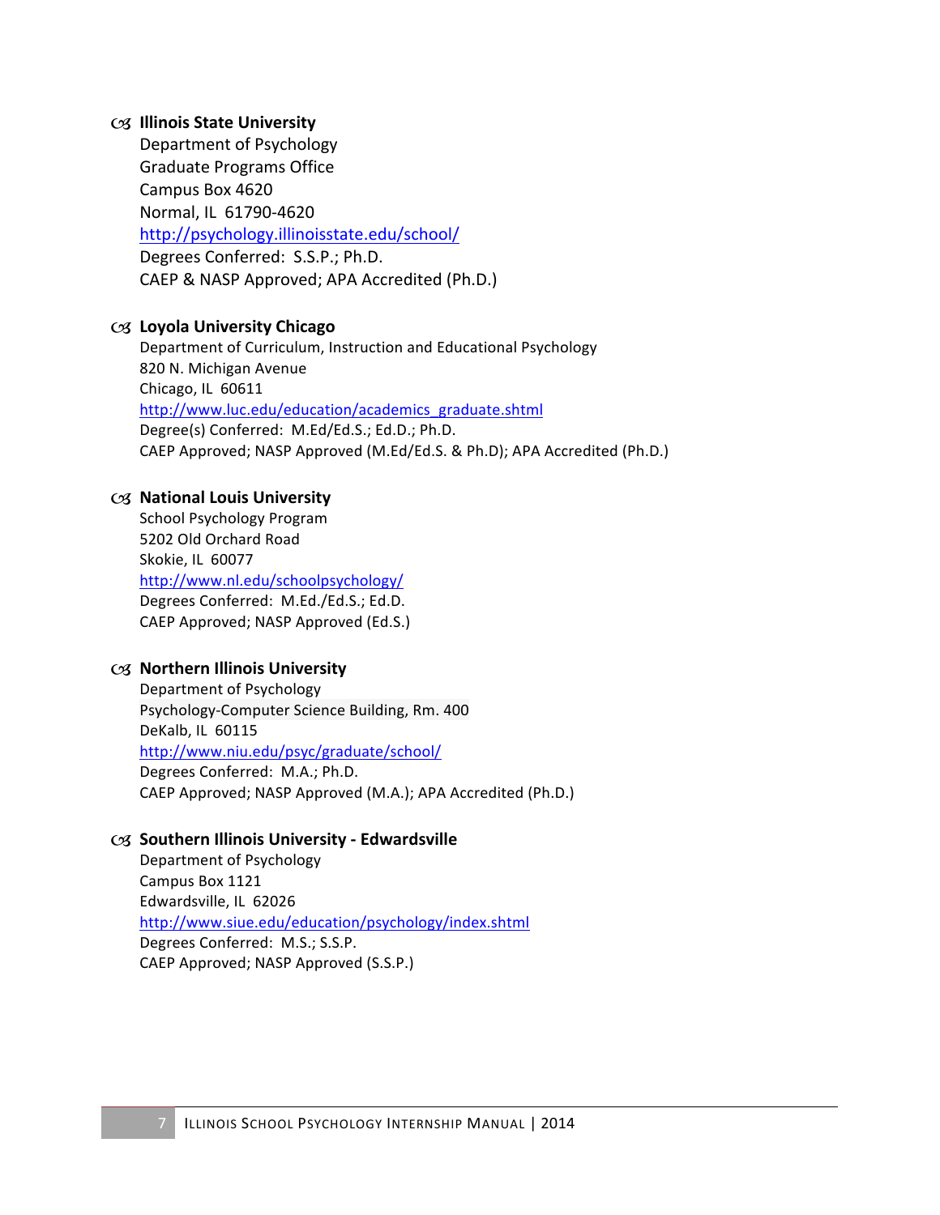- **Illinois State University**
  Department of Psychology
  Graduate Programs Office
  Campus Box 4620
  Normal, IL  61790-4620
  http://psychology.illinoisstate.edu/school/
  Degrees Conferred:  S.S.P.; Ph.D.
  CAEP & NASP Approved; APA Accredited (Ph.D.)

- **Loyola University Chicago**
  Department of Curriculum, Instruction and Educational Psychology
  820 N. Michigan Avenue
  Chicago, IL  60611
  http://www.luc.edu/education/academics_graduate.shtml
  Degree(s) Conferred:  M.Ed/Ed.S.; Ed.D.; Ph.D.
  CAEP Approved; NASP Approved (M.Ed/Ed.S. & Ph.D); APA Accredited (Ph.D.)

- **National Louis University**
  School Psychology Program
  5202 Old Orchard Road
  Skokie, IL  60077
  http://www.nl.edu/schoolpsychology/
  Degrees Conferred:  M.Ed./Ed.S.; Ed.D.
  CAEP Approved; NASP Approved (Ed.S.)

- **Northern Illinois University**
  Department of Psychology
  Psychology-Computer Science Building, Rm. 400
  DeKalb, IL  60115
  http://www.niu.edu/psyc/graduate/school/
  Degrees Conferred:  M.A.; Ph.D.
  CAEP Approved; NASP Approved (M.A.); APA Accredited (Ph.D.)

- **Southern Illinois University - Edwardsville**
  Department of Psychology
  Campus Box 1121
  Edwardsville, IL  62026
  http://www.siue.edu/education/psychology/index.shtml
  Degrees Conferred:  M.S.; S.S.P.
  CAEP Approved; NASP Approved (S.S.P.)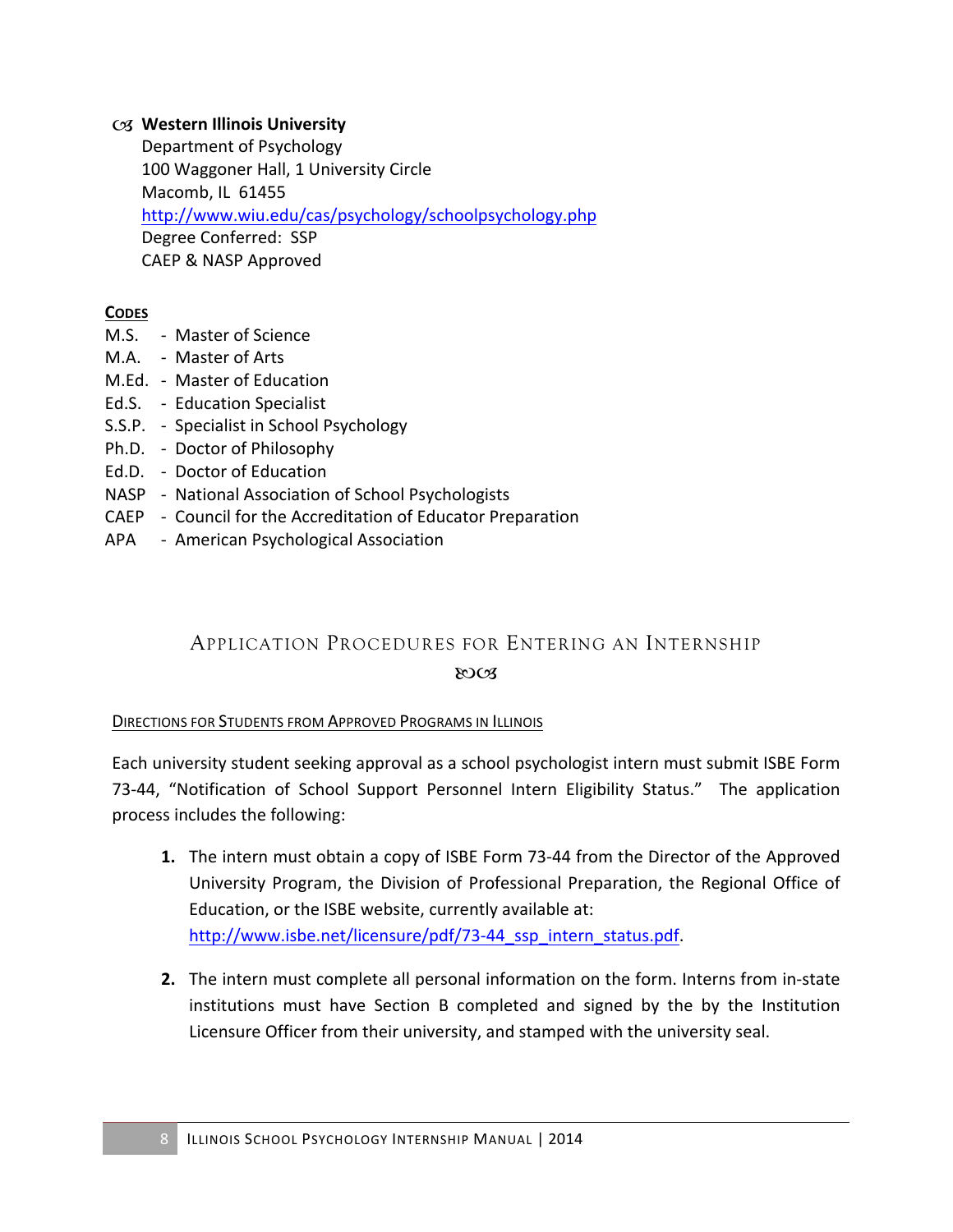- **Western Illinois University**
  Department of Psychology
  100 Waggoner Hall, 1 University Circle
  Macomb, IL 61455
  http://www.wiu.edu/cas/psychology/schoolpsychology.php
  Degree Conferred: SSP
  CAEP & NASP Approved

**CODES**

M.S. - Master of Science
M.A. - Master of Arts
M.Ed. - Master of Education
Ed.S. - Education Specialist
S.S.P. - Specialist in School Psychology
Ph.D. - Doctor of Philosophy
Ed.D. - Doctor of Education
NASP - National Association of School Psychologists
CAEP - Council for the Accreditation of Educator Preparation
APA - American Psychological Association

## APPLICATION PROCEDURES FOR ENTERING AN INTERNSHIP

### DIRECTIONS FOR STUDENTS FROM APPROVED PROGRAMS IN ILLINOIS

Each university student seeking approval as a school psychologist intern must submit ISBE Form 73-44, "Notification of School Support Personnel Intern Eligibility Status." The application process includes the following:

1. The intern must obtain a copy of ISBE Form 73-44 from the Director of the Approved University Program, the Division of Professional Preparation, the Regional Office of Education, or the ISBE website, currently available at: http://www.isbe.net/licensure/pdf/73-44_ssp_intern_status.pdf.

2. The intern must complete all personal information on the form. Interns from in-state institutions must have Section B completed and signed by the by the Institution Licensure Officer from their university, and stamped with the university seal.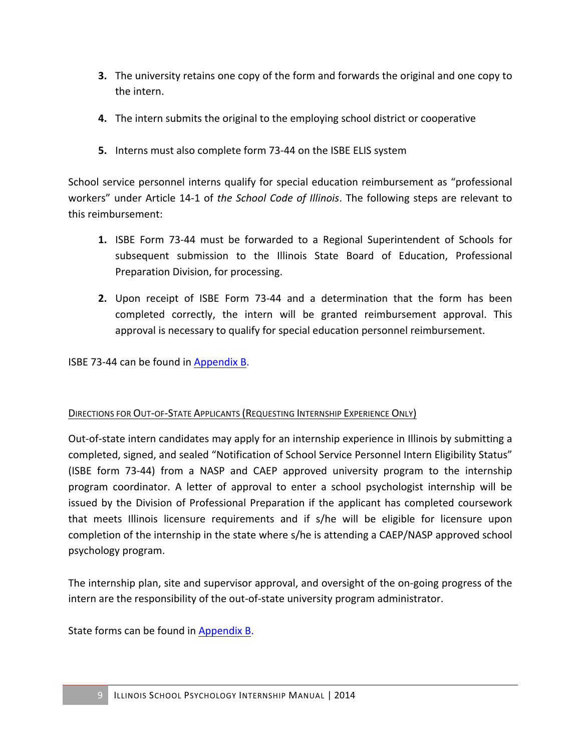3. The university retains one copy of the form and forwards the original and one copy to the intern.

4. The intern submits the original to the employing school district or cooperative

5. Interns must also complete form 73-44 on the ISBE ELIS system

School service personnel interns qualify for special education reimbursement as "professional workers" under Article 14-1 of *the School Code of Illinois*. The following steps are relevant to this reimbursement:

1. ISBE Form 73-44 must be forwarded to a Regional Superintendent of Schools for subsequent submission to the Illinois State Board of Education, Professional Preparation Division, for processing.

2. Upon receipt of ISBE Form 73-44 and a determination that the form has been completed correctly, the intern will be granted reimbursement approval. This approval is necessary to qualify for special education personnel reimbursement.

ISBE 73-44 can be found in Appendix B.

### Directions for Out-of-State Applicants (Requesting Internship Experience Only)

Out-of-state intern candidates may apply for an internship experience in Illinois by submitting a completed, signed, and sealed "Notification of School Service Personnel Intern Eligibility Status" (ISBE form 73-44) from a NASP and CAEP approved university program to the internship program coordinator. A letter of approval to enter a school psychologist internship will be issued by the Division of Professional Preparation if the applicant has completed coursework that meets Illinois licensure requirements and if s/he will be eligible for licensure upon completion of the internship in the state where s/he is attending a CAEP/NASP approved school psychology program.

The internship plan, site and supervisor approval, and oversight of the on-going progress of the intern are the responsibility of the out-of-state university program administrator.

State forms can be found in Appendix B.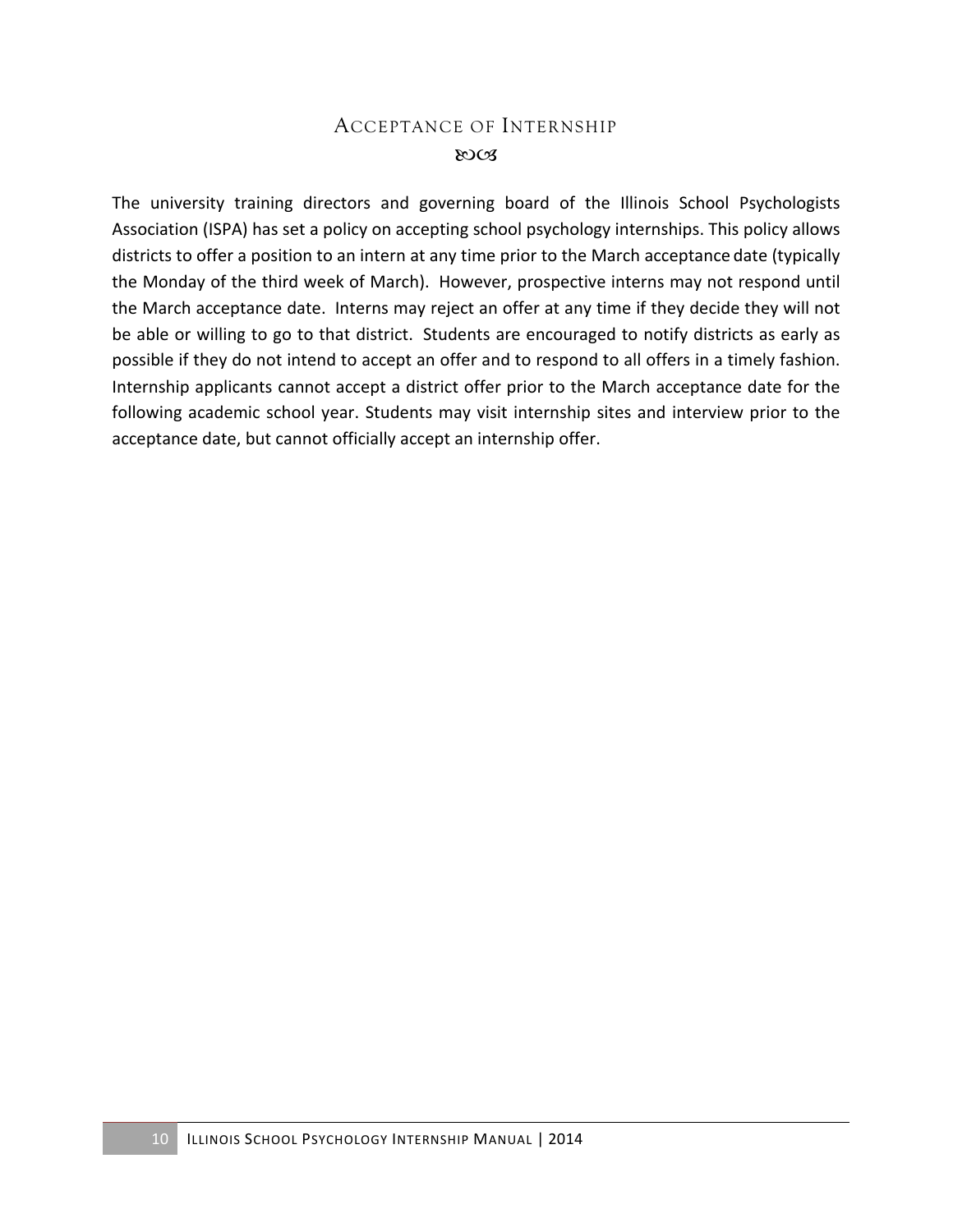## Acceptance of Internship

The university training directors and governing board of the Illinois School Psychologists Association (ISPA) has set a policy on accepting school psychology internships. This policy allows districts to offer a position to an intern at any time prior to the March acceptance date (typically the Monday of the third week of March). However, prospective interns may not respond until the March acceptance date. Interns may reject an offer at any time if they decide they will not be able or willing to go to that district. Students are encouraged to notify districts as early as possible if they do not intend to accept an offer and to respond to all offers in a timely fashion. Internship applicants cannot accept a district offer prior to the March acceptance date for the following academic school year. Students may visit internship sites and interview prior to the acceptance date, but cannot officially accept an internship offer.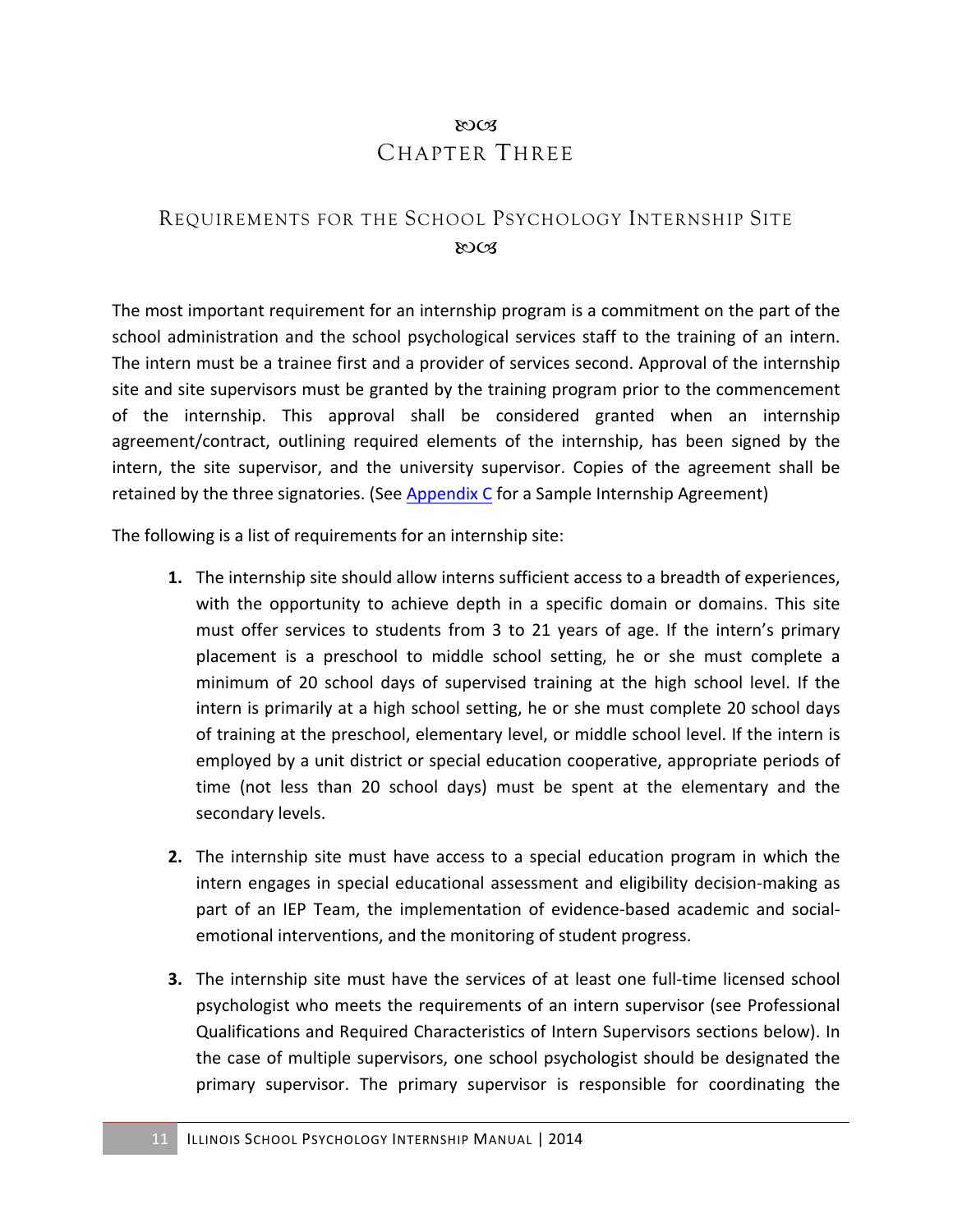# Chapter Three

## Requirements for the School Psychology Internship Site

The most important requirement for an internship program is a commitment on the part of the school administration and the school psychological services staff to the training of an intern. The intern must be a trainee first and a provider of services second. Approval of the internship site and site supervisors must be granted by the training program prior to the commencement of the internship. This approval shall be considered granted when an internship agreement/contract, outlining required elements of the internship, has been signed by the intern, the site supervisor, and the university supervisor. Copies of the agreement shall be retained by the three signatories. (See Appendix C for a Sample Internship Agreement)

The following is a list of requirements for an internship site:

1. The internship site should allow interns sufficient access to a breadth of experiences, with the opportunity to achieve depth in a specific domain or domains. This site must offer services to students from 3 to 21 years of age. If the intern's primary placement is a preschool to middle school setting, he or she must complete a minimum of 20 school days of supervised training at the high school level. If the intern is primarily at a high school setting, he or she must complete 20 school days of training at the preschool, elementary level, or middle school level. If the intern is employed by a unit district or special education cooperative, appropriate periods of time (not less than 20 school days) must be spent at the elementary and the secondary levels.

2. The internship site must have access to a special education program in which the intern engages in special educational assessment and eligibility decision-making as part of an IEP Team, the implementation of evidence-based academic and social-emotional interventions, and the monitoring of student progress.

3. The internship site must have the services of at least one full-time licensed school psychologist who meets the requirements of an intern supervisor (see Professional Qualifications and Required Characteristics of Intern Supervisors sections below). In the case of multiple supervisors, one school psychologist should be designated the primary supervisor. The primary supervisor is responsible for coordinating the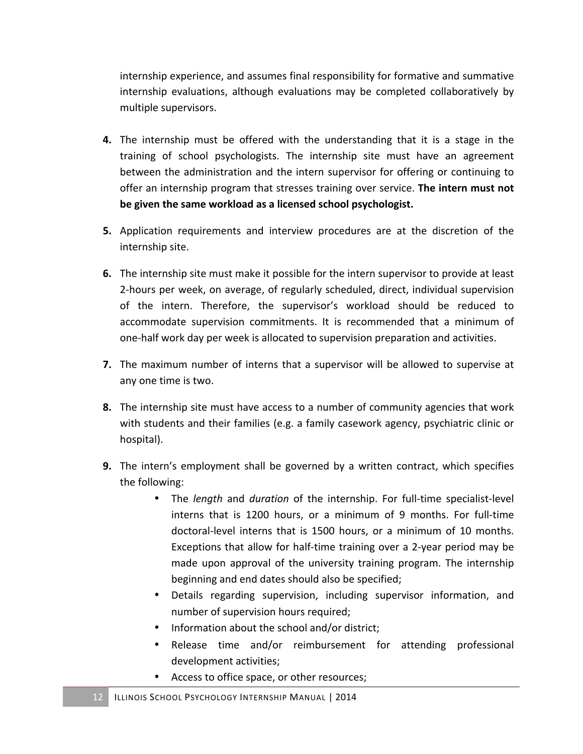internship experience, and assumes final responsibility for formative and summative internship evaluations, although evaluations may be completed collaboratively by multiple supervisors.

4. The internship must be offered with the understanding that it is a stage in the training of school psychologists. The internship site must have an agreement between the administration and the intern supervisor for offering or continuing to offer an internship program that stresses training over service. **The intern must not be given the same workload as a licensed school psychologist.**

5. Application requirements and interview procedures are at the discretion of the internship site.

6. The internship site must make it possible for the intern supervisor to provide at least 2-hours per week, on average, of regularly scheduled, direct, individual supervision of the intern. Therefore, the supervisor's workload should be reduced to accommodate supervision commitments. It is recommended that a minimum of one-half work day per week is allocated to supervision preparation and activities.

7. The maximum number of interns that a supervisor will be allowed to supervise at any one time is two.

8. The internship site must have access to a number of community agencies that work with students and their families (e.g. a family casework agency, psychiatric clinic or hospital).

9. The intern's employment shall be governed by a written contract, which specifies the following:
    - The *length* and *duration* of the internship. For full-time specialist-level interns that is 1200 hours, or a minimum of 9 months. For full-time doctoral-level interns that is 1500 hours, or a minimum of 10 months. Exceptions that allow for half-time training over a 2-year period may be made upon approval of the university training program. The internship beginning and end dates should also be specified;
    - Details regarding supervision, including supervisor information, and number of supervision hours required;
    - Information about the school and/or district;
    - Release time and/or reimbursement for attending professional development activities;
    - Access to office space, or other resources;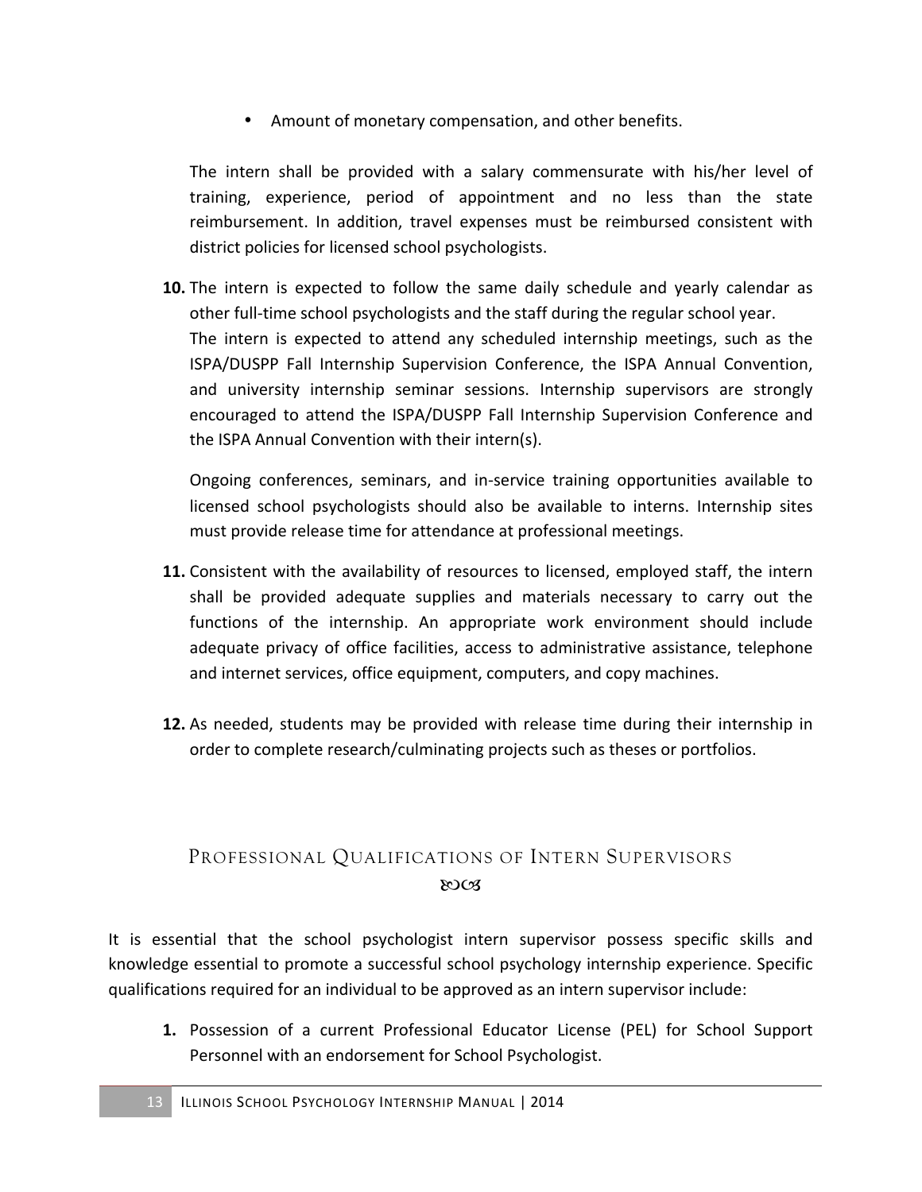- Amount of monetary compensation, and other benefits.

The intern shall be provided with a salary commensurate with his/her level of training, experience, period of appointment and no less than the state reimbursement. In addition, travel expenses must be reimbursed consistent with district policies for licensed school psychologists.

10. The intern is expected to follow the same daily schedule and yearly calendar as other full-time school psychologists and the staff during the regular school year. The intern is expected to attend any scheduled internship meetings, such as the ISPA/DUSPP Fall Internship Supervision Conference, the ISPA Annual Convention, and university internship seminar sessions. Internship supervisors are strongly encouraged to attend the ISPA/DUSPP Fall Internship Supervision Conference and the ISPA Annual Convention with their intern(s).

    Ongoing conferences, seminars, and in-service training opportunities available to licensed school psychologists should also be available to interns. Internship sites must provide release time for attendance at professional meetings.

11. Consistent with the availability of resources to licensed, employed staff, the intern shall be provided adequate supplies and materials necessary to carry out the functions of the internship. An appropriate work environment should include adequate privacy of office facilities, access to administrative assistance, telephone and internet services, office equipment, computers, and copy machines.

12. As needed, students may be provided with release time during their internship in order to complete research/culminating projects such as theses or portfolios.

## Professional Qualifications of Intern Supervisors

It is essential that the school psychologist intern supervisor possess specific skills and knowledge essential to promote a successful school psychology internship experience. Specific qualifications required for an individual to be approved as an intern supervisor include:

1. Possession of a current Professional Educator License (PEL) for School Support Personnel with an endorsement for School Psychologist.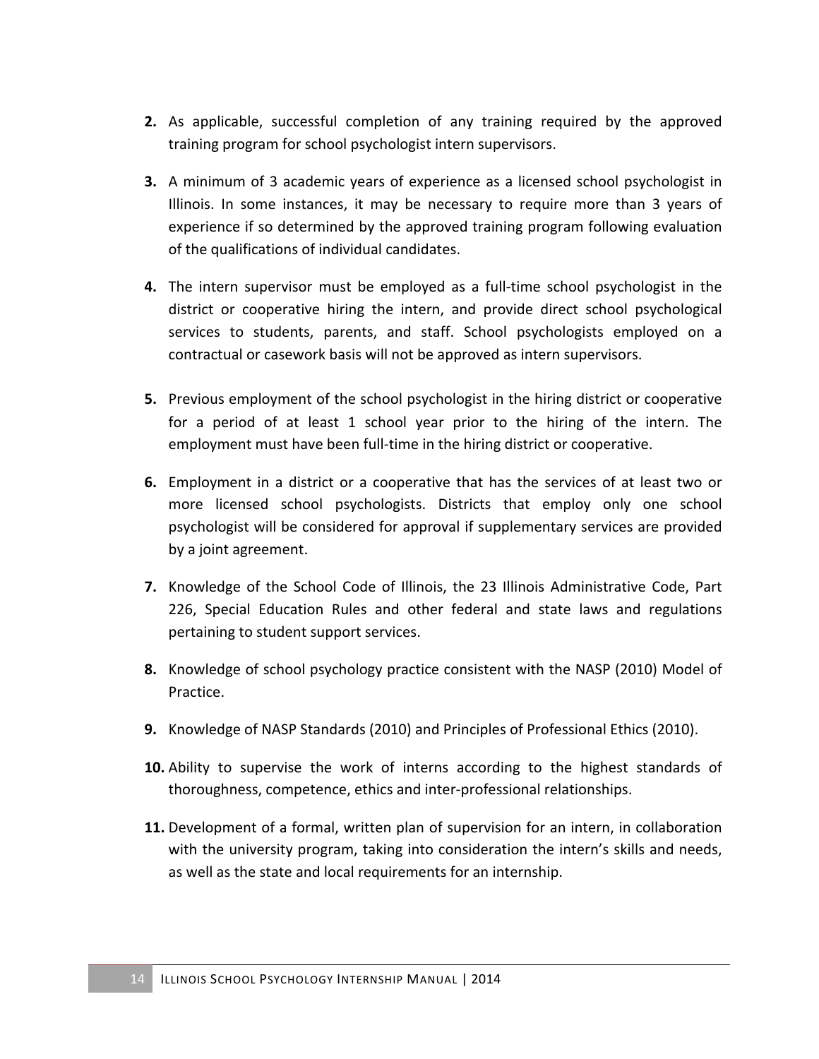2. As applicable, successful completion of any training required by the approved training program for school psychologist intern supervisors.

3. A minimum of 3 academic years of experience as a licensed school psychologist in Illinois. In some instances, it may be necessary to require more than 3 years of experience if so determined by the approved training program following evaluation of the qualifications of individual candidates.

4. The intern supervisor must be employed as a full-time school psychologist in the district or cooperative hiring the intern, and provide direct school psychological services to students, parents, and staff. School psychologists employed on a contractual or casework basis will not be approved as intern supervisors.

5. Previous employment of the school psychologist in the hiring district or cooperative for a period of at least 1 school year prior to the hiring of the intern. The employment must have been full-time in the hiring district or cooperative.

6. Employment in a district or a cooperative that has the services of at least two or more licensed school psychologists. Districts that employ only one school psychologist will be considered for approval if supplementary services are provided by a joint agreement.

7. Knowledge of the School Code of Illinois, the 23 Illinois Administrative Code, Part 226, Special Education Rules and other federal and state laws and regulations pertaining to student support services.

8. Knowledge of school psychology practice consistent with the NASP (2010) Model of Practice.

9. Knowledge of NASP Standards (2010) and Principles of Professional Ethics (2010).

10. Ability to supervise the work of interns according to the highest standards of thoroughness, competence, ethics and inter-professional relationships.

11. Development of a formal, written plan of supervision for an intern, in collaboration with the university program, taking into consideration the intern's skills and needs, as well as the state and local requirements for an internship.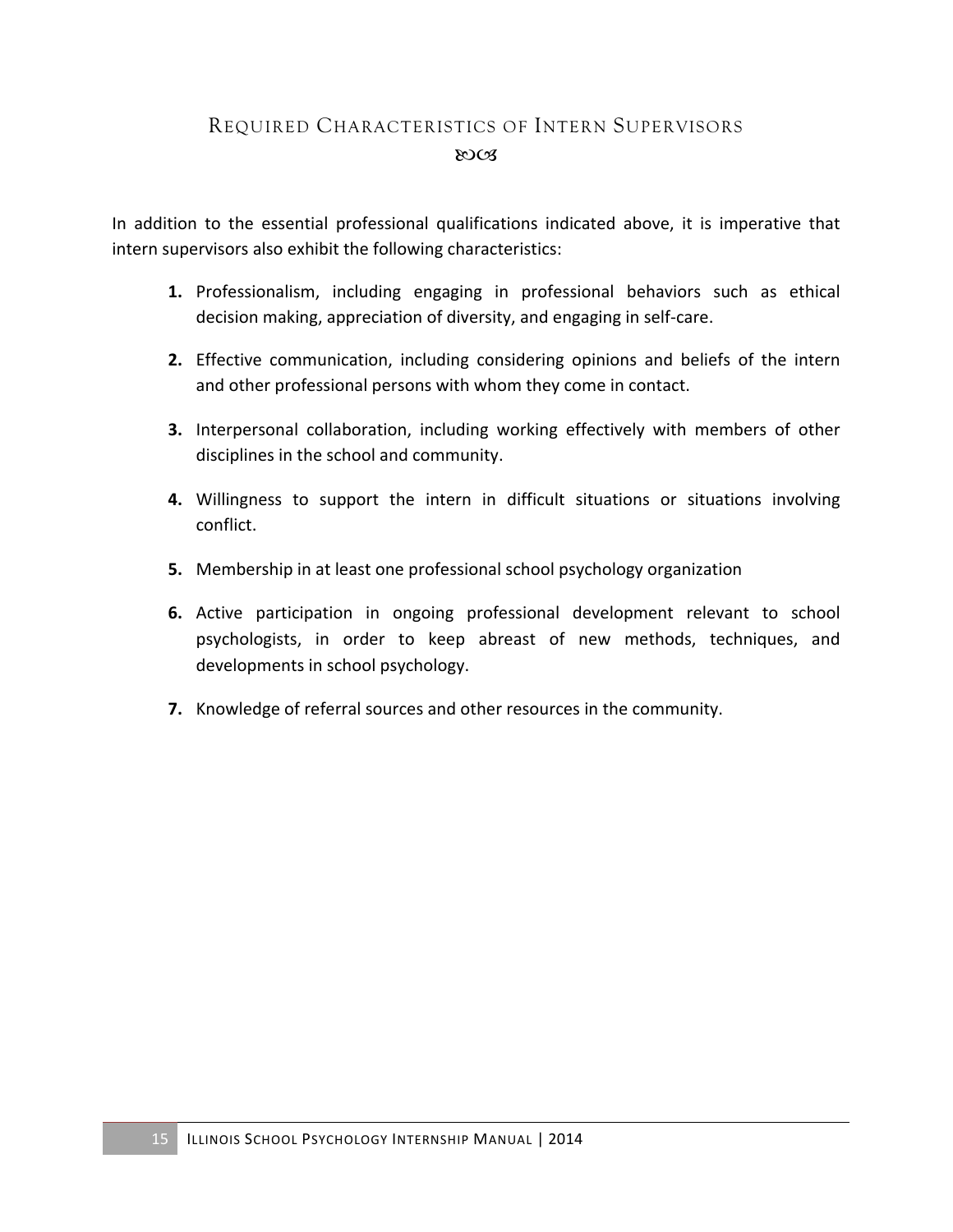## Required Characteristics of Intern Supervisors

In addition to the essential professional qualifications indicated above, it is imperative that intern supervisors also exhibit the following characteristics:

1. Professionalism, including engaging in professional behaviors such as ethical decision making, appreciation of diversity, and engaging in self-care.
2. Effective communication, including considering opinions and beliefs of the intern and other professional persons with whom they come in contact.
3. Interpersonal collaboration, including working effectively with members of other disciplines in the school and community.
4. Willingness to support the intern in difficult situations or situations involving conflict.
5. Membership in at least one professional school psychology organization
6. Active participation in ongoing professional development relevant to school psychologists, in order to keep abreast of new methods, techniques, and developments in school psychology.
7. Knowledge of referral sources and other resources in the community.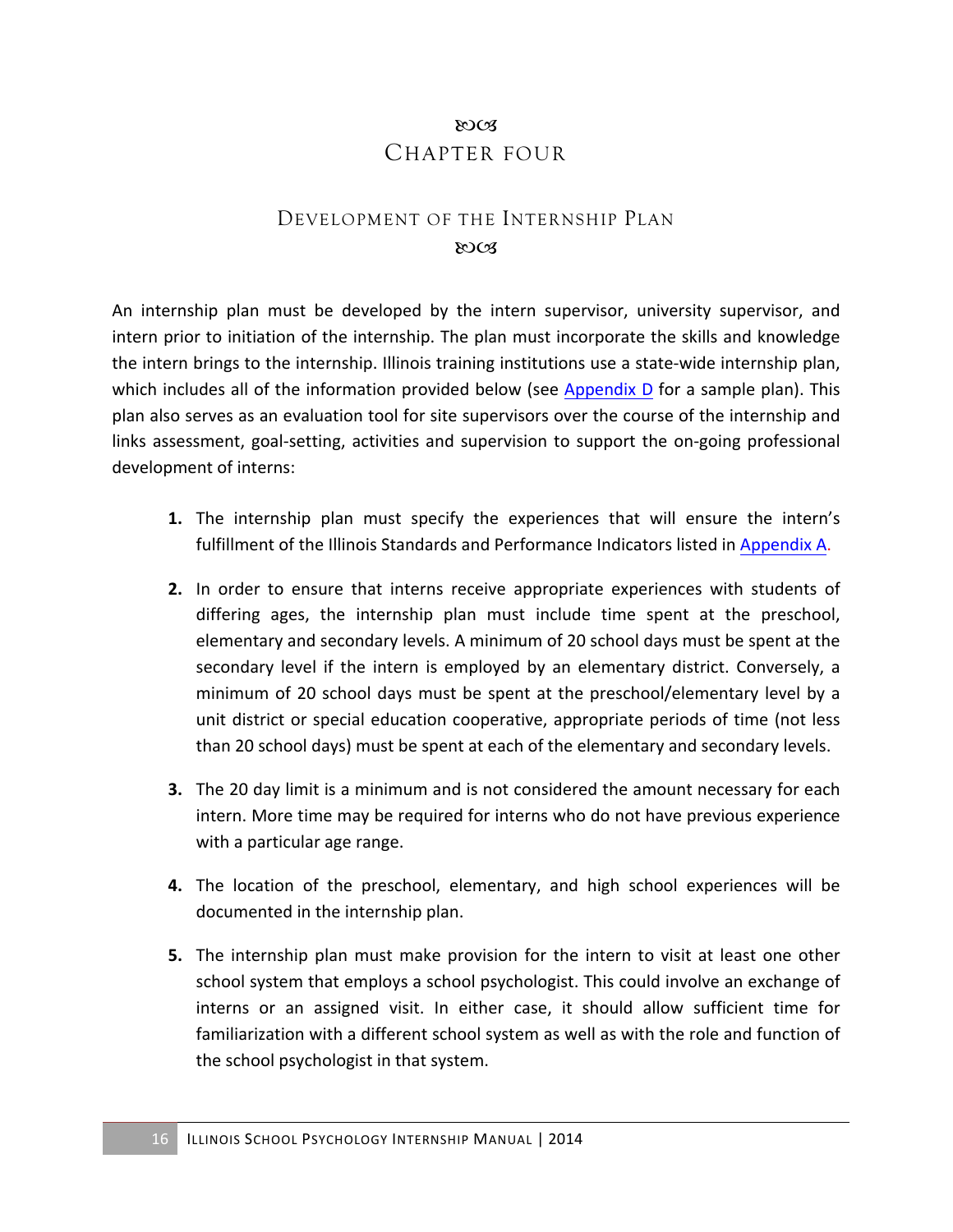# Chapter Four

## Development of the Internship Plan

An internship plan must be developed by the intern supervisor, university supervisor, and intern prior to initiation of the internship. The plan must incorporate the skills and knowledge the intern brings to the internship. Illinois training institutions use a state-wide internship plan, which includes all of the information provided below (see Appendix D for a sample plan). This plan also serves as an evaluation tool for site supervisors over the course of the internship and links assessment, goal-setting, activities and supervision to support the on-going professional development of interns:

1. The internship plan must specify the experiences that will ensure the intern's fulfillment of the Illinois Standards and Performance Indicators listed in Appendix A.

2. In order to ensure that interns receive appropriate experiences with students of differing ages, the internship plan must include time spent at the preschool, elementary and secondary levels. A minimum of 20 school days must be spent at the secondary level if the intern is employed by an elementary district. Conversely, a minimum of 20 school days must be spent at the preschool/elementary level by a unit district or special education cooperative, appropriate periods of time (not less than 20 school days) must be spent at each of the elementary and secondary levels.

3. The 20 day limit is a minimum and is not considered the amount necessary for each intern. More time may be required for interns who do not have previous experience with a particular age range.

4. The location of the preschool, elementary, and high school experiences will be documented in the internship plan.

5. The internship plan must make provision for the intern to visit at least one other school system that employs a school psychologist. This could involve an exchange of interns or an assigned visit. In either case, it should allow sufficient time for familiarization with a different school system as well as with the role and function of the school psychologist in that system.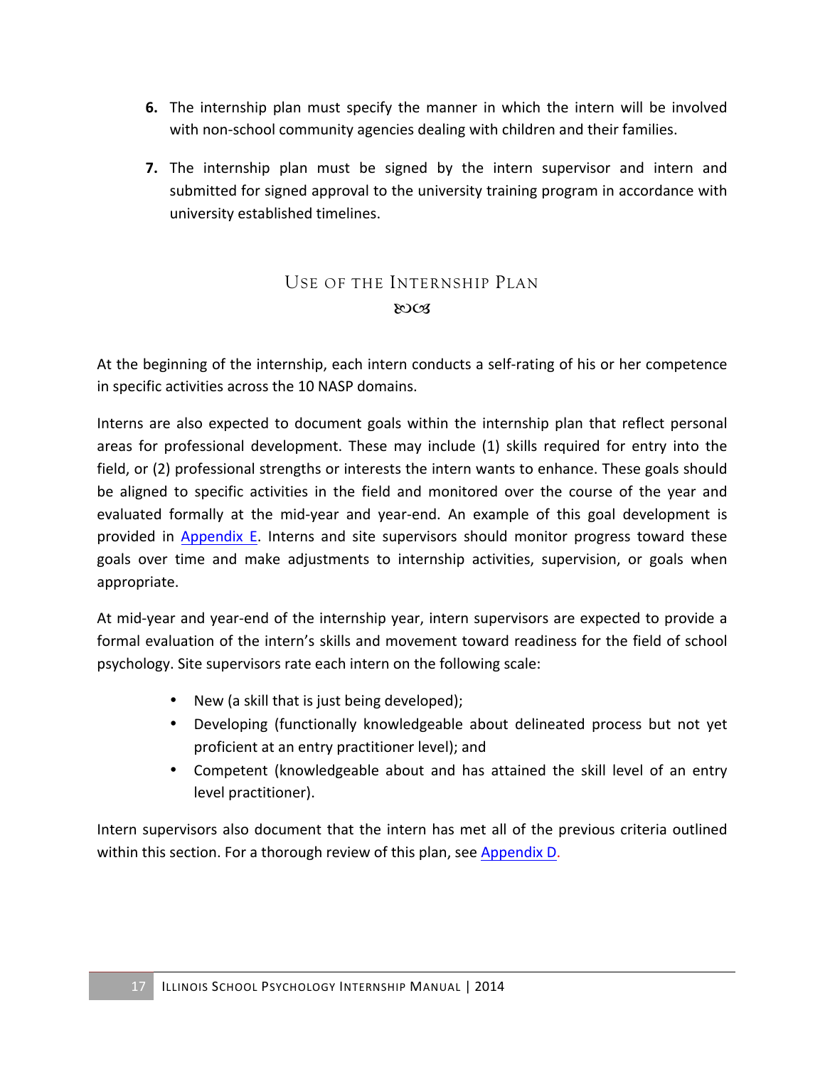6. The internship plan must specify the manner in which the intern will be involved with non-school community agencies dealing with children and their families.

7. The internship plan must be signed by the intern supervisor and intern and submitted for signed approval to the university training program in accordance with university established timelines.

## Use of the Internship Plan

At the beginning of the internship, each intern conducts a self-rating of his or her competence in specific activities across the 10 NASP domains.

Interns are also expected to document goals within the internship plan that reflect personal areas for professional development. These may include (1) skills required for entry into the field, or (2) professional strengths or interests the intern wants to enhance. These goals should be aligned to specific activities in the field and monitored over the course of the year and evaluated formally at the mid-year and year-end. An example of this goal development is provided in Appendix E. Interns and site supervisors should monitor progress toward these goals over time and make adjustments to internship activities, supervision, or goals when appropriate.

At mid-year and year-end of the internship year, intern supervisors are expected to provide a formal evaluation of the intern's skills and movement toward readiness for the field of school psychology. Site supervisors rate each intern on the following scale:

- New (a skill that is just being developed);
- Developing (functionally knowledgeable about delineated process but not yet proficient at an entry practitioner level); and
- Competent (knowledgeable about and has attained the skill level of an entry level practitioner).

Intern supervisors also document that the intern has met all of the previous criteria outlined within this section. For a thorough review of this plan, see Appendix D.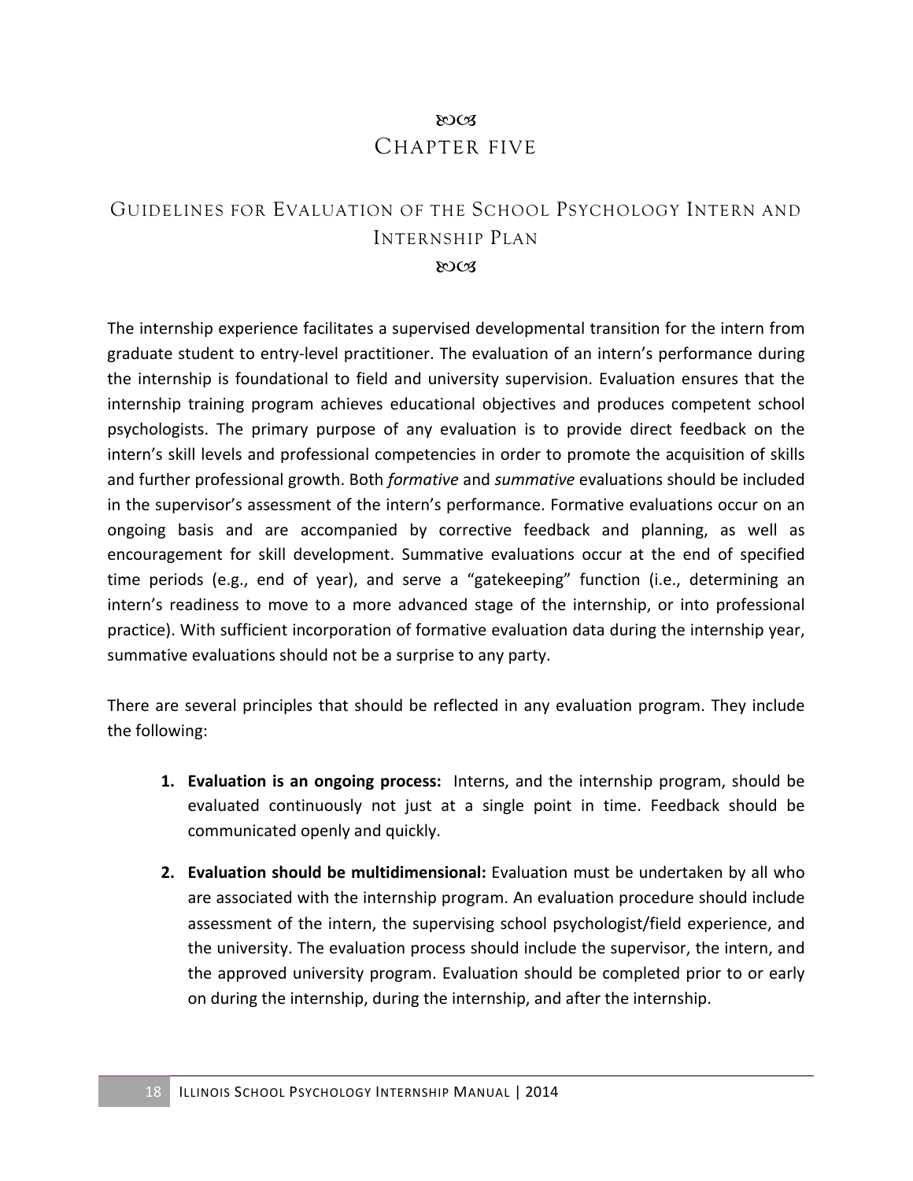# Chapter Five

## Guidelines for Evaluation of the School Psychology Intern and Internship Plan

The internship experience facilitates a supervised developmental transition for the intern from graduate student to entry-level practitioner. The evaluation of an intern's performance during the internship is foundational to field and university supervision. Evaluation ensures that the internship training program achieves educational objectives and produces competent school psychologists. The primary purpose of any evaluation is to provide direct feedback on the intern's skill levels and professional competencies in order to promote the acquisition of skills and further professional growth. Both *formative* and *summative* evaluations should be included in the supervisor's assessment of the intern's performance. Formative evaluations occur on an ongoing basis and are accompanied by corrective feedback and planning, as well as encouragement for skill development. Summative evaluations occur at the end of specified time periods (e.g., end of year), and serve a "gatekeeping" function (i.e., determining an intern's readiness to move to a more advanced stage of the internship, or into professional practice). With sufficient incorporation of formative evaluation data during the internship year, summative evaluations should not be a surprise to any party.

There are several principles that should be reflected in any evaluation program. They include the following:

1. **Evaluation is an ongoing process:** Interns, and the internship program, should be evaluated continuously not just at a single point in time. Feedback should be communicated openly and quickly.

2. **Evaluation should be multidimensional:** Evaluation must be undertaken by all who are associated with the internship program. An evaluation procedure should include assessment of the intern, the supervising school psychologist/field experience, and the university. The evaluation process should include the supervisor, the intern, and the approved university program. Evaluation should be completed prior to or early on during the internship, during the internship, and after the internship.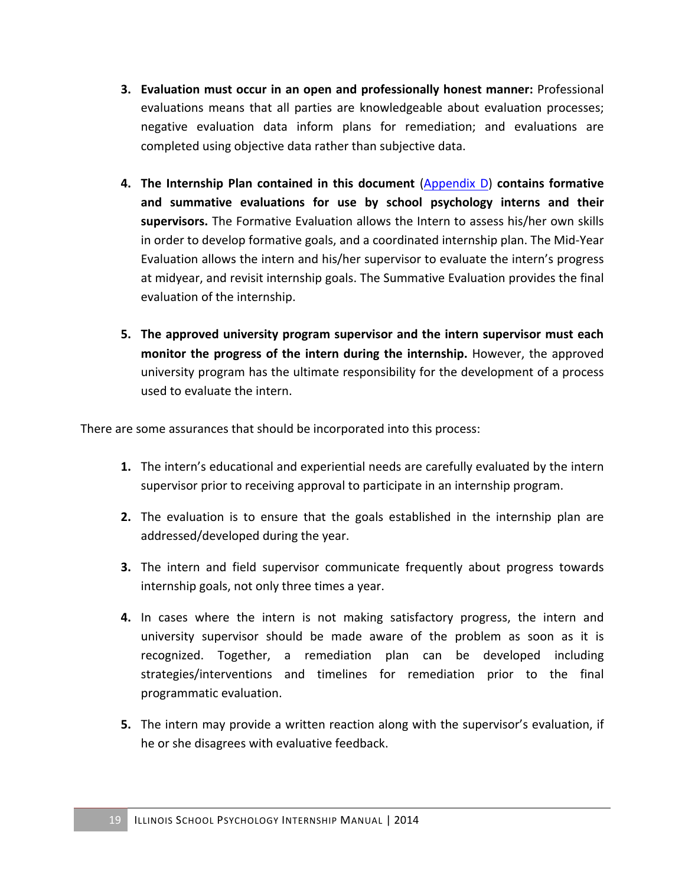3. **Evaluation must occur in an open and professionally honest manner:** Professional evaluations means that all parties are knowledgeable about evaluation processes; negative evaluation data inform plans for remediation; and evaluations are completed using objective data rather than subjective data.

4. **The Internship Plan contained in this document** (Appendix D) **contains formative and summative evaluations for use by school psychology interns and their supervisors.** The Formative Evaluation allows the Intern to assess his/her own skills in order to develop formative goals, and a coordinated internship plan. The Mid-Year Evaluation allows the intern and his/her supervisor to evaluate the intern's progress at midyear, and revisit internship goals. The Summative Evaluation provides the final evaluation of the internship.

5. **The approved university program supervisor and the intern supervisor must each monitor the progress of the intern during the internship.** However, the approved university program has the ultimate responsibility for the development of a process used to evaluate the intern.

There are some assurances that should be incorporated into this process:

1. The intern's educational and experiential needs are carefully evaluated by the intern supervisor prior to receiving approval to participate in an internship program.

2. The evaluation is to ensure that the goals established in the internship plan are addressed/developed during the year.

3. The intern and field supervisor communicate frequently about progress towards internship goals, not only three times a year.

4. In cases where the intern is not making satisfactory progress, the intern and university supervisor should be made aware of the problem as soon as it is recognized. Together, a remediation plan can be developed including strategies/interventions and timelines for remediation prior to the final programmatic evaluation.

5. The intern may provide a written reaction along with the supervisor's evaluation, if he or she disagrees with evaluative feedback.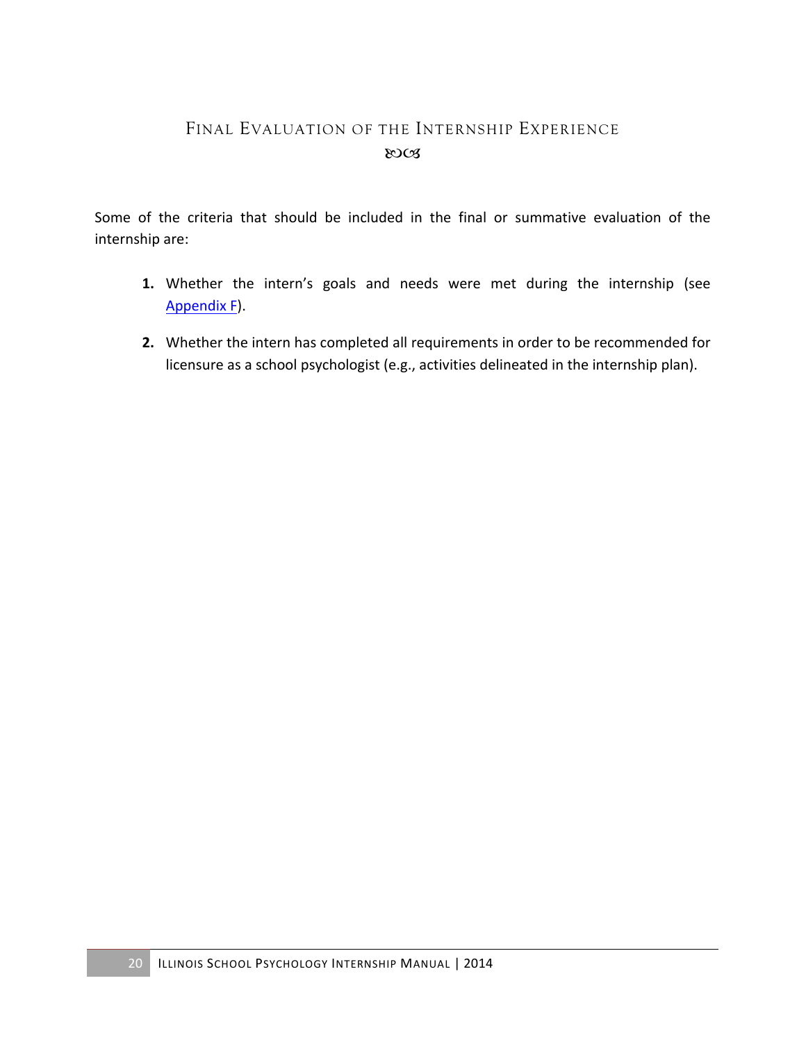# Final Evaluation of the Internship Experience

Some of the criteria that should be included in the final or summative evaluation of the internship are:

1. Whether the intern's goals and needs were met during the internship (see Appendix F).

2. Whether the intern has completed all requirements in order to be recommended for licensure as a school psychologist (e.g., activities delineated in the internship plan).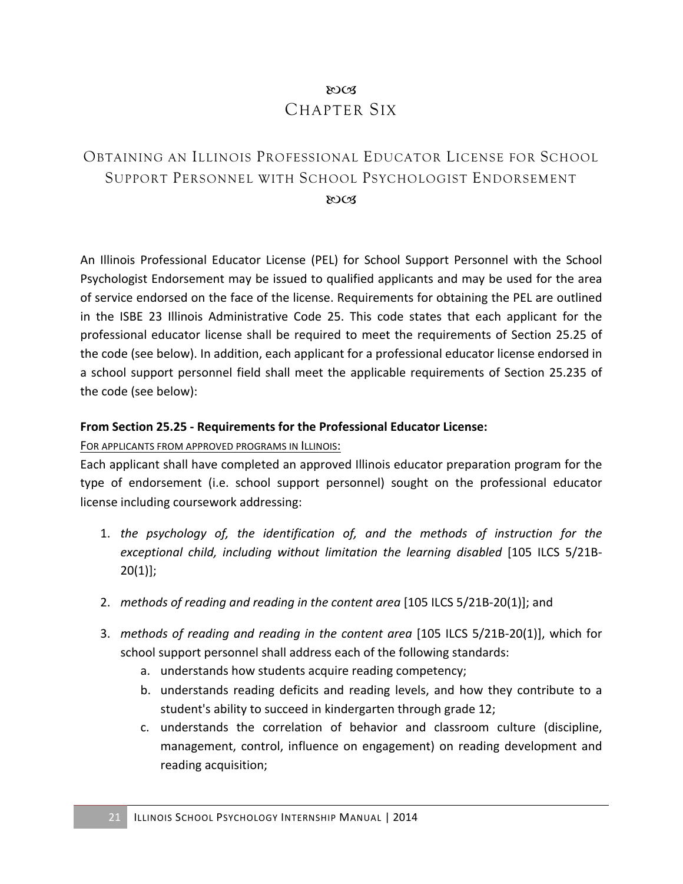# Chapter Six

## Obtaining an Illinois Professional Educator License for School Support Personnel with School Psychologist Endorsement

An Illinois Professional Educator License (PEL) for School Support Personnel with the School Psychologist Endorsement may be issued to qualified applicants and may be used for the area of service endorsed on the face of the license. Requirements for obtaining the PEL are outlined in the ISBE 23 Illinois Administrative Code 25. This code states that each applicant for the professional educator license shall be required to meet the requirements of Section 25.25 of the code (see below). In addition, each applicant for a professional educator license endorsed in a school support personnel field shall meet the applicable requirements of Section 25.235 of the code (see below):

**From Section 25.25 - Requirements for the Professional Educator License:**

<u>For applicants from approved programs in Illinois</u>:

Each applicant shall have completed an approved Illinois educator preparation program for the type of endorsement (i.e. school support personnel) sought on the professional educator license including coursework addressing:

1. *the psychology of, the identification of, and the methods of instruction for the exceptional child, including without limitation the learning disabled* [105 ILCS 5/21B-20(1)];

2. *methods of reading and reading in the content area* [105 ILCS 5/21B-20(1)]; and

3. *methods of reading and reading in the content area* [105 ILCS 5/21B-20(1)], which for school support personnel shall address each of the following standards:
   a. understands how students acquire reading competency;
   b. understands reading deficits and reading levels, and how they contribute to a student's ability to succeed in kindergarten through grade 12;
   c. understands the correlation of behavior and classroom culture (discipline, management, control, influence on engagement) on reading development and reading acquisition;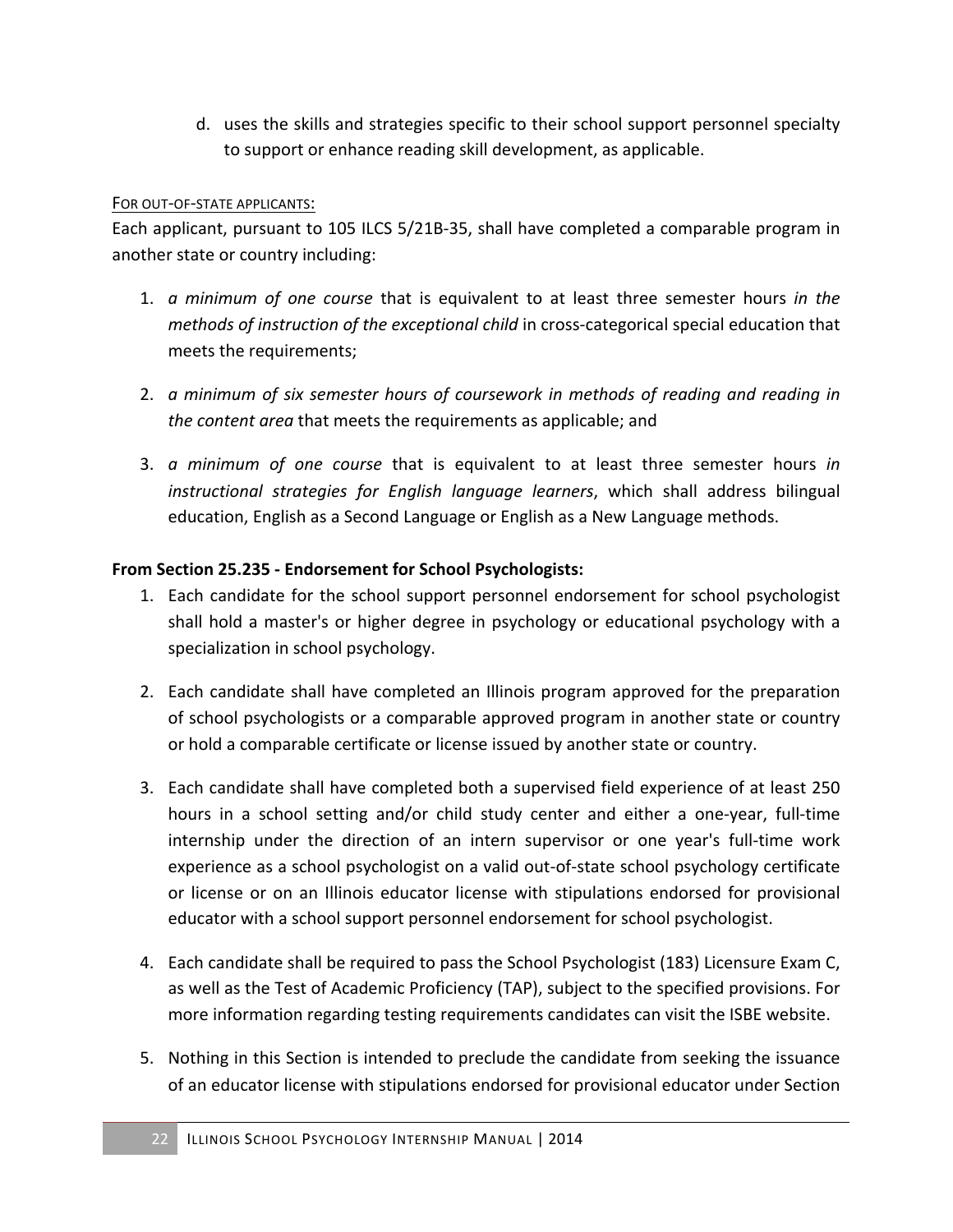d. uses the skills and strategies specific to their school support personnel specialty to support or enhance reading skill development, as applicable.

FOR OUT-OF-STATE APPLICANTS:

Each applicant, pursuant to 105 ILCS 5/21B-35, shall have completed a comparable program in another state or country including:

1. *a minimum of one course* that is equivalent to at least three semester hours *in the methods of instruction of the exceptional child* in cross-categorical special education that meets the requirements;

2. *a minimum of six semester hours of coursework in methods of reading and reading in the content area* that meets the requirements as applicable; and

3. *a minimum of one course* that is equivalent to at least three semester hours *in instructional strategies for English language learners*, which shall address bilingual education, English as a Second Language or English as a New Language methods.

**From Section 25.235 - Endorsement for School Psychologists:**

1. Each candidate for the school support personnel endorsement for school psychologist shall hold a master's or higher degree in psychology or educational psychology with a specialization in school psychology.

2. Each candidate shall have completed an Illinois program approved for the preparation of school psychologists or a comparable approved program in another state or country or hold a comparable certificate or license issued by another state or country.

3. Each candidate shall have completed both a supervised field experience of at least 250 hours in a school setting and/or child study center and either a one-year, full-time internship under the direction of an intern supervisor or one year's full-time work experience as a school psychologist on a valid out-of-state school psychology certificate or license or on an Illinois educator license with stipulations endorsed for provisional educator with a school support personnel endorsement for school psychologist.

4. Each candidate shall be required to pass the School Psychologist (183) Licensure Exam C, as well as the Test of Academic Proficiency (TAP), subject to the specified provisions. For more information regarding testing requirements candidates can visit the ISBE website.

5. Nothing in this Section is intended to preclude the candidate from seeking the issuance of an educator license with stipulations endorsed for provisional educator under Section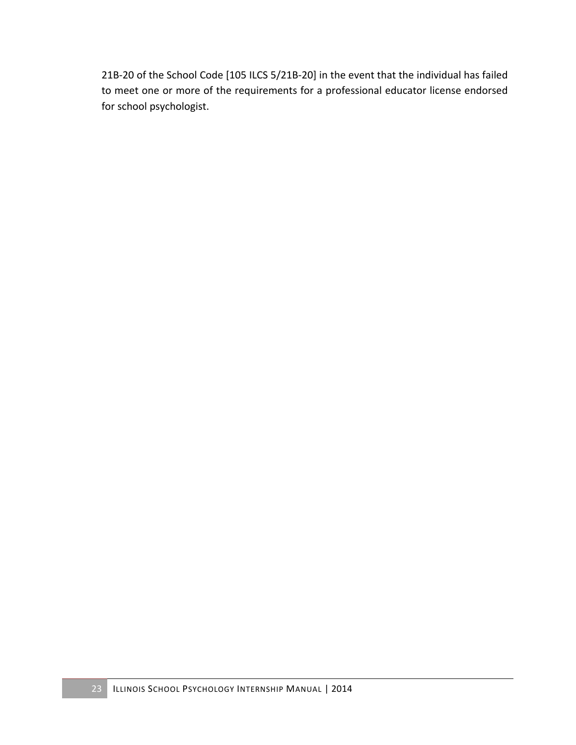21B-20 of the School Code [105 ILCS 5/21B-20] in the event that the individual has failed to meet one or more of the requirements for a professional educator license endorsed for school psychologist.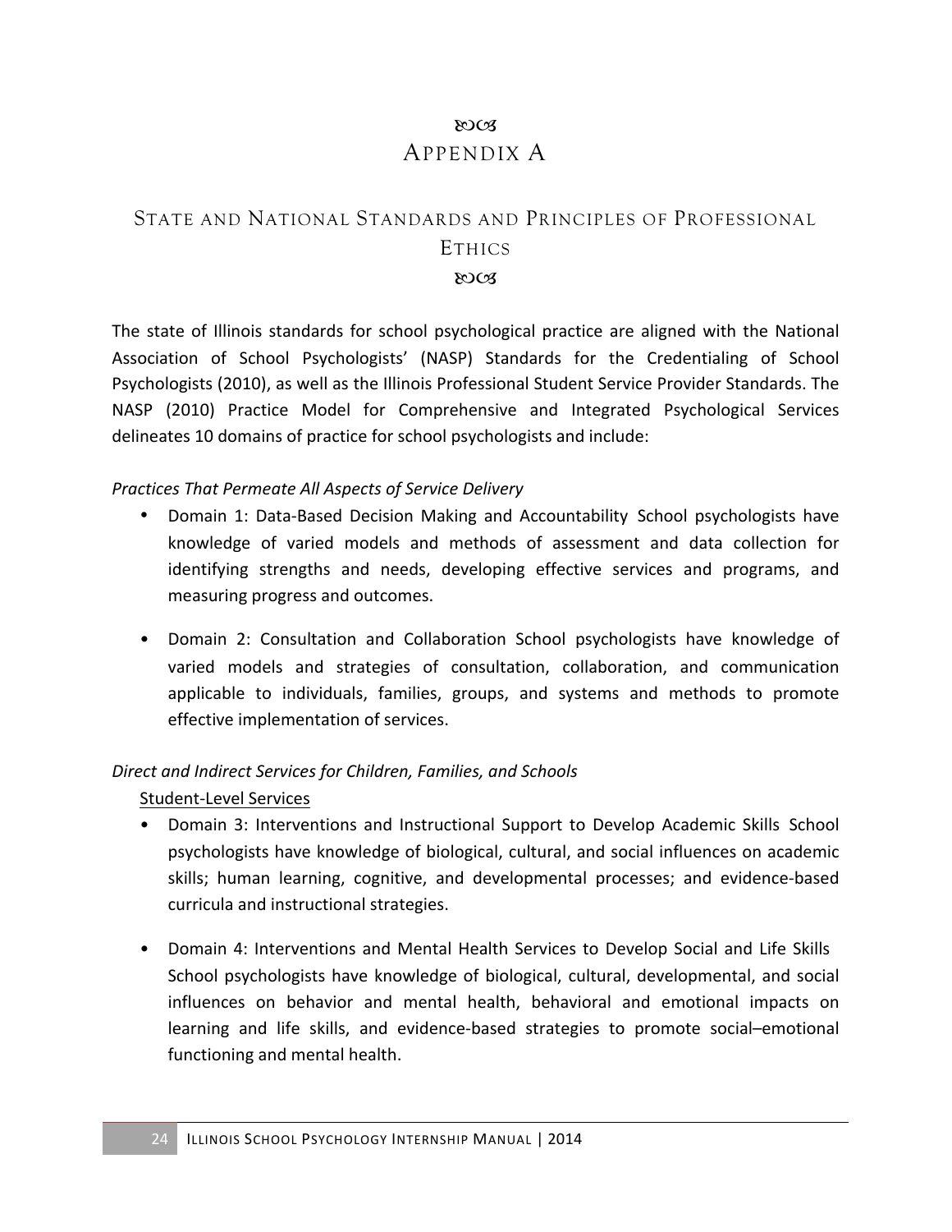# Appendix A

## State and National Standards and Principles of Professional Ethics

The state of Illinois standards for school psychological practice are aligned with the National Association of School Psychologists' (NASP) Standards for the Credentialing of School Psychologists (2010), as well as the Illinois Professional Student Service Provider Standards. The NASP (2010) Practice Model for Comprehensive and Integrated Psychological Services delineates 10 domains of practice for school psychologists and include:

*Practices That Permeate All Aspects of Service Delivery*

- Domain 1: Data-Based Decision Making and Accountability School psychologists have knowledge of varied models and methods of assessment and data collection for identifying strengths and needs, developing effective services and programs, and measuring progress and outcomes.

- Domain 2: Consultation and Collaboration School psychologists have knowledge of varied models and strategies of consultation, collaboration, and communication applicable to individuals, families, groups, and systems and methods to promote effective implementation of services.

*Direct and Indirect Services for Children, Families, and Schools*

Student-Level Services

- Domain 3: Interventions and Instructional Support to Develop Academic Skills School psychologists have knowledge of biological, cultural, and social influences on academic skills; human learning, cognitive, and developmental processes; and evidence-based curricula and instructional strategies.

- Domain 4: Interventions and Mental Health Services to Develop Social and Life Skills School psychologists have knowledge of biological, cultural, developmental, and social influences on behavior and mental health, behavioral and emotional impacts on learning and life skills, and evidence-based strategies to promote social–emotional functioning and mental health.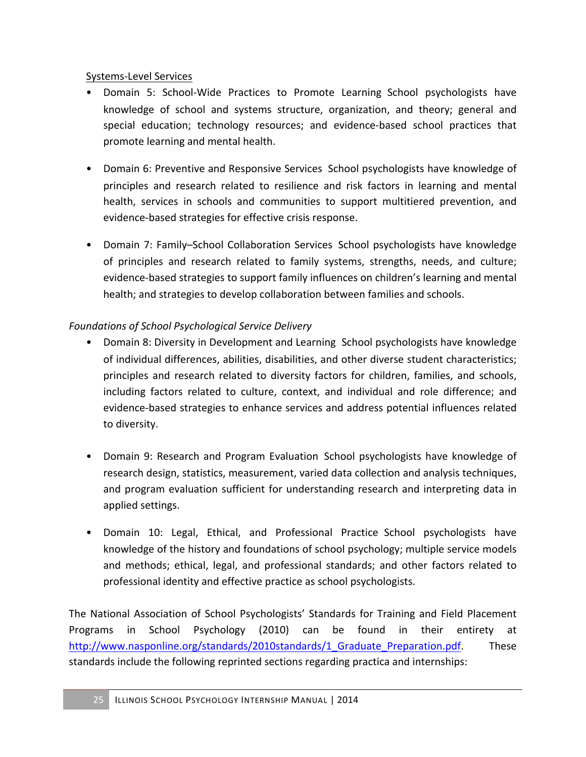Systems-Level Services

- Domain 5: School-Wide Practices to Promote Learning School psychologists have knowledge of school and systems structure, organization, and theory; general and special education; technology resources; and evidence-based school practices that promote learning and mental health.

- Domain 6: Preventive and Responsive Services School psychologists have knowledge of principles and research related to resilience and risk factors in learning and mental health, services in schools and communities to support multitiered prevention, and evidence-based strategies for effective crisis response.

- Domain 7: Family–School Collaboration Services School psychologists have knowledge of principles and research related to family systems, strengths, needs, and culture; evidence-based strategies to support family influences on children's learning and mental health; and strategies to develop collaboration between families and schools.

*Foundations of School Psychological Service Delivery*

- Domain 8: Diversity in Development and Learning School psychologists have knowledge of individual differences, abilities, disabilities, and other diverse student characteristics; principles and research related to diversity factors for children, families, and schools, including factors related to culture, context, and individual and role difference; and evidence-based strategies to enhance services and address potential influences related to diversity.

- Domain 9: Research and Program Evaluation School psychologists have knowledge of research design, statistics, measurement, varied data collection and analysis techniques, and program evaluation sufficient for understanding research and interpreting data in applied settings.

- Domain 10: Legal, Ethical, and Professional Practice School psychologists have knowledge of the history and foundations of school psychology; multiple service models and methods; ethical, legal, and professional standards; and other factors related to professional identity and effective practice as school psychologists.

The National Association of School Psychologists' Standards for Training and Field Placement Programs in School Psychology (2010) can be found in their entirety at http://www.nasponline.org/standards/2010standards/1_Graduate_Preparation.pdf. These standards include the following reprinted sections regarding practica and internships: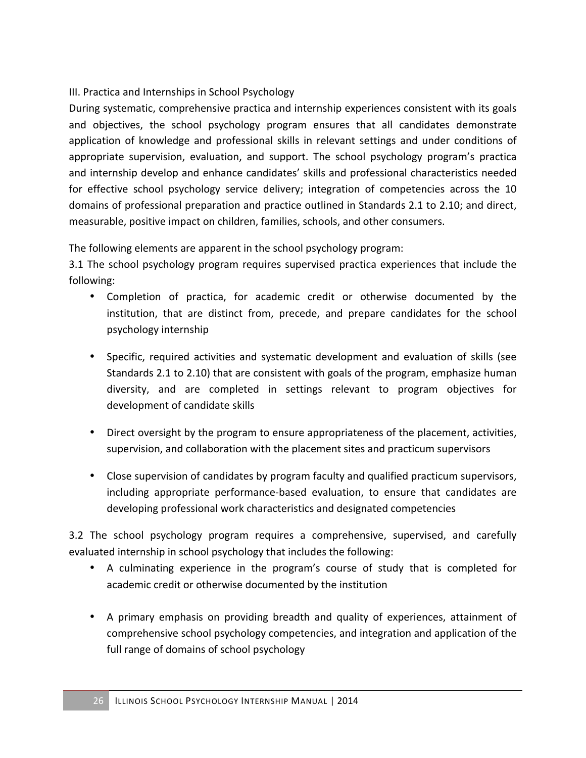## III. Practica and Internships in School Psychology

During systematic, comprehensive practica and internship experiences consistent with its goals and objectives, the school psychology program ensures that all candidates demonstrate application of knowledge and professional skills in relevant settings and under conditions of appropriate supervision, evaluation, and support. The school psychology program's practica and internship develop and enhance candidates' skills and professional characteristics needed for effective school psychology service delivery; integration of competencies across the 10 domains of professional preparation and practice outlined in Standards 2.1 to 2.10; and direct, measurable, positive impact on children, families, schools, and other consumers.

The following elements are apparent in the school psychology program:

3.1 The school psychology program requires supervised practica experiences that include the following:

- Completion of practica, for academic credit or otherwise documented by the institution, that are distinct from, precede, and prepare candidates for the school psychology internship

- Specific, required activities and systematic development and evaluation of skills (see Standards 2.1 to 2.10) that are consistent with goals of the program, emphasize human diversity, and are completed in settings relevant to program objectives for development of candidate skills

- Direct oversight by the program to ensure appropriateness of the placement, activities, supervision, and collaboration with the placement sites and practicum supervisors

- Close supervision of candidates by program faculty and qualified practicum supervisors, including appropriate performance-based evaluation, to ensure that candidates are developing professional work characteristics and designated competencies

3.2 The school psychology program requires a comprehensive, supervised, and carefully evaluated internship in school psychology that includes the following:

- A culminating experience in the program's course of study that is completed for academic credit or otherwise documented by the institution

- A primary emphasis on providing breadth and quality of experiences, attainment of comprehensive school psychology competencies, and integration and application of the full range of domains of school psychology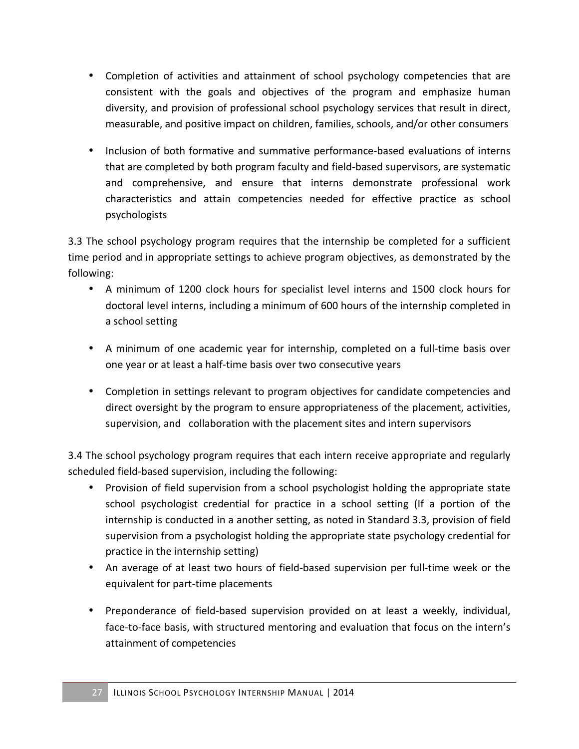- Completion of activities and attainment of school psychology competencies that are consistent with the goals and objectives of the program and emphasize human diversity, and provision of professional school psychology services that result in direct, measurable, and positive impact on children, families, schools, and/or other consumers

- Inclusion of both formative and summative performance-based evaluations of interns that are completed by both program faculty and field-based supervisors, are systematic and comprehensive, and ensure that interns demonstrate professional work characteristics and attain competencies needed for effective practice as school psychologists

3.3 The school psychology program requires that the internship be completed for a sufficient time period and in appropriate settings to achieve program objectives, as demonstrated by the following:

- A minimum of 1200 clock hours for specialist level interns and 1500 clock hours for doctoral level interns, including a minimum of 600 hours of the internship completed in a school setting

- A minimum of one academic year for internship, completed on a full-time basis over one year or at least a half-time basis over two consecutive years

- Completion in settings relevant to program objectives for candidate competencies and direct oversight by the program to ensure appropriateness of the placement, activities, supervision, and collaboration with the placement sites and intern supervisors

3.4 The school psychology program requires that each intern receive appropriate and regularly scheduled field-based supervision, including the following:

- Provision of field supervision from a school psychologist holding the appropriate state school psychologist credential for practice in a school setting (If a portion of the internship is conducted in a another setting, as noted in Standard 3.3, provision of field supervision from a psychologist holding the appropriate state psychology credential for practice in the internship setting)
- An average of at least two hours of field-based supervision per full-time week or the equivalent for part-time placements

- Preponderance of field-based supervision provided on at least a weekly, individual, face-to-face basis, with structured mentoring and evaluation that focus on the intern's attainment of competencies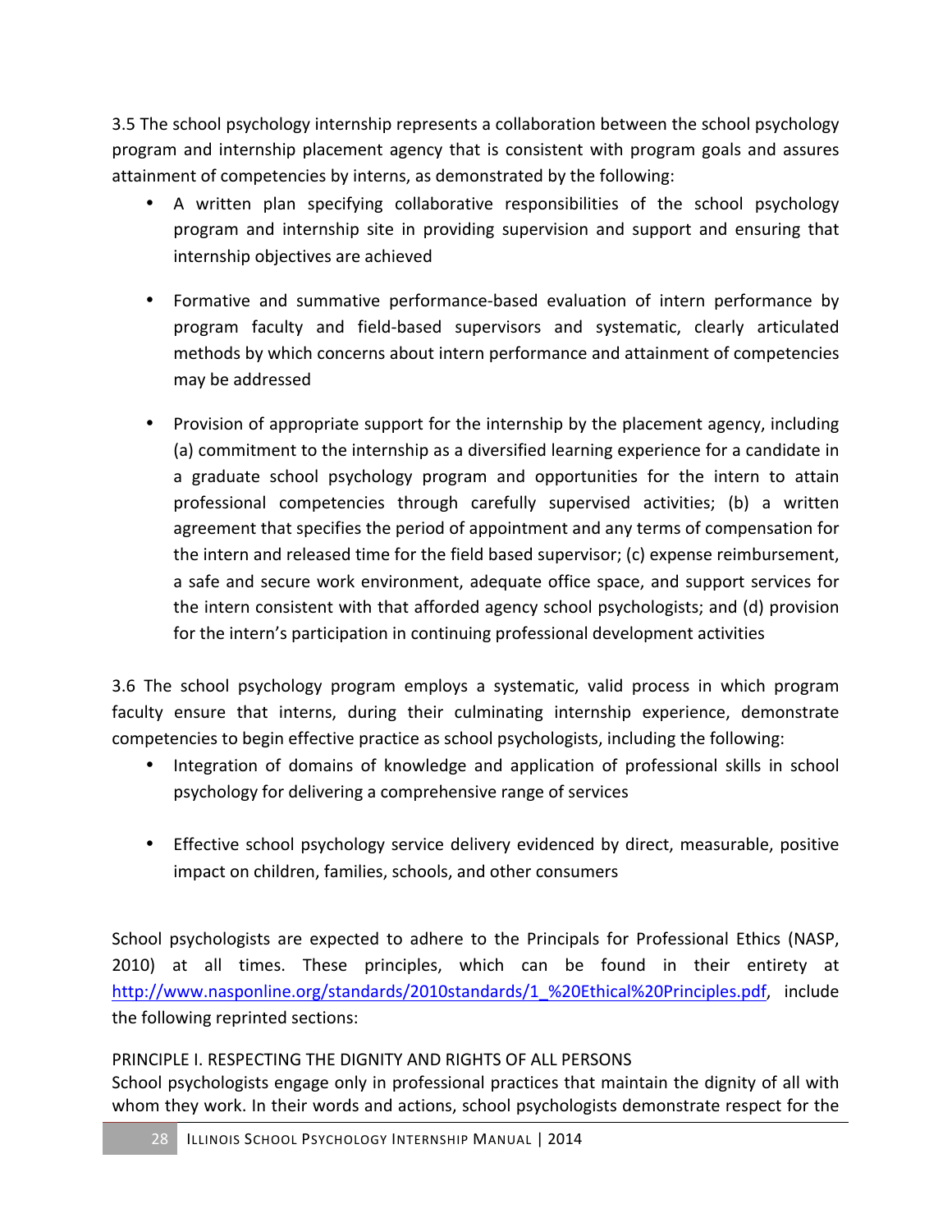3.5 The school psychology internship represents a collaboration between the school psychology program and internship placement agency that is consistent with program goals and assures attainment of competencies by interns, as demonstrated by the following:

- A written plan specifying collaborative responsibilities of the school psychology program and internship site in providing supervision and support and ensuring that internship objectives are achieved

- Formative and summative performance-based evaluation of intern performance by program faculty and field-based supervisors and systematic, clearly articulated methods by which concerns about intern performance and attainment of competencies may be addressed

- Provision of appropriate support for the internship by the placement agency, including (a) commitment to the internship as a diversified learning experience for a candidate in a graduate school psychology program and opportunities for the intern to attain professional competencies through carefully supervised activities; (b) a written agreement that specifies the period of appointment and any terms of compensation for the intern and released time for the field based supervisor; (c) expense reimbursement, a safe and secure work environment, adequate office space, and support services for the intern consistent with that afforded agency school psychologists; and (d) provision for the intern's participation in continuing professional development activities

3.6 The school psychology program employs a systematic, valid process in which program faculty ensure that interns, during their culminating internship experience, demonstrate competencies to begin effective practice as school psychologists, including the following:

- Integration of domains of knowledge and application of professional skills in school psychology for delivering a comprehensive range of services

- Effective school psychology service delivery evidenced by direct, measurable, positive impact on children, families, schools, and other consumers

School psychologists are expected to adhere to the Principals for Professional Ethics (NASP, 2010) at all times. These principles, which can be found in their entirety at [http://www.nasponline.org/standards/2010standards/1_%20Ethical%20Principles.pdf](http://www.nasponline.org/standards/2010standards/1_%20Ethical%20Principles.pdf), include the following reprinted sections:

PRINCIPLE I. RESPECTING THE DIGNITY AND RIGHTS OF ALL PERSONS
School psychologists engage only in professional practices that maintain the dignity of all with whom they work. In their words and actions, school psychologists demonstrate respect for the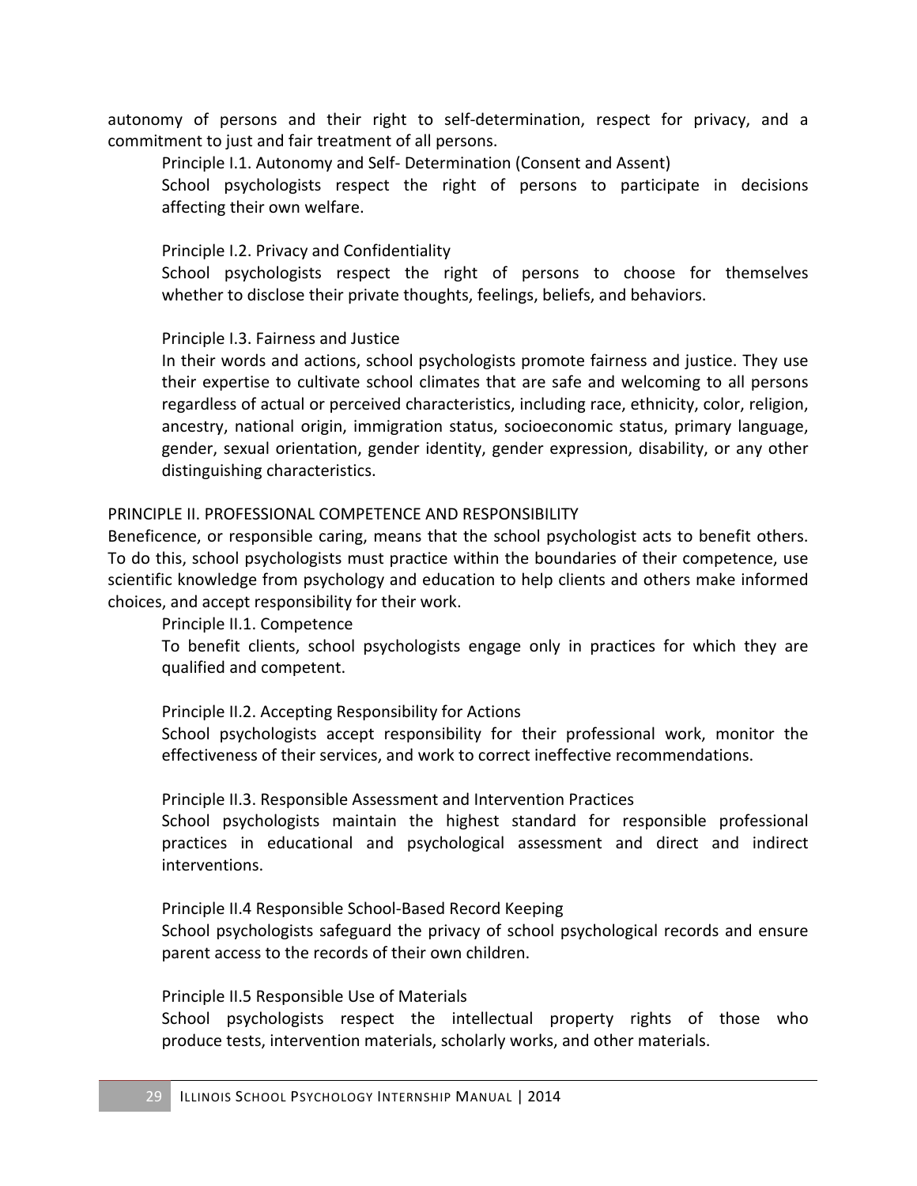autonomy of persons and their right to self-determination, respect for privacy, and a commitment to just and fair treatment of all persons.

Principle I.1. Autonomy and Self- Determination (Consent and Assent)

School psychologists respect the right of persons to participate in decisions affecting their own welfare.

Principle I.2. Privacy and Confidentiality

School psychologists respect the right of persons to choose for themselves whether to disclose their private thoughts, feelings, beliefs, and behaviors.

Principle I.3. Fairness and Justice

In their words and actions, school psychologists promote fairness and justice. They use their expertise to cultivate school climates that are safe and welcoming to all persons regardless of actual or perceived characteristics, including race, ethnicity, color, religion, ancestry, national origin, immigration status, socioeconomic status, primary language, gender, sexual orientation, gender identity, gender expression, disability, or any other distinguishing characteristics.

PRINCIPLE II. PROFESSIONAL COMPETENCE AND RESPONSIBILITY

Beneficence, or responsible caring, means that the school psychologist acts to benefit others. To do this, school psychologists must practice within the boundaries of their competence, use scientific knowledge from psychology and education to help clients and others make informed choices, and accept responsibility for their work.

Principle II.1. Competence

To benefit clients, school psychologists engage only in practices for which they are qualified and competent.

Principle II.2. Accepting Responsibility for Actions

School psychologists accept responsibility for their professional work, monitor the effectiveness of their services, and work to correct ineffective recommendations.

Principle II.3. Responsible Assessment and Intervention Practices

School psychologists maintain the highest standard for responsible professional practices in educational and psychological assessment and direct and indirect interventions.

Principle II.4 Responsible School-Based Record Keeping

School psychologists safeguard the privacy of school psychological records and ensure parent access to the records of their own children.

Principle II.5 Responsible Use of Materials

School psychologists respect the intellectual property rights of those who produce tests, intervention materials, scholarly works, and other materials.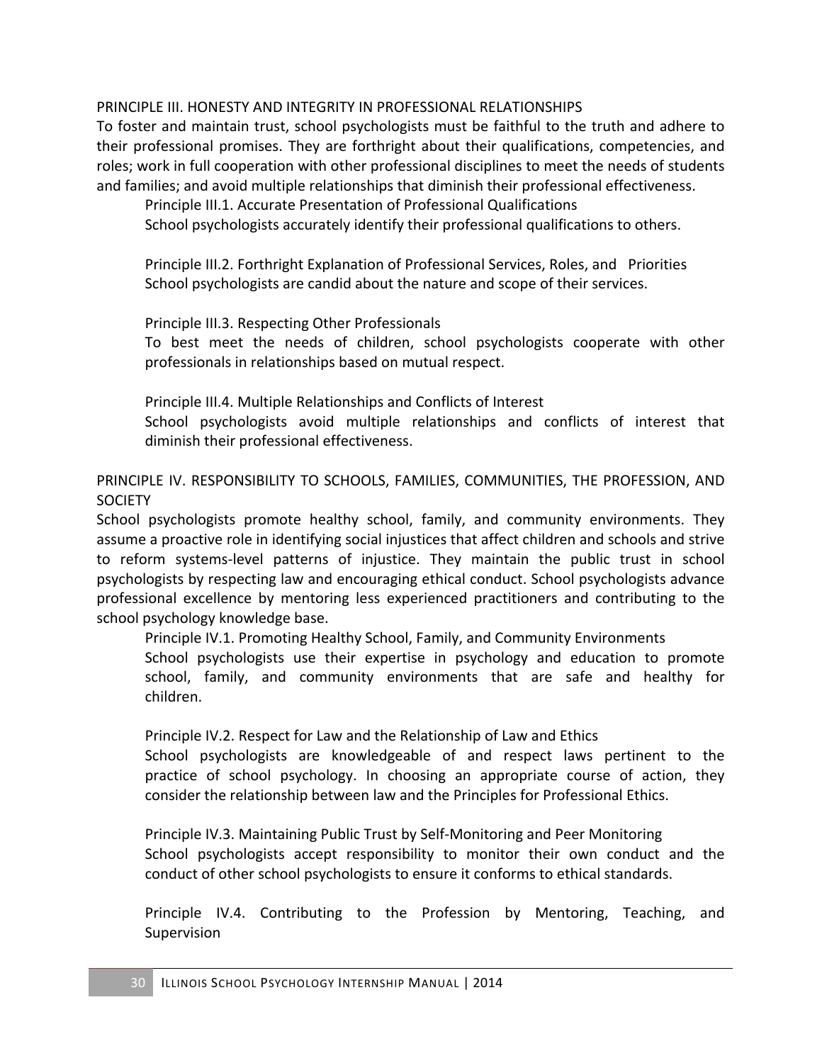## PRINCIPLE III. HONESTY AND INTEGRITY IN PROFESSIONAL RELATIONSHIPS

To foster and maintain trust, school psychologists must be faithful to the truth and adhere to their professional promises. They are forthright about their qualifications, competencies, and roles; work in full cooperation with other professional disciplines to meet the needs of students and families; and avoid multiple relationships that diminish their professional effectiveness.

### Principle III.1. Accurate Presentation of Professional Qualifications

School psychologists accurately identify their professional qualifications to others.

### Principle III.2. Forthright Explanation of Professional Services, Roles, and Priorities

School psychologists are candid about the nature and scope of their services.

### Principle III.3. Respecting Other Professionals

To best meet the needs of children, school psychologists cooperate with other professionals in relationships based on mutual respect.

### Principle III.4. Multiple Relationships and Conflicts of Interest

School psychologists avoid multiple relationships and conflicts of interest that diminish their professional effectiveness.

## PRINCIPLE IV. RESPONSIBILITY TO SCHOOLS, FAMILIES, COMMUNITIES, THE PROFESSION, AND SOCIETY

School psychologists promote healthy school, family, and community environments. They assume a proactive role in identifying social injustices that affect children and schools and strive to reform systems-level patterns of injustice. They maintain the public trust in school psychologists by respecting law and encouraging ethical conduct. School psychologists advance professional excellence by mentoring less experienced practitioners and contributing to the school psychology knowledge base.

### Principle IV.1. Promoting Healthy School, Family, and Community Environments

School psychologists use their expertise in psychology and education to promote school, family, and community environments that are safe and healthy for children.

### Principle IV.2. Respect for Law and the Relationship of Law and Ethics

School psychologists are knowledgeable of and respect laws pertinent to the practice of school psychology. In choosing an appropriate course of action, they consider the relationship between law and the Principles for Professional Ethics.

### Principle IV.3. Maintaining Public Trust by Self-Monitoring and Peer Monitoring

School psychologists accept responsibility to monitor their own conduct and the conduct of other school psychologists to ensure it conforms to ethical standards.

### Principle IV.4. Contributing to the Profession by Mentoring, Teaching, and Supervision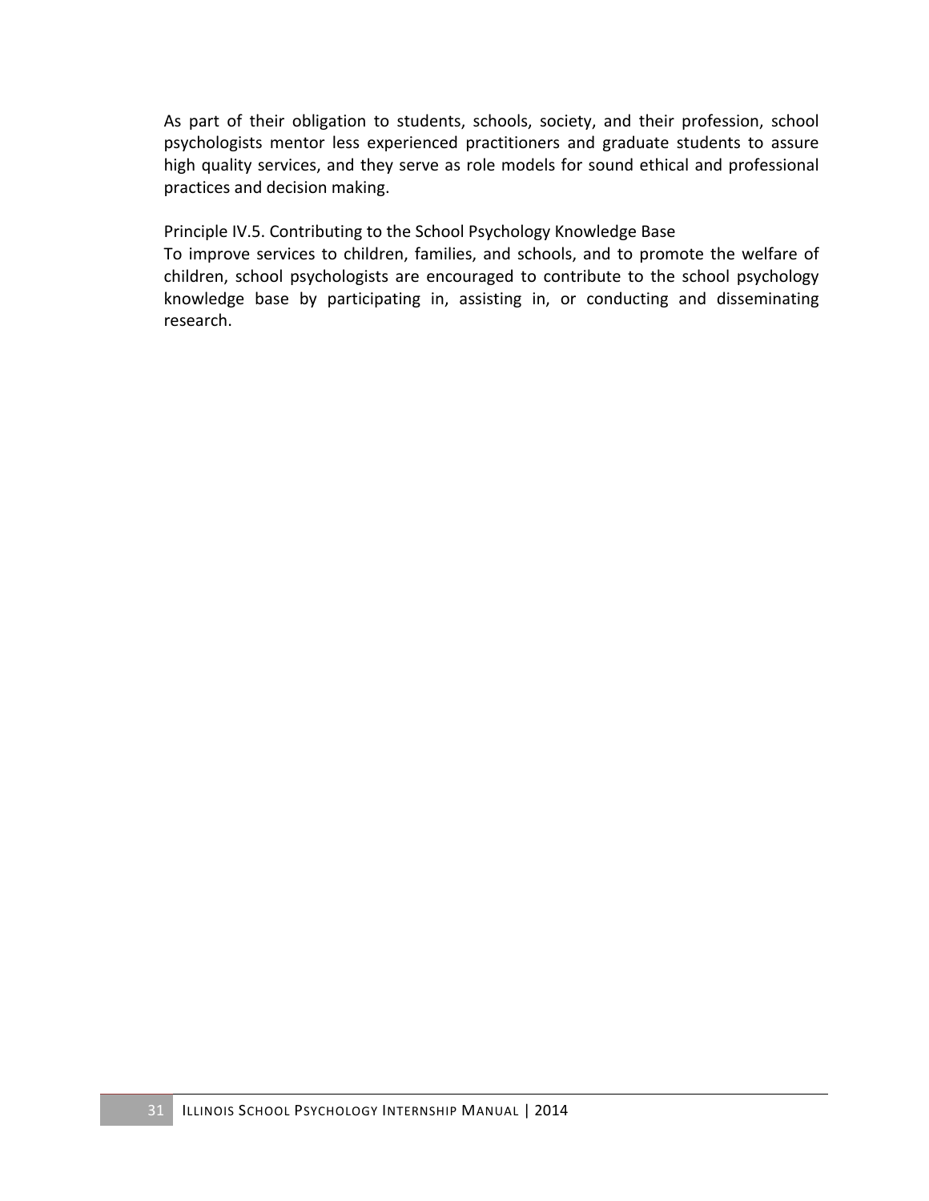As part of their obligation to students, schools, society, and their profession, school psychologists mentor less experienced practitioners and graduate students to assure high quality services, and they serve as role models for sound ethical and professional practices and decision making.

Principle IV.5. Contributing to the School Psychology Knowledge Base

To improve services to children, families, and schools, and to promote the welfare of children, school psychologists are encouraged to contribute to the school psychology knowledge base by participating in, assisting in, or conducting and disseminating research.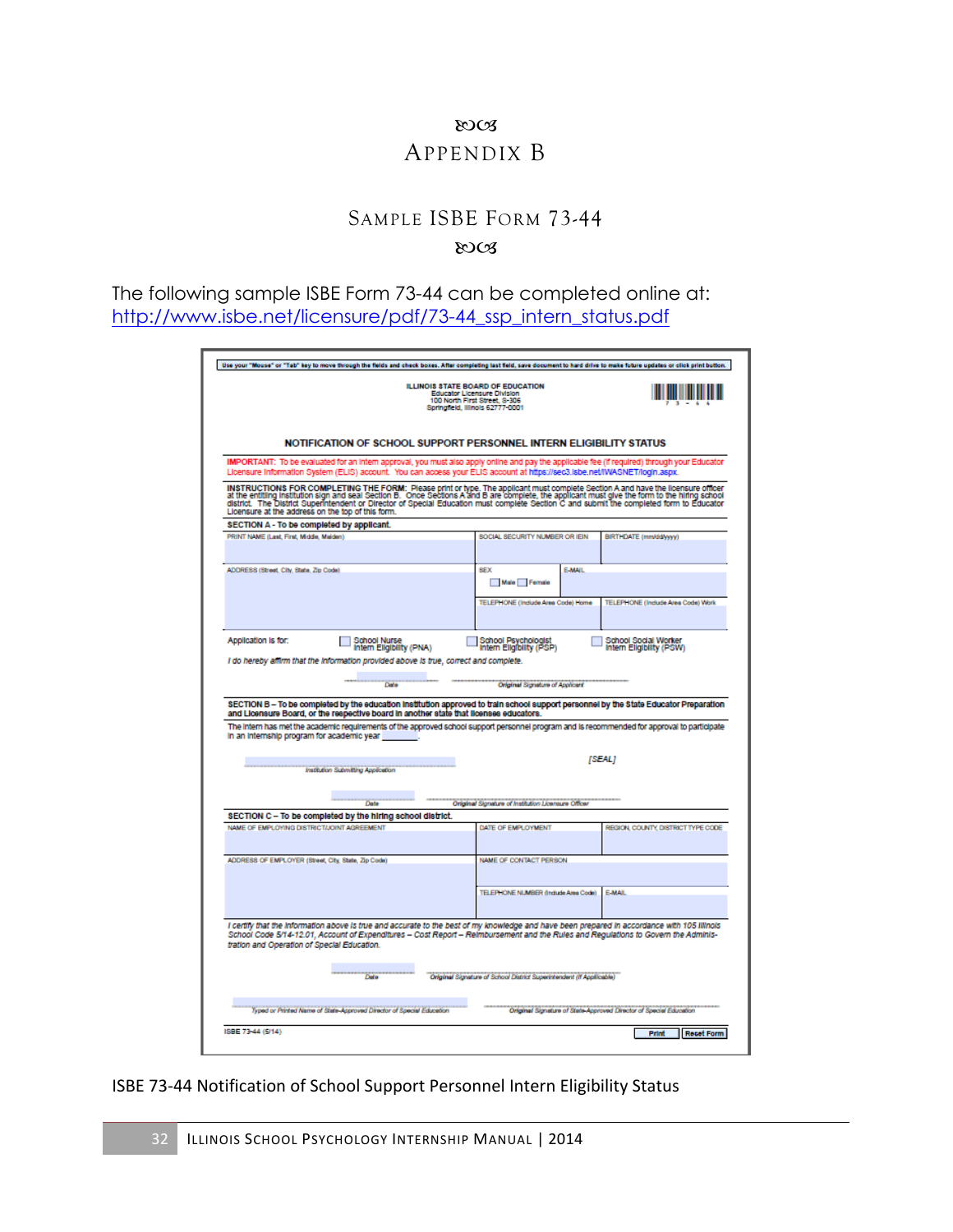# APPENDIX B

## SAMPLE ISBE FORM 73-44

The following sample ISBE Form 73-44 can be completed online at: http://www.isbe.net/licensure/pdf/73-44_ssp_intern_status.pdf

Use your "Mouse" or "Tab" key to move through the fields and check boxes. After completing last field, save document to hard drive to make future updates or click print button.

ILLINOIS STATE BOARD OF EDUCATION
Educator Licensure Division
100 North First Street, S-306
Springfield, Illinois 62777-0001

**NOTIFICATION OF SCHOOL SUPPORT PERSONNEL INTERN ELIGIBILITY STATUS**

IMPORTANT: To be evaluated for an intern approval, you must also apply online and pay the applicable fee (if required) through your Educator Licensure Information System (ELIS) account. You can access your ELIS account at https://sec3.isbe.net/iWASNET/login.aspx.

**INSTRUCTIONS FOR COMPLETING THE FORM:** Please print or type. The applicant must complete Section A and have the licensure officer at the entitling institution sign and seal Section B. Once Sections A and B are complete, the applicant must give the form to the hiring school district. The District Superintendent or Director of Special Education must complete Section C and submit the completed form to Educator Licensure at the address on the top of this form.

**SECTION A - To be completed by applicant.**

| PRINT NAME (Last, First, Middle, Maiden) | SOCIAL SECURITY NUMBER OR IEIN | BIRTHDATE (mm/dd/yyyy) |
|---|---|---|
| ADDRESS (Street, City, State, Zip Code) | SEX ☐ Male ☐ Female / E-MAIL | |
| | TELEPHONE (Include Area Code) Home | TELEPHONE (Include Area Code) Work |

Application is for: ☐ School Nurse Intern Eligibility (PNA) ☐ School Psychologist Intern Eligibility (PSP) ☐ School Social Worker Intern Eligibility (PSW)

*I do hereby affirm that the information provided above is true, correct and complete.*

Date _______ Original Signature of Applicant _______

**SECTION B – To be completed by the education institution approved to train school support personnel by the State Educator Preparation and Licensure Board, or the respective board in another state that licenses educators.**

The intern has met the academic requirements of the approved school support personnel program and is recommended for approval to participate in an internship program for academic year _______.

Institution Submitting Application _______ [SEAL]

Date _______ Original Signature of Institution Licensure Officer _______

**SECTION C – To be completed by the hiring school district.**

| NAME OF EMPLOYING DISTRICT/JOINT AGREEMENT | DATE OF EMPLOYMENT | REGION, COUNTY, DISTRICT TYPE CODE |
|---|---|---|
| ADDRESS OF EMPLOYER (Street, City, State, Zip Code) | NAME OF CONTACT PERSON | |
| | TELEPHONE NUMBER (Include Area Code) | E-MAIL |

*I certify that the information above is true and accurate to the best of my knowledge and have been prepared in accordance with 105 Illinois School Code 5/14-12.01, Account of Expenditures – Cost Report – Reimbursement and the Rules and Regulations to Govern the Administration and Operation of Special Education.*

Date _______ Original Signature of School District Superintendent (If Applicable) _______

Typed or Printed Name of State-Approved Director of Special Education _______ Original Signature of State-Approved Director of Special Education _______

ISBE 73-44 (5/14)

ISBE 73-44 Notification of School Support Personnel Intern Eligibility Status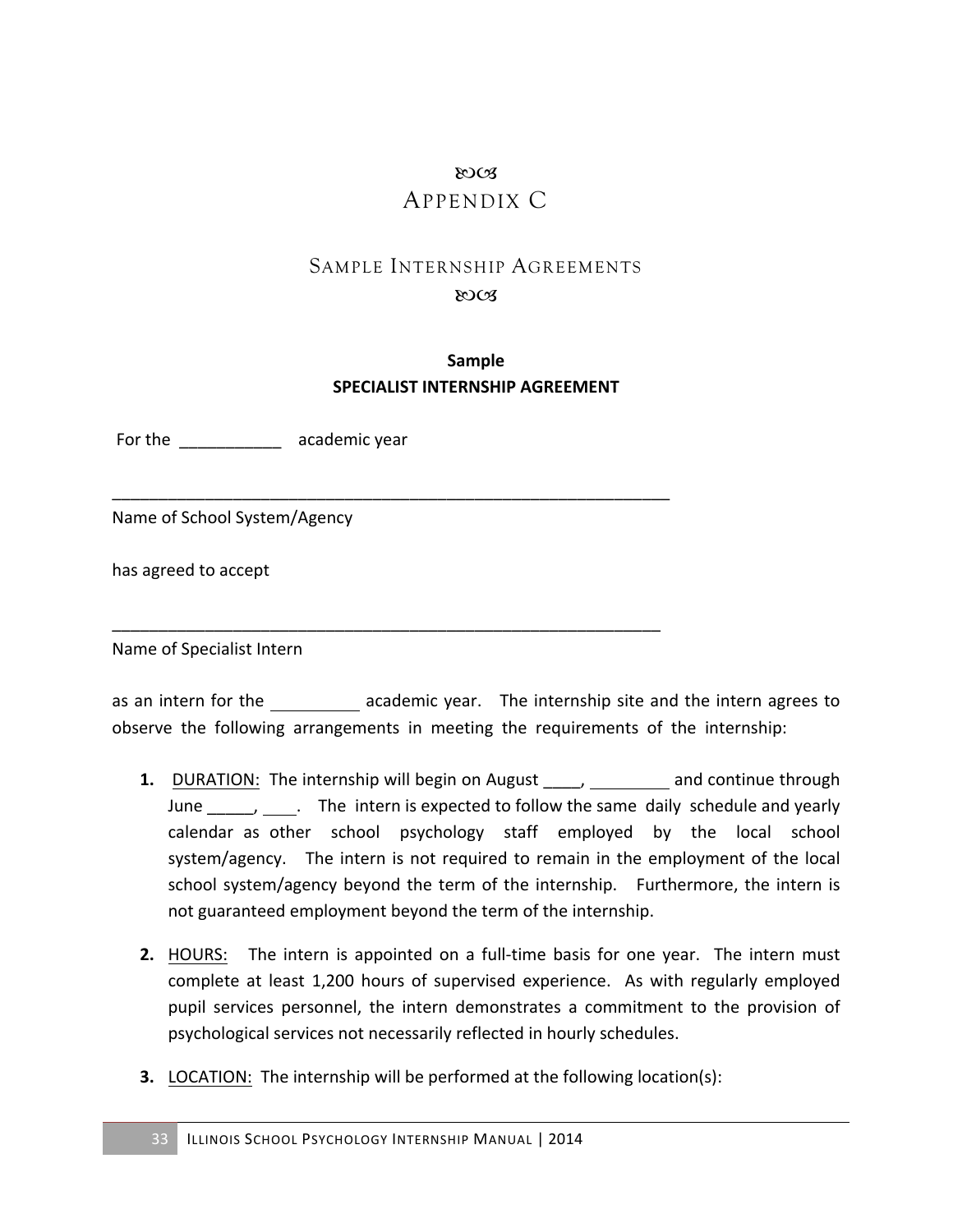# Appendix C

## Sample Internship Agreements

**Sample**
**SPECIALIST INTERNSHIP AGREEMENT**

For the ___________ academic year

_______________________________________________________________
Name of School System/Agency

has agreed to accept

_____________________________________________________________
Name of Specialist Intern

as an intern for the _________ academic year. The internship site and the intern agrees to observe the following arrangements in meeting the requirements of the internship:

1. DURATION: The internship will begin on August ____, _________ and continue through June _____, ____. The intern is expected to follow the same daily schedule and yearly calendar as other school psychology staff employed by the local school system/agency. The intern is not required to remain in the employment of the local school system/agency beyond the term of the internship. Furthermore, the intern is not guaranteed employment beyond the term of the internship.

2. HOURS: The intern is appointed on a full-time basis for one year. The intern must complete at least 1,200 hours of supervised experience. As with regularly employed pupil services personnel, the intern demonstrates a commitment to the provision of psychological services not necessarily reflected in hourly schedules.

3. LOCATION: The internship will be performed at the following location(s):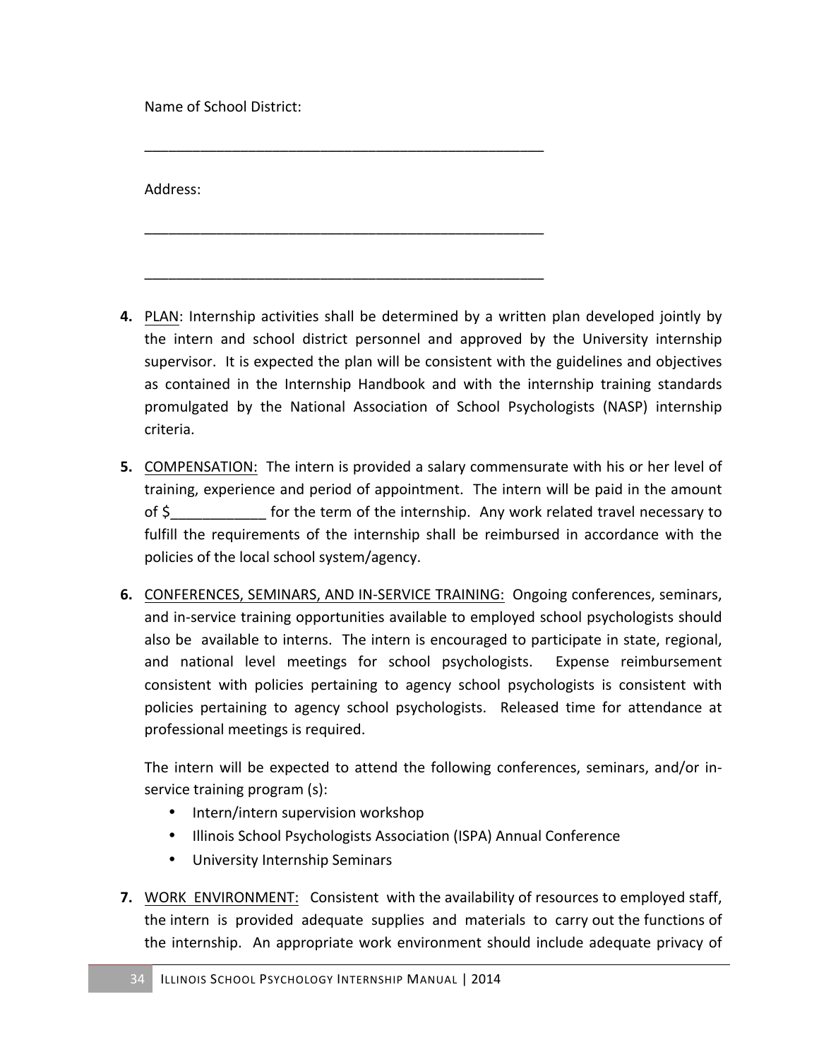Name of School District:

\_\_\_\_\_\_\_\_\_\_\_\_\_\_\_\_\_\_\_\_\_\_\_\_\_\_\_\_\_\_\_\_\_\_\_\_\_\_\_\_\_\_\_\_\_\_\_\_\_\_\_\_

Address:

\_\_\_\_\_\_\_\_\_\_\_\_\_\_\_\_\_\_\_\_\_\_\_\_\_\_\_\_\_\_\_\_\_\_\_\_\_\_\_\_\_\_\_\_\_\_\_\_\_\_\_\_

\_\_\_\_\_\_\_\_\_\_\_\_\_\_\_\_\_\_\_\_\_\_\_\_\_\_\_\_\_\_\_\_\_\_\_\_\_\_\_\_\_\_\_\_\_\_\_\_\_\_\_\_

4. <u>PLAN</u>: Internship activities shall be determined by a written plan developed jointly by the intern and school district personnel and approved by the University internship supervisor. It is expected the plan will be consistent with the guidelines and objectives as contained in the Internship Handbook and with the internship training standards promulgated by the National Association of School Psychologists (NASP) internship criteria.

5. <u>COMPENSATION:</u> The intern is provided a salary commensurate with his or her level of training, experience and period of appointment. The intern will be paid in the amount of $\_\_\_\_\_\_\_\_\_\_\_\_ for the term of the internship. Any work related travel necessary to fulfill the requirements of the internship shall be reimbursed in accordance with the policies of the local school system/agency.

6. <u>CONFERENCES, SEMINARS, AND IN-SERVICE TRAINING:</u> Ongoing conferences, seminars, and in-service training opportunities available to employed school psychologists should also be available to interns. The intern is encouraged to participate in state, regional, and national level meetings for school psychologists. Expense reimbursement consistent with policies pertaining to agency school psychologists is consistent with policies pertaining to agency school psychologists. Released time for attendance at professional meetings is required.

   The intern will be expected to attend the following conferences, seminars, and/or in-service training program (s):
   - Intern/intern supervision workshop
   - Illinois School Psychologists Association (ISPA) Annual Conference
   - University Internship Seminars

7. <u>WORK ENVIRONMENT:</u> Consistent with the availability of resources to employed staff, the intern is provided adequate supplies and materials to carry out the functions of the internship. An appropriate work environment should include adequate privacy of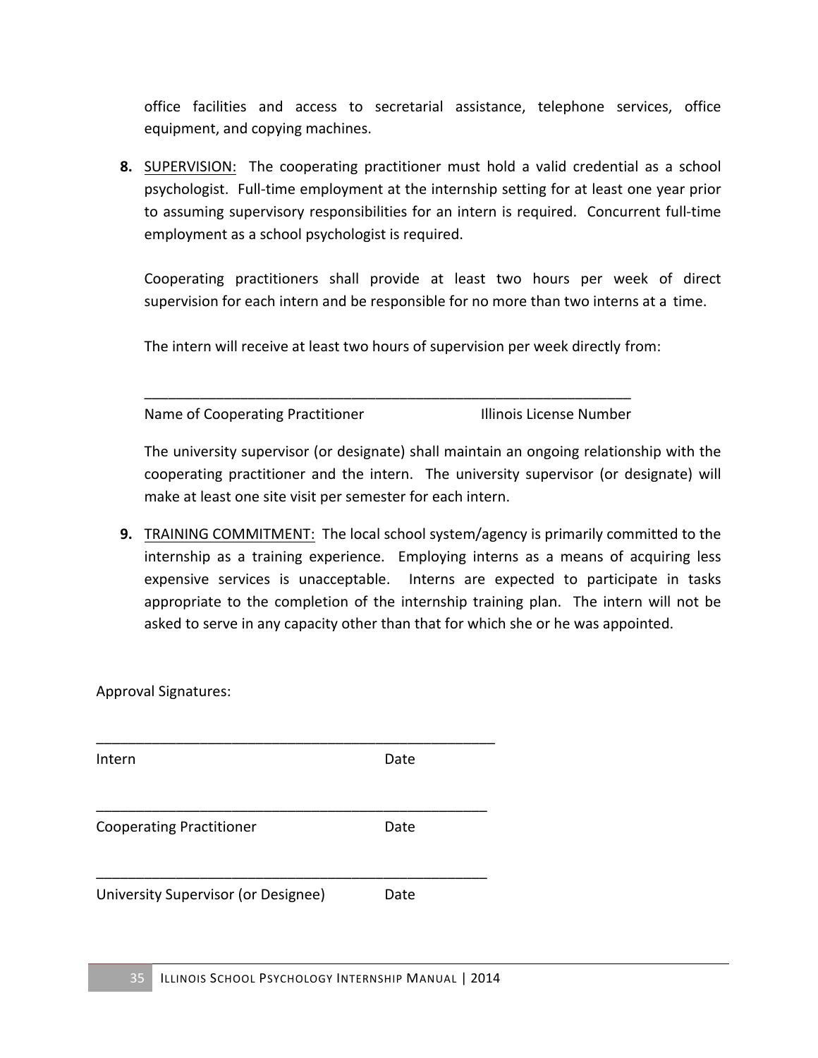office facilities and access to secretarial assistance, telephone services, office equipment, and copying machines.

**8.** <u>SUPERVISION:</u> The cooperating practitioner must hold a valid credential as a school psychologist. Full-time employment at the internship setting for at least one year prior to assuming supervisory responsibilities for an intern is required. Concurrent full-time employment as a school psychologist is required.

Cooperating practitioners shall provide at least two hours per week of direct supervision for each intern and be responsible for no more than two interns at a time.

The intern will receive at least two hours of supervision per week directly from:

_______________________________________________________________

Name of Cooperating Practitioner &nbsp;&nbsp;&nbsp;&nbsp;&nbsp;&nbsp;&nbsp;&nbsp;&nbsp;&nbsp; Illinois License Number

The university supervisor (or designate) shall maintain an ongoing relationship with the cooperating practitioner and the intern. The university supervisor (or designate) will make at least one site visit per semester for each intern.

**9.** <u>TRAINING COMMITMENT:</u> The local school system/agency is primarily committed to the internship as a training experience. Employing interns as a means of acquiring less expensive services is unacceptable. Interns are expected to participate in tasks appropriate to the completion of the internship training plan. The intern will not be asked to serve in any capacity other than that for which she or he was appointed.

Approval Signatures:

_______________________________________________

Intern &nbsp;&nbsp;&nbsp;&nbsp;&nbsp;&nbsp;&nbsp;&nbsp;&nbsp;&nbsp; Date

_______________________________________________

Cooperating Practitioner &nbsp;&nbsp;&nbsp;&nbsp;&nbsp;&nbsp;&nbsp;&nbsp;&nbsp;&nbsp; Date

_______________________________________________

University Supervisor (or Designee) &nbsp;&nbsp;&nbsp;&nbsp;&nbsp;&nbsp;&nbsp;&nbsp;&nbsp;&nbsp; Date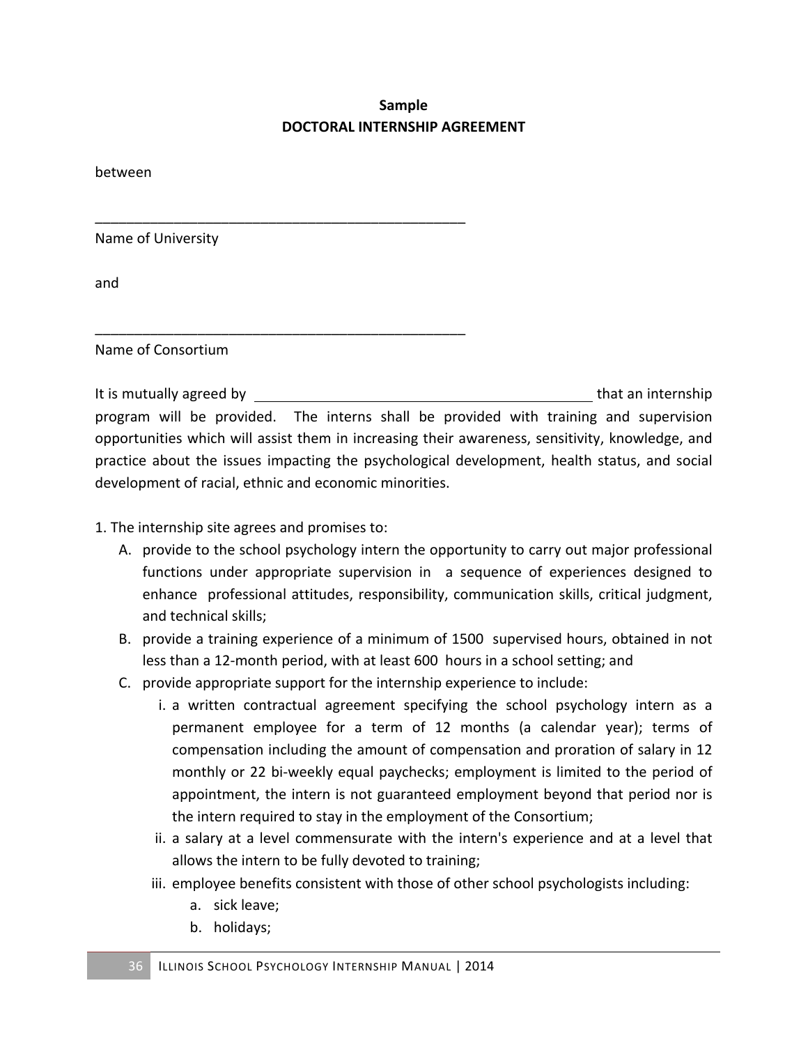**Sample**
**DOCTORAL INTERNSHIP AGREEMENT**

between

_______________________________________________
Name of University

and

_______________________________________________
Name of Consortium

It is mutually agreed by ________________________________________ that an internship program will be provided. The interns shall be provided with training and supervision opportunities which will assist them in increasing their awareness, sensitivity, knowledge, and practice about the issues impacting the psychological development, health status, and social development of racial, ethnic and economic minorities.

1. The internship site agrees and promises to:
   - A. provide to the school psychology intern the opportunity to carry out major professional functions under appropriate supervision in a sequence of experiences designed to enhance professional attitudes, responsibility, communication skills, critical judgment, and technical skills;
   - B. provide a training experience of a minimum of 1500 supervised hours, obtained in not less than a 12-month period, with at least 600 hours in a school setting; and
   - C. provide appropriate support for the internship experience to include:
     - i. a written contractual agreement specifying the school psychology intern as a permanent employee for a term of 12 months (a calendar year); terms of compensation including the amount of compensation and proration of salary in 12 monthly or 22 bi-weekly equal paychecks; employment is limited to the period of appointment, the intern is not guaranteed employment beyond that period nor is the intern required to stay in the employment of the Consortium;
     - ii. a salary at a level commensurate with the intern's experience and at a level that allows the intern to be fully devoted to training;
     - iii. employee benefits consistent with those of other school psychologists including:
       - a. sick leave;
       - b. holidays;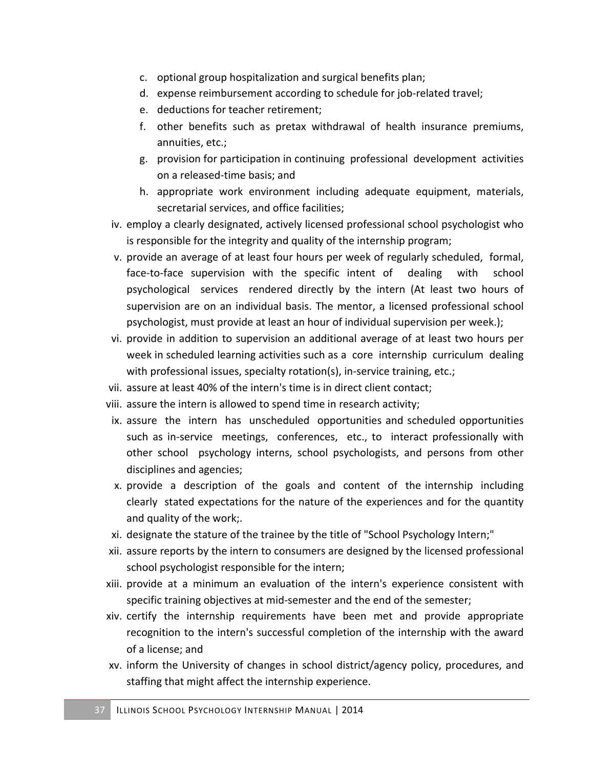c. optional group hospitalization and surgical benefits plan;
d. expense reimbursement according to schedule for job-related travel;
e. deductions for teacher retirement;
f. other benefits such as pretax withdrawal of health insurance premiums, annuities, etc.;
g. provision for participation in continuing professional development activities on a released-time basis; and
h. appropriate work environment including adequate equipment, materials, secretarial services, and office facilities;

iv. employ a clearly designated, actively licensed professional school psychologist who is responsible for the integrity and quality of the internship program;

v. provide an average of at least four hours per week of regularly scheduled, formal, face-to-face supervision with the specific intent of dealing with school psychological services rendered directly by the intern (At least two hours of supervision are on an individual basis. The mentor, a licensed professional school psychologist, must provide at least an hour of individual supervision per week.);

vi. provide in addition to supervision an additional average of at least two hours per week in scheduled learning activities such as a core internship curriculum dealing with professional issues, specialty rotation(s), in-service training, etc.;

vii. assure at least 40% of the intern's time is in direct client contact;

viii. assure the intern is allowed to spend time in research activity;

ix. assure the intern has unscheduled opportunities and scheduled opportunities such as in-service meetings, conferences, etc., to interact professionally with other school psychology interns, school psychologists, and persons from other disciplines and agencies;

x. provide a description of the goals and content of the internship including clearly stated expectations for the nature of the experiences and for the quantity and quality of the work;.

xi. designate the stature of the trainee by the title of "School Psychology Intern;"

xii. assure reports by the intern to consumers are designed by the licensed professional school psychologist responsible for the intern;

xiii. provide at a minimum an evaluation of the intern's experience consistent with specific training objectives at mid-semester and the end of the semester;

xiv. certify the internship requirements have been met and provide appropriate recognition to the intern's successful completion of the internship with the award of a license; and

xv. inform the University of changes in school district/agency policy, procedures, and staffing that might affect the internship experience.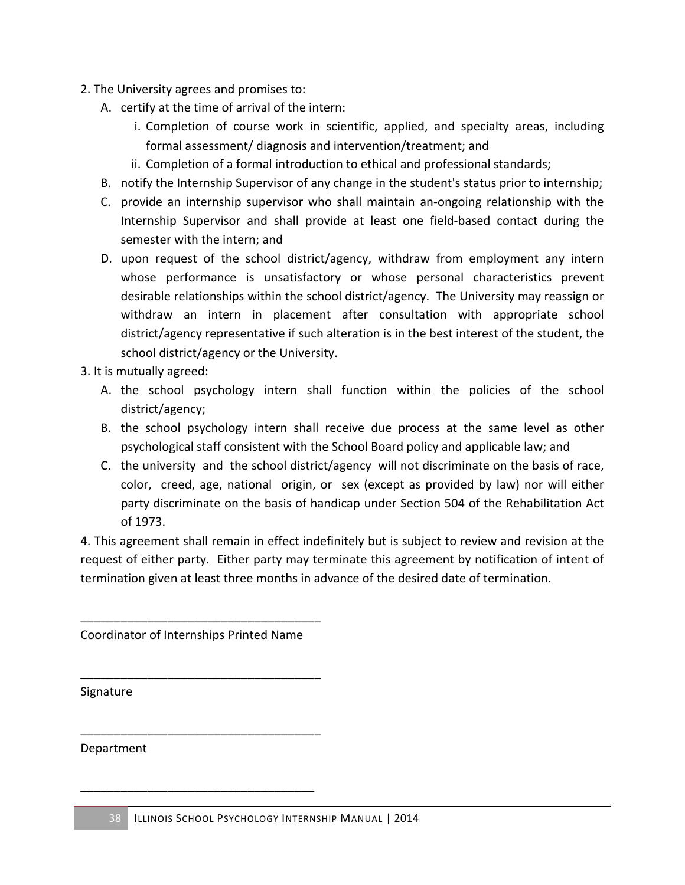2. The University agrees and promises to:

   A. certify at the time of arrival of the intern:

      i. Completion of course work in scientific, applied, and specialty areas, including formal assessment/ diagnosis and intervention/treatment; and

      ii. Completion of a formal introduction to ethical and professional standards;

   B. notify the Internship Supervisor of any change in the student's status prior to internship;

   C. provide an internship supervisor who shall maintain an-ongoing relationship with the Internship Supervisor and shall provide at least one field-based contact during the semester with the intern; and

   D. upon request of the school district/agency, withdraw from employment any intern whose performance is unsatisfactory or whose personal characteristics prevent desirable relationships within the school district/agency. The University may reassign or withdraw an intern in placement after consultation with appropriate school district/agency representative if such alteration is in the best interest of the student, the school district/agency or the University.

3. It is mutually agreed:

   A. the school psychology intern shall function within the policies of the school district/agency;

   B. the school psychology intern shall receive due process at the same level as other psychological staff consistent with the School Board policy and applicable law; and

   C. the university and the school district/agency will not discriminate on the basis of race, color, creed, age, national origin, or sex (except as provided by law) nor will either party discriminate on the basis of handicap under Section 504 of the Rehabilitation Act of 1973.

4. This agreement shall remain in effect indefinitely but is subject to review and revision at the request of either party. Either party may terminate this agreement by notification of intent of termination given at least three months in advance of the desired date of termination.

___________________________________

Coordinator of Internships Printed Name

___________________________________

Signature

___________________________________

Department

___________________________________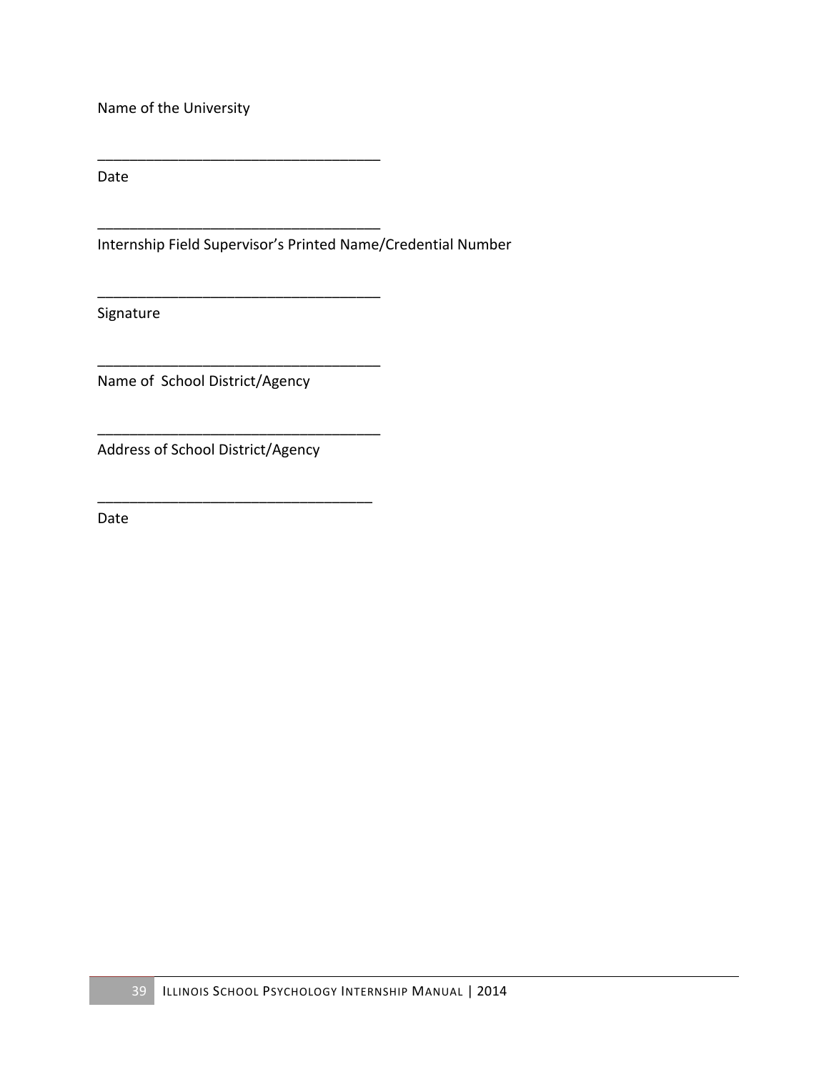Name of the University

___________________________________
Date

___________________________________
Internship Field Supervisor's Printed Name/Credential Number

___________________________________
Signature

___________________________________
Name of School District/Agency

___________________________________
Address of School District/Agency

__________________________________
Date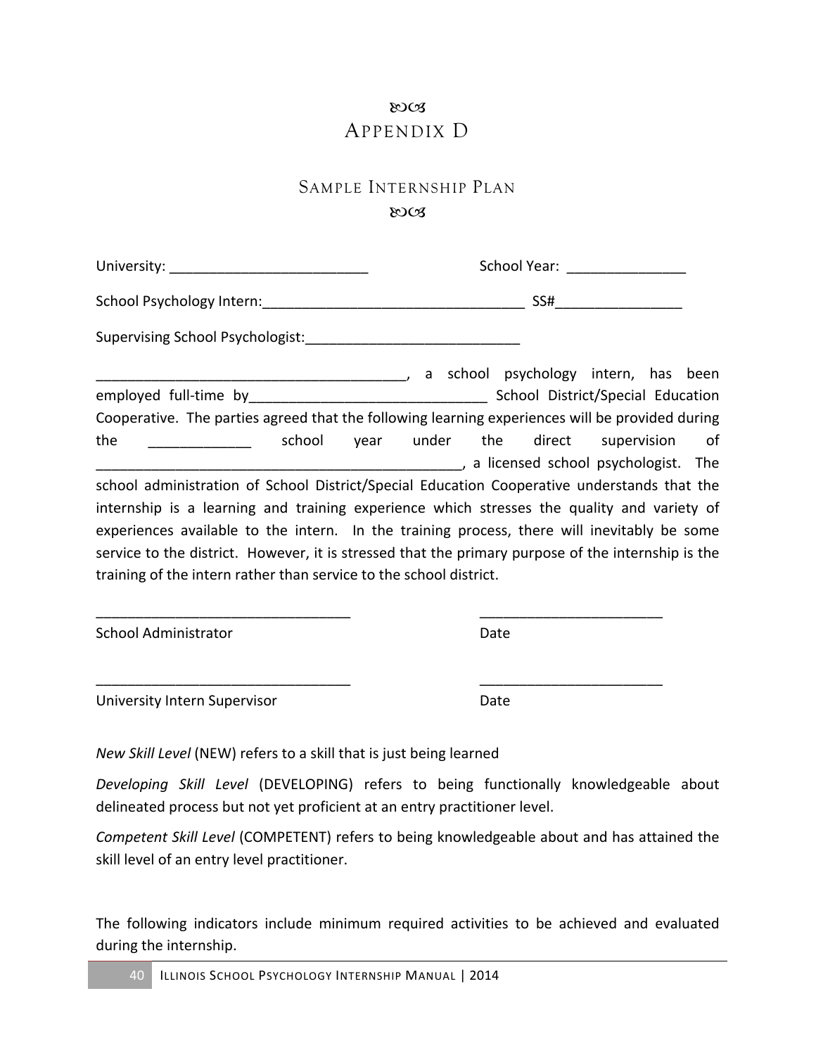# Appendix D

## Sample Internship Plan

University: _________________________ School Year: _______________

School Psychology Intern:_________________________________ SS#________________

Supervising School Psychologist:___________________________

_______________________________________, a school psychology intern, has been employed full-time by______________________________ School District/Special Education Cooperative. The parties agreed that the following learning experiences will be provided during the _____________ school year under the direct supervision of _______________________________________________, a licensed school psychologist. The school administration of School District/Special Education Cooperative understands that the internship is a learning and training experience which stresses the quality and variety of experiences available to the intern. In the training process, there will inevitably be some service to the district. However, it is stressed that the primary purpose of the internship is the training of the intern rather than service to the school district.

________________________________ _______________________

School Administrator Date

________________________________ _______________________

University Intern Supervisor Date

*New Skill Level* (NEW) refers to a skill that is just being learned

*Developing Skill Level* (DEVELOPING) refers to being functionally knowledgeable about delineated process but not yet proficient at an entry practitioner level.

*Competent Skill Level* (COMPETENT) refers to being knowledgeable about and has attained the skill level of an entry level practitioner.

The following indicators include minimum required activities to be achieved and evaluated during the internship.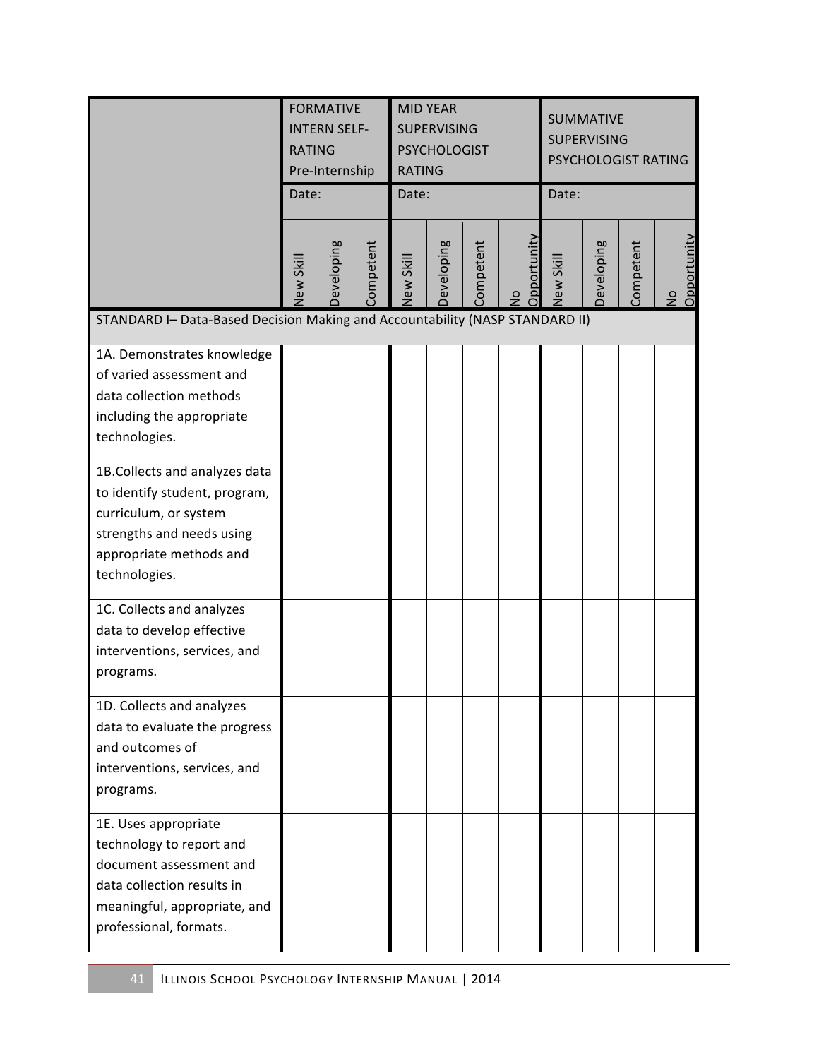|  | FORMATIVE INTERN SELF-RATING Pre-Internship | | | MID YEAR SUPERVISING PSYCHOLOGIST RATING | | | | SUMMATIVE SUPERVISING PSYCHOLOGIST RATING | | | |
|---|---|---|---|---|---|---|---|---|---|---|---|
|  | Date: | | | Date: | | | | Date: | | | |
|  | New Skill | Developing | Competent | New Skill | Developing | Competent | No Opportunity | New Skill | Developing | Competent | No Opportunity |
| STANDARD I– Data-Based Decision Making and Accountability (NASP STANDARD II) | | | | | | | | | | | |
| 1A. Demonstrates knowledge of varied assessment and data collection methods including the appropriate technologies. | | | | | | | | | | | |
| 1B.Collects and analyzes data to identify student, program, curriculum, or system strengths and needs using appropriate methods and technologies. | | | | | | | | | | | |
| 1C. Collects and analyzes data to develop effective interventions, services, and programs. | | | | | | | | | | | |
| 1D. Collects and analyzes data to evaluate the progress and outcomes of interventions, services, and programs. | | | | | | | | | | | |
| 1E. Uses appropriate technology to report and document assessment and data collection results in meaningful, appropriate, and professional, formats. | | | | | | | | | | | |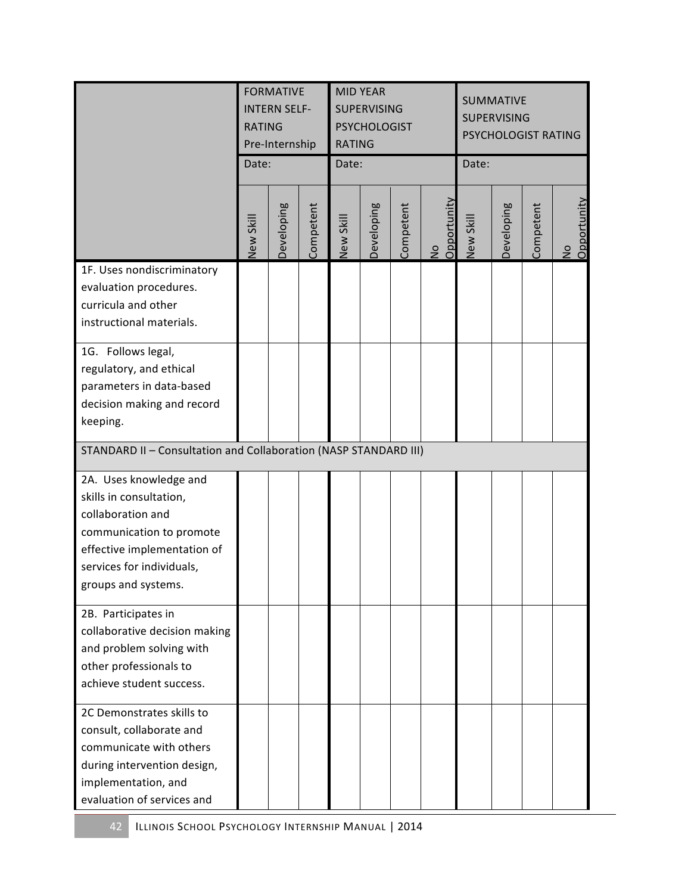| | FORMATIVE INTERN SELF-RATING Pre-Internship | | | MID YEAR SUPERVISING PSYCHOLOGIST RATING | | | | SUMMATIVE SUPERVISING PSYCHOLOGIST RATING | | | |
|---|---|---|---|---|---|---|---|---|---|---|---|
| | Date: | | | Date: | | | | Date: | | | |
| | New Skill | Developing | Competent | New Skill | Developing | Competent | No Opportunity | New Skill | Developing | Competent | No Opportunity |
| 1F. Uses nondiscriminatory evaluation procedures. curricula and other instructional materials. | | | | | | | | | | | |
| 1G. Follows legal, regulatory, and ethical parameters in data-based decision making and record keeping. | | | | | | | | | | | |
| STANDARD II – Consultation and Collaboration (NASP STANDARD III) | | | | | | | | | | | |
| 2A. Uses knowledge and skills in consultation, collaboration and communication to promote effective implementation of services for individuals, groups and systems. | | | | | | | | | | | |
| 2B. Participates in collaborative decision making and problem solving with other professionals to achieve student success. | | | | | | | | | | | |
| 2C Demonstrates skills to consult, collaborate and communicate with others during intervention design, implementation, and evaluation of services and | | | | | | | | | | | |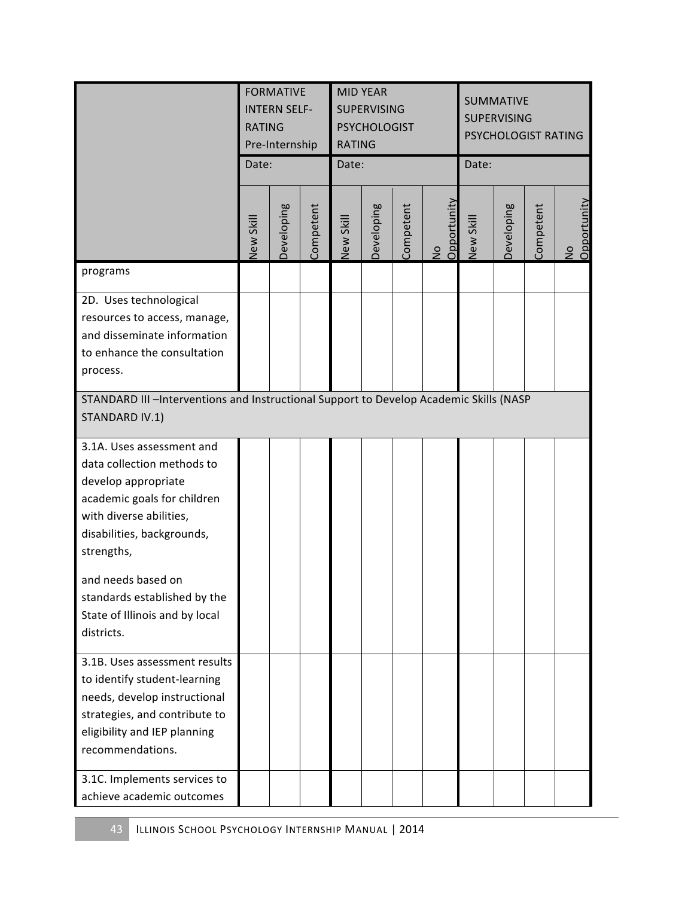| | FORMATIVE INTERN SELF-RATING Pre-Internship | | | MID YEAR SUPERVISING PSYCHOLOGIST RATING | | | | SUMMATIVE SUPERVISING PSYCHOLOGIST RATING | | | |
|---|---|---|---|---|---|---|---|---|---|---|---|
| | Date: | | | Date: | | | | Date: | | | |
| | New Skill | Developing | Competent | New Skill | Developing | Competent | No Opportunity | New Skill | Developing | Competent | No Opportunity |
| programs | | | | | | | | | | | |
| 2D. Uses technological resources to access, manage, and disseminate information to enhance the consultation process. | | | | | | | | | | | |
| STANDARD III –Interventions and Instructional Support to Develop Academic Skills (NASP STANDARD IV.1) | | | | | | | | | | | |
| 3.1A. Uses assessment and data collection methods to develop appropriate academic goals for children with diverse abilities, disabilities, backgrounds, strengths, and needs based on standards established by the State of Illinois and by local districts. | | | | | | | | | | | |
| 3.1B. Uses assessment results to identify student-learning needs, develop instructional strategies, and contribute to eligibility and IEP planning recommendations. | | | | | | | | | | | |
| 3.1C. Implements services to achieve academic outcomes | | | | | | | | | | | |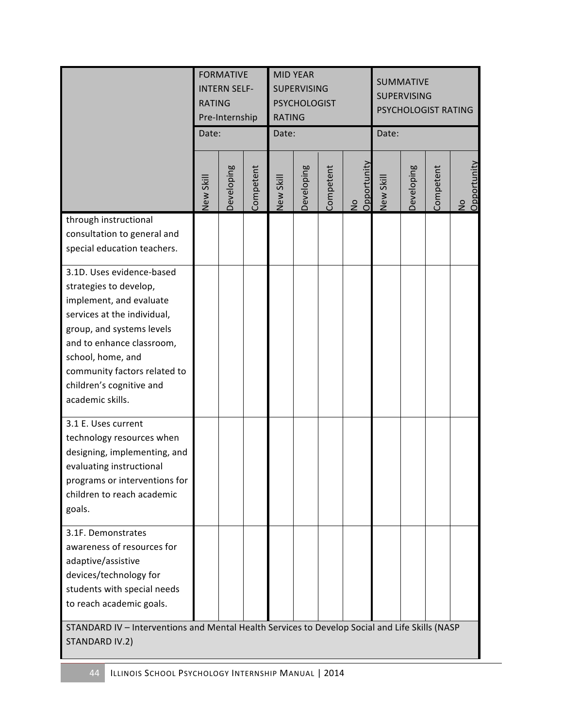| | FORMATIVE INTERN SELF-RATING Pre-Internship | | | MID YEAR SUPERVISING PSYCHOLOGIST RATING | | | | SUMMATIVE SUPERVISING PSYCHOLOGIST RATING | | | |
|---|---|---|---|---|---|---|---|---|---|---|---|
| | Date: | | | Date: | | | | Date: | | | |
| | New Skill | Developing | Competent | New Skill | Developing | Competent | No Opportunity | New Skill | Developing | Competent | No Opportunity |
| through instructional consultation to general and special education teachers. | | | | | | | | | | | |
| 3.1D. Uses evidence-based strategies to develop, implement, and evaluate services at the individual, group, and systems levels and to enhance classroom, school, home, and community factors related to children's cognitive and academic skills. | | | | | | | | | | | |
| 3.1 E. Uses current technology resources when designing, implementing, and evaluating instructional programs or interventions for children to reach academic goals. | | | | | | | | | | | |
| 3.1F. Demonstrates awareness of resources for adaptive/assistive devices/technology for students with special needs to reach academic goals. | | | | | | | | | | | |
| STANDARD IV – Interventions and Mental Health Services to Develop Social and Life Skills (NASP STANDARD IV.2) | | | | | | | | | | | |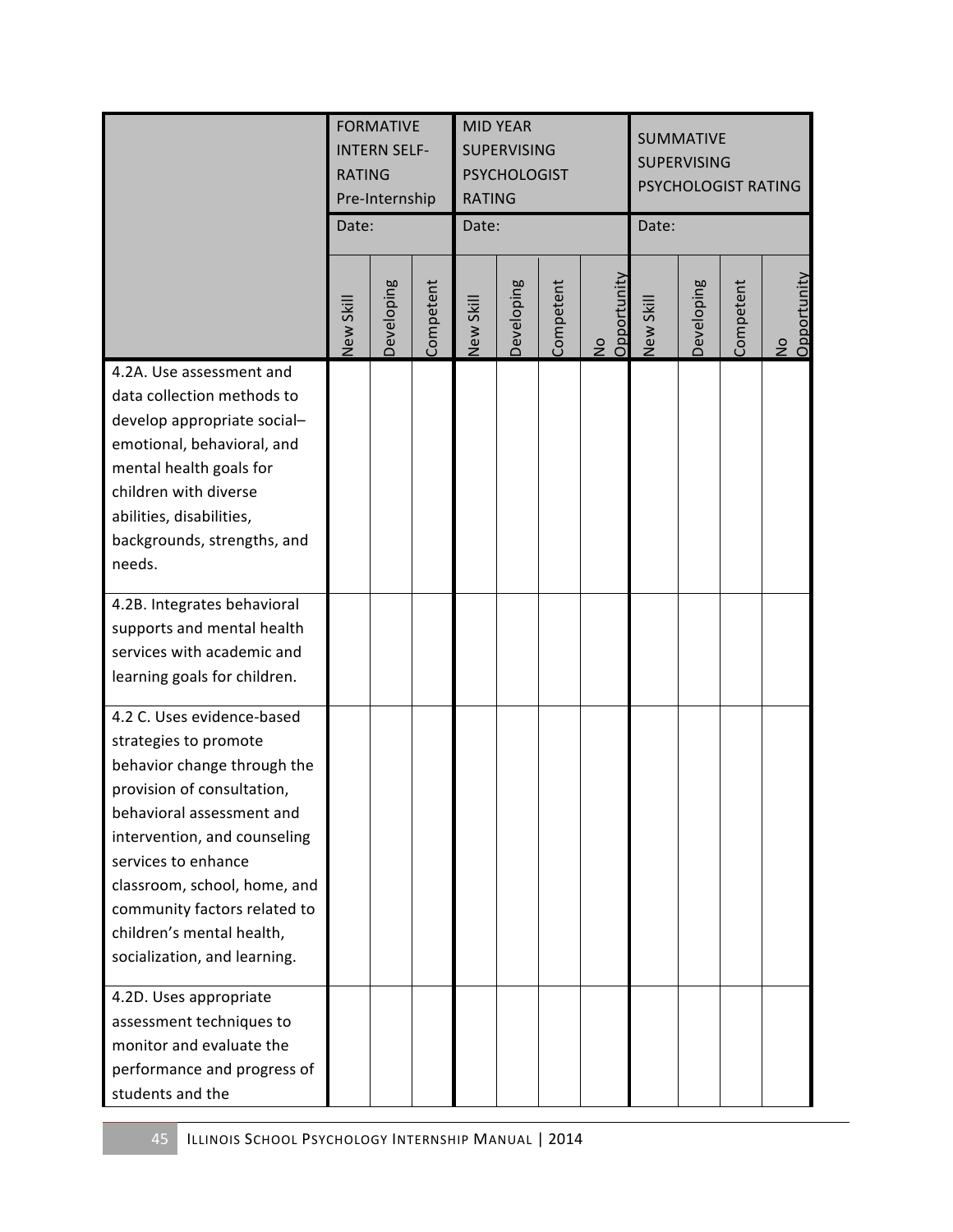| | FORMATIVE INTERN SELF-RATING Pre-Internship | | | MID YEAR SUPERVISING PSYCHOLOGIST RATING | | | | SUMMATIVE SUPERVISING PSYCHOLOGIST RATING | | | |
|---|---|---|---|---|---|---|---|---|---|---|---|
| | Date: | | | Date: | | | | Date: | | | |
| | New Skill | Developing | Competent | New Skill | Developing | Competent | No Opportunity | New Skill | Developing | Competent | No Opportunity |
| 4.2A. Use assessment and data collection methods to develop appropriate social–emotional, behavioral, and mental health goals for children with diverse abilities, disabilities, backgrounds, strengths, and needs. | | | | | | | | | | | |
| 4.2B. Integrates behavioral supports and mental health services with academic and learning goals for children. | | | | | | | | | | | |
| 4.2 C. Uses evidence-based strategies to promote behavior change through the provision of consultation, behavioral assessment and intervention, and counseling services to enhance classroom, school, home, and community factors related to children's mental health, socialization, and learning. | | | | | | | | | | | |
| 4.2D. Uses appropriate assessment techniques to monitor and evaluate the performance and progress of students and the | | | | | | | | | | | |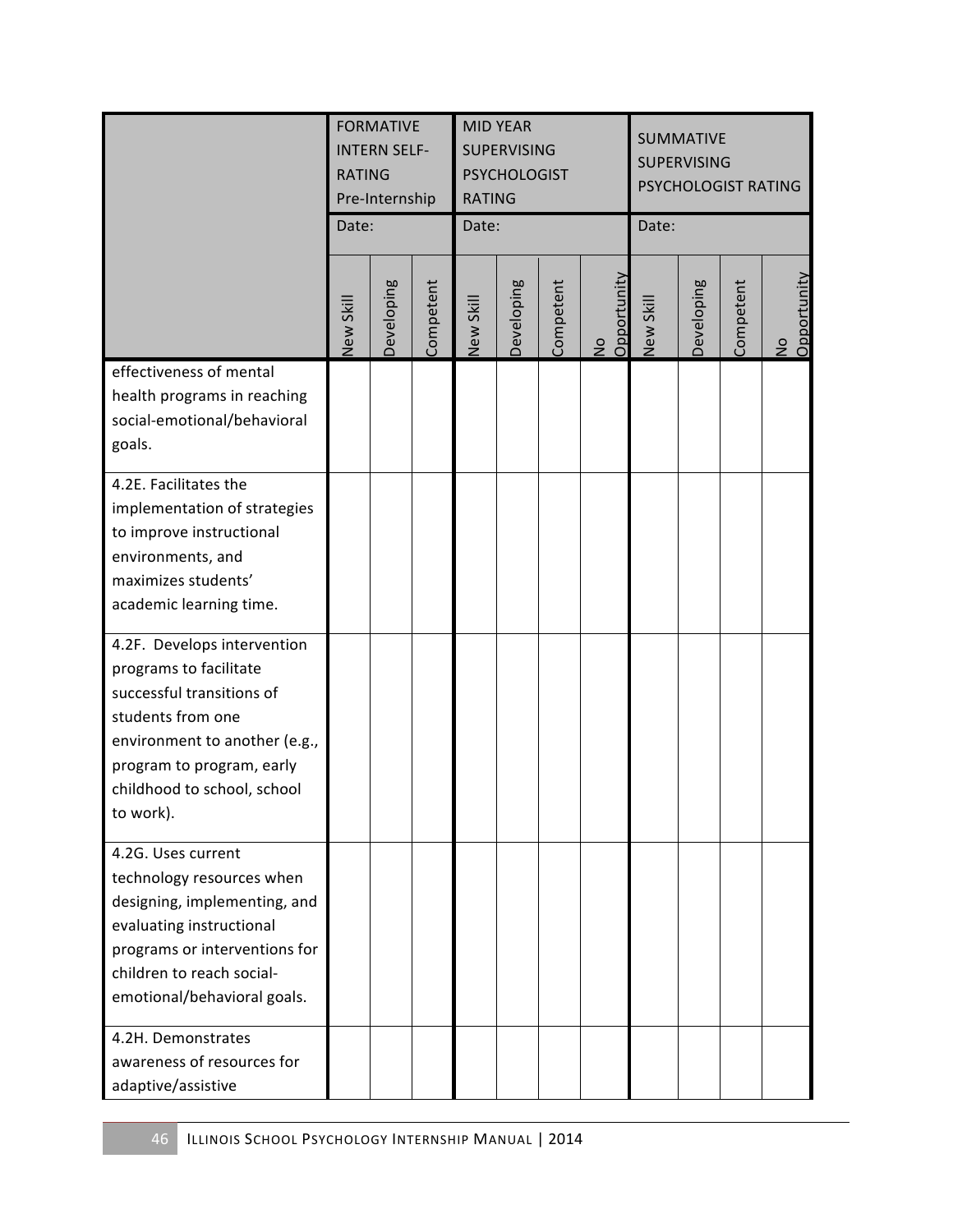| | FORMATIVE INTERN SELF-RATING Pre-Internship | | | MID YEAR SUPERVISING PSYCHOLOGIST RATING | | | | SUMMATIVE SUPERVISING PSYCHOLOGIST RATING | | | |
|---|---|---|---|---|---|---|---|---|---|---|---|
| | Date: | | | Date: | | | | Date: | | | |
| | New Skill | Developing | Competent | New Skill | Developing | Competent | No Opportunity | New Skill | Developing | Competent | No Opportunity |
| effectiveness of mental health programs in reaching social-emotional/behavioral goals. | | | | | | | | | | | |
| 4.2E. Facilitates the implementation of strategies to improve instructional environments, and maximizes students' academic learning time. | | | | | | | | | | | |
| 4.2F. Develops intervention programs to facilitate successful transitions of students from one environment to another (e.g., program to program, early childhood to school, school to work). | | | | | | | | | | | |
| 4.2G. Uses current technology resources when designing, implementing, and evaluating instructional programs or interventions for children to reach social-emotional/behavioral goals. | | | | | | | | | | | |
| 4.2H. Demonstrates awareness of resources for adaptive/assistive | | | | | | | | | | | |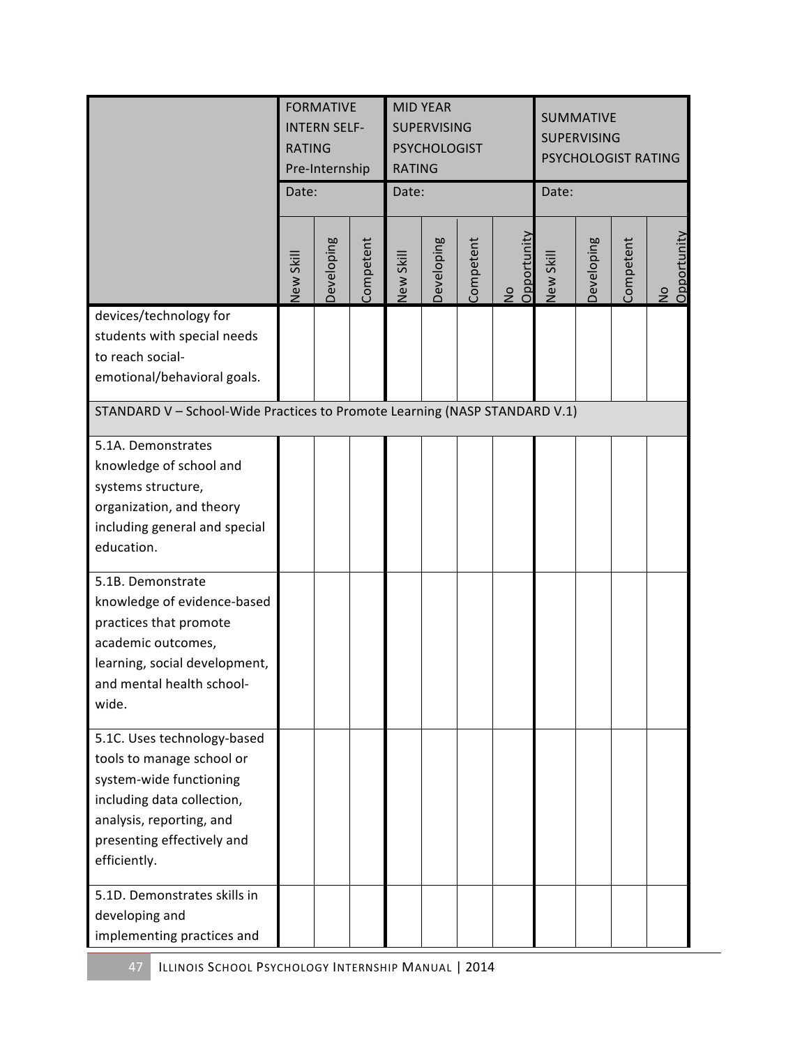| | FORMATIVE INTERN SELF-RATING Pre-Internship | | | MID YEAR SUPERVISING PSYCHOLOGIST RATING | | | | SUMMATIVE SUPERVISING PSYCHOLOGIST RATING | | | |
|---|---|---|---|---|---|---|---|---|---|---|---|
| | Date: | | | Date: | | | | Date: | | | |
| | New Skill | Developing | Competent | New Skill | Developing | Competent | No Opportunity | New Skill | Developing | Competent | No Opportunity |
| devices/technology for students with special needs to reach social-emotional/behavioral goals. | | | | | | | | | | | |
| STANDARD V – School-Wide Practices to Promote Learning (NASP STANDARD V.1) | | | | | | | | | | | |
| 5.1A. Demonstrates knowledge of school and systems structure, organization, and theory including general and special education. | | | | | | | | | | | |
| 5.1B. Demonstrate knowledge of evidence-based practices that promote academic outcomes, learning, social development, and mental health school-wide. | | | | | | | | | | | |
| 5.1C. Uses technology-based tools to manage school or system-wide functioning including data collection, analysis, reporting, and presenting effectively and efficiently. | | | | | | | | | | | |
| 5.1D. Demonstrates skills in developing and implementing practices and | | | | | | | | | | | |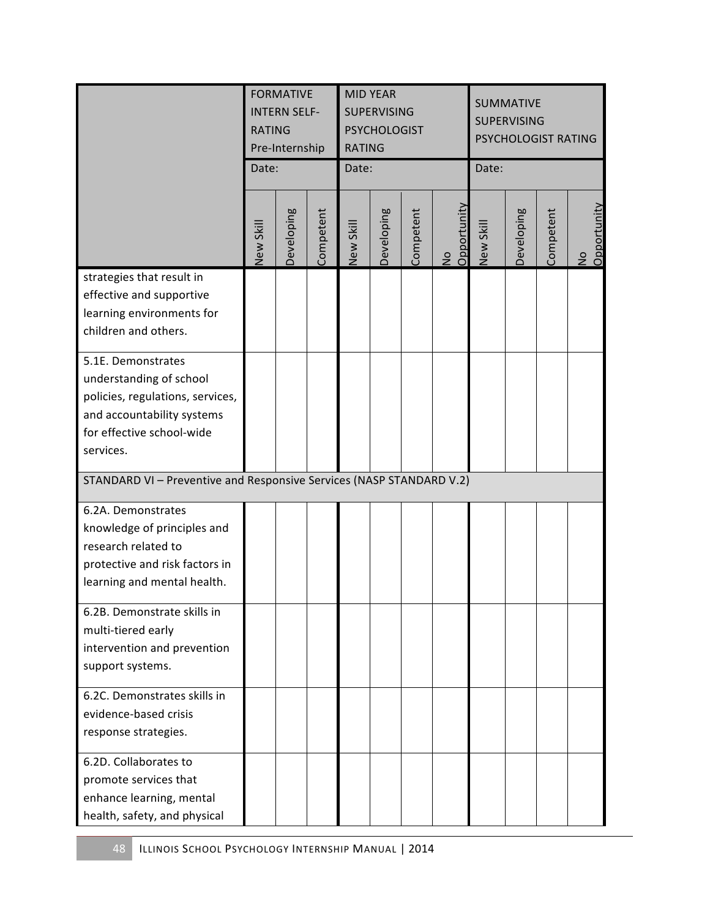| | FORMATIVE INTERN SELF-RATING Pre-Internship | | | MID YEAR SUPERVISING PSYCHOLOGIST RATING | | | | SUMMATIVE SUPERVISING PSYCHOLOGIST RATING | | | |
|---|---|---|---|---|---|---|---|---|---|---|---|
| | Date: | | | Date: | | | | Date: | | | |
| | New Skill | Developing | Competent | New Skill | Developing | Competent | No Opportunity | New Skill | Developing | Competent | No Opportunity |
| strategies that result in effective and supportive learning environments for children and others. | | | | | | | | | | | |
| 5.1E. Demonstrates understanding of school policies, regulations, services, and accountability systems for effective school-wide services. | | | | | | | | | | | |
| STANDARD VI – Preventive and Responsive Services (NASP STANDARD V.2) | | | | | | | | | | | |
| 6.2A. Demonstrates knowledge of principles and research related to protective and risk factors in learning and mental health. | | | | | | | | | | | |
| 6.2B. Demonstrate skills in multi-tiered early intervention and prevention support systems. | | | | | | | | | | | |
| 6.2C. Demonstrates skills in evidence-based crisis response strategies. | | | | | | | | | | | |
| 6.2D. Collaborates to promote services that enhance learning, mental health, safety, and physical | | | | | | | | | | | |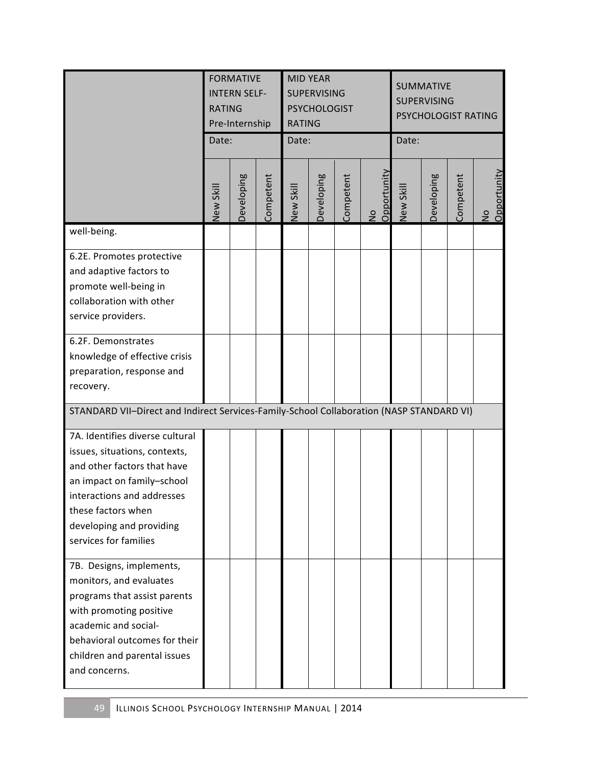| | FORMATIVE INTERN SELF-RATING Pre-Internship | | | MID YEAR SUPERVISING PSYCHOLOGIST RATING | | | | SUMMATIVE SUPERVISING PSYCHOLOGIST RATING | | | |
|---|---|---|---|---|---|---|---|---|---|---|---|
| | Date: | | | Date: | | | | Date: | | | |
| | New Skill | Developing | Competent | New Skill | Developing | Competent | No Opportunity | New Skill | Developing | Competent | No Opportunity |
| well-being. | | | | | | | | | | | |
| 6.2E. Promotes protective and adaptive factors to promote well-being in collaboration with other service providers. | | | | | | | | | | | |
| 6.2F. Demonstrates knowledge of effective crisis preparation, response and recovery. | | | | | | | | | | | |
| STANDARD VII–Direct and Indirect Services-Family-School Collaboration (NASP STANDARD VI) | | | | | | | | | | | |
| 7A. Identifies diverse cultural issues, situations, contexts, and other factors that have an impact on family–school interactions and addresses these factors when developing and providing services for families | | | | | | | | | | | |
| 7B. Designs, implements, monitors, and evaluates programs that assist parents with promoting positive academic and social-behavioral outcomes for their children and parental issues and concerns. | | | | | | | | | | | |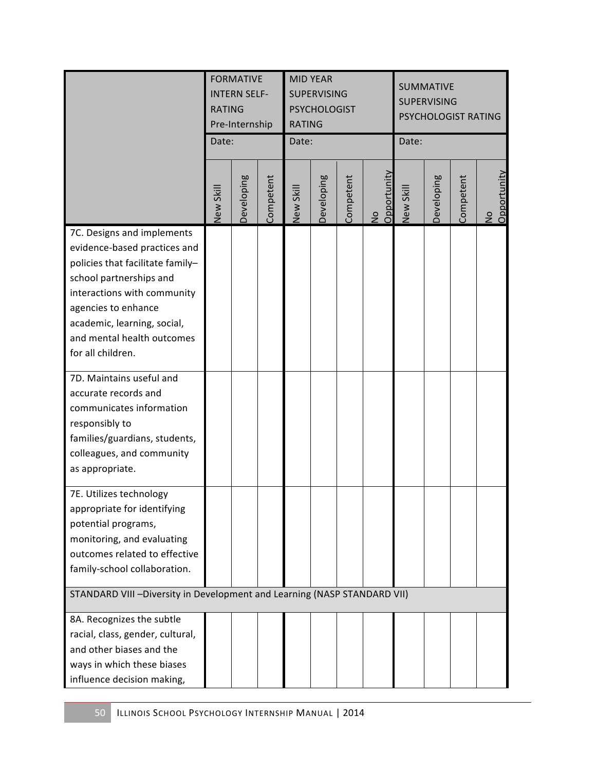| | FORMATIVE INTERN SELF-RATING Pre-Internship | | | MID YEAR SUPERVISING PSYCHOLOGIST RATING | | | | SUMMATIVE SUPERVISING PSYCHOLOGIST RATING | | | |
|---|---|---|---|---|---|---|---|---|---|---|---|
| | Date: | | | Date: | | | | Date: | | | |
| | New Skill | Developing | Competent | New Skill | Developing | Competent | No Opportunity | New Skill | Developing | Competent | No Opportunity |
| 7C. Designs and implements evidence-based practices and policies that facilitate family–school partnerships and interactions with community agencies to enhance academic, learning, social, and mental health outcomes for all children. | | | | | | | | | | | |
| 7D. Maintains useful and accurate records and communicates information responsibly to families/guardians, students, colleagues, and community as appropriate. | | | | | | | | | | | |
| 7E. Utilizes technology appropriate for identifying potential programs, monitoring, and evaluating outcomes related to effective family-school collaboration. | | | | | | | | | | | |
| STANDARD VIII –Diversity in Development and Learning (NASP STANDARD VII) | | | | | | | | | | | |
| 8A. Recognizes the subtle racial, class, gender, cultural, and other biases and the ways in which these biases influence decision making, | | | | | | | | | | | |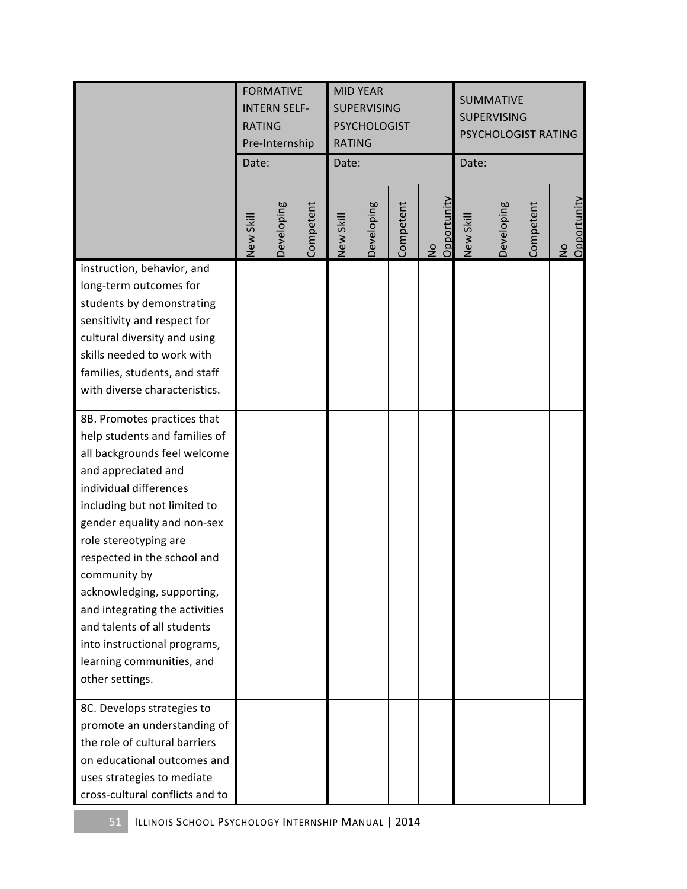| | FORMATIVE INTERN SELF-RATING Pre-Internship | | | MID YEAR SUPERVISING PSYCHOLOGIST RATING | | | | SUMMATIVE SUPERVISING PSYCHOLOGIST RATING | | | |
|---|---|---|---|---|---|---|---|---|---|---|---|
| | Date: | | | Date: | | | | Date: | | | |
| | New Skill | Developing | Competent | New Skill | Developing | Competent | No Opportunity | New Skill | Developing | Competent | No Opportunity |
| instruction, behavior, and long-term outcomes for students by demonstrating sensitivity and respect for cultural diversity and using skills needed to work with families, students, and staff with diverse characteristics. | | | | | | | | | | | |
| 8B. Promotes practices that help students and families of all backgrounds feel welcome and appreciated and individual differences including but not limited to gender equality and non-sex role stereotyping are respected in the school and community by acknowledging, supporting, and integrating the activities and talents of all students into instructional programs, learning communities, and other settings. | | | | | | | | | | | |
| 8C. Develops strategies to promote an understanding of the role of cultural barriers on educational outcomes and uses strategies to mediate cross-cultural conflicts and to | | | | | | | | | | | |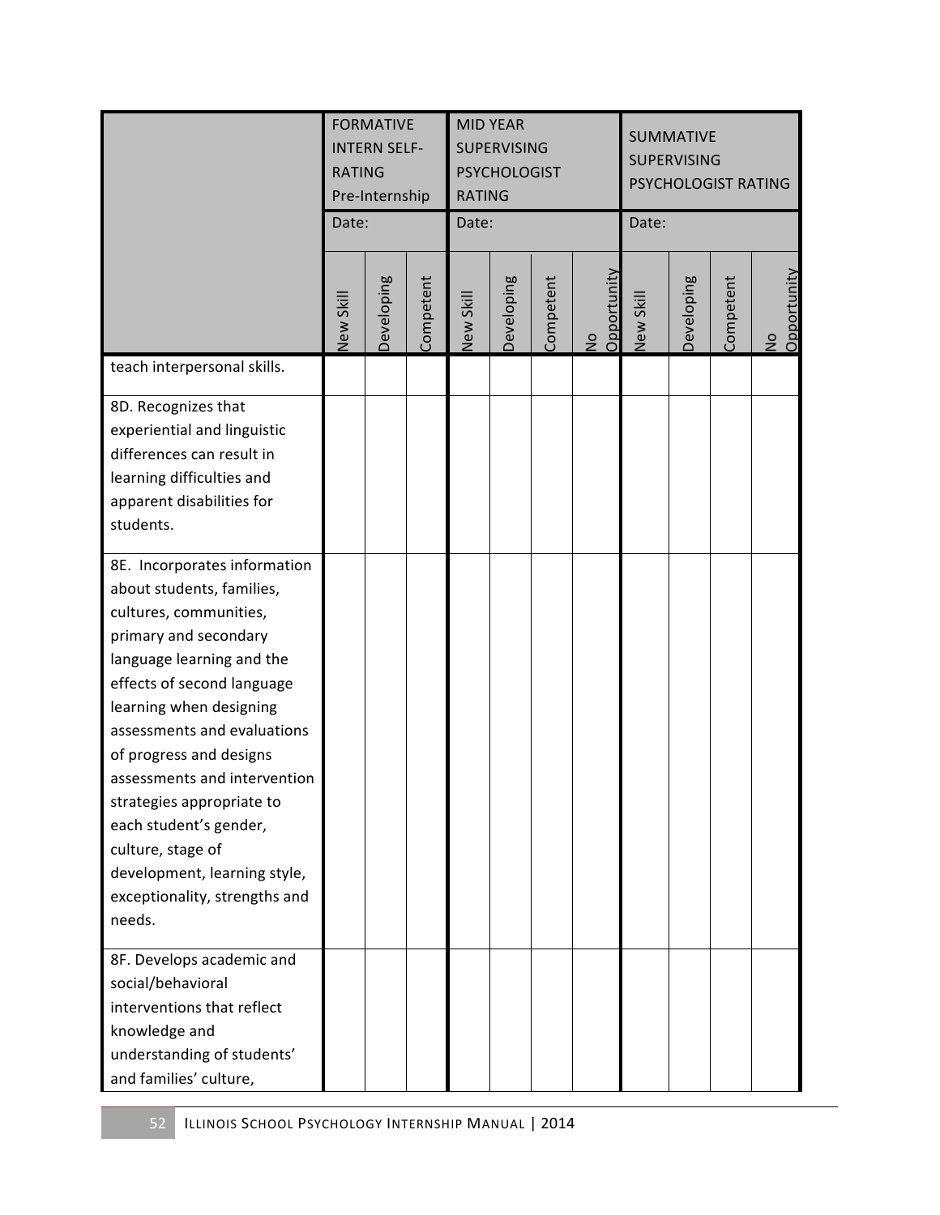| | FORMATIVE INTERN SELF-RATING Pre-Internship | | | MID YEAR SUPERVISING PSYCHOLOGIST RATING | | | | SUMMATIVE SUPERVISING PSYCHOLOGIST RATING | | | |
|---|---|---|---|---|---|---|---|---|---|---|---|
| | Date: | | | Date: | | | | Date: | | | |
| | New Skill | Developing | Competent | New Skill | Developing | Competent | No Opportunity | New Skill | Developing | Competent | No Opportunity |
| teach interpersonal skills. | | | | | | | | | | | |
| 8D. Recognizes that experiential and linguistic differences can result in learning difficulties and apparent disabilities for students. | | | | | | | | | | | |
| 8E. Incorporates information about students, families, cultures, communities, primary and secondary language learning and the effects of second language learning when designing assessments and evaluations of progress and designs assessments and intervention strategies appropriate to each student's gender, culture, stage of development, learning style, exceptionality, strengths and needs. | | | | | | | | | | | |
| 8F. Develops academic and social/behavioral interventions that reflect knowledge and understanding of students' and families' culture, | | | | | | | | | | | |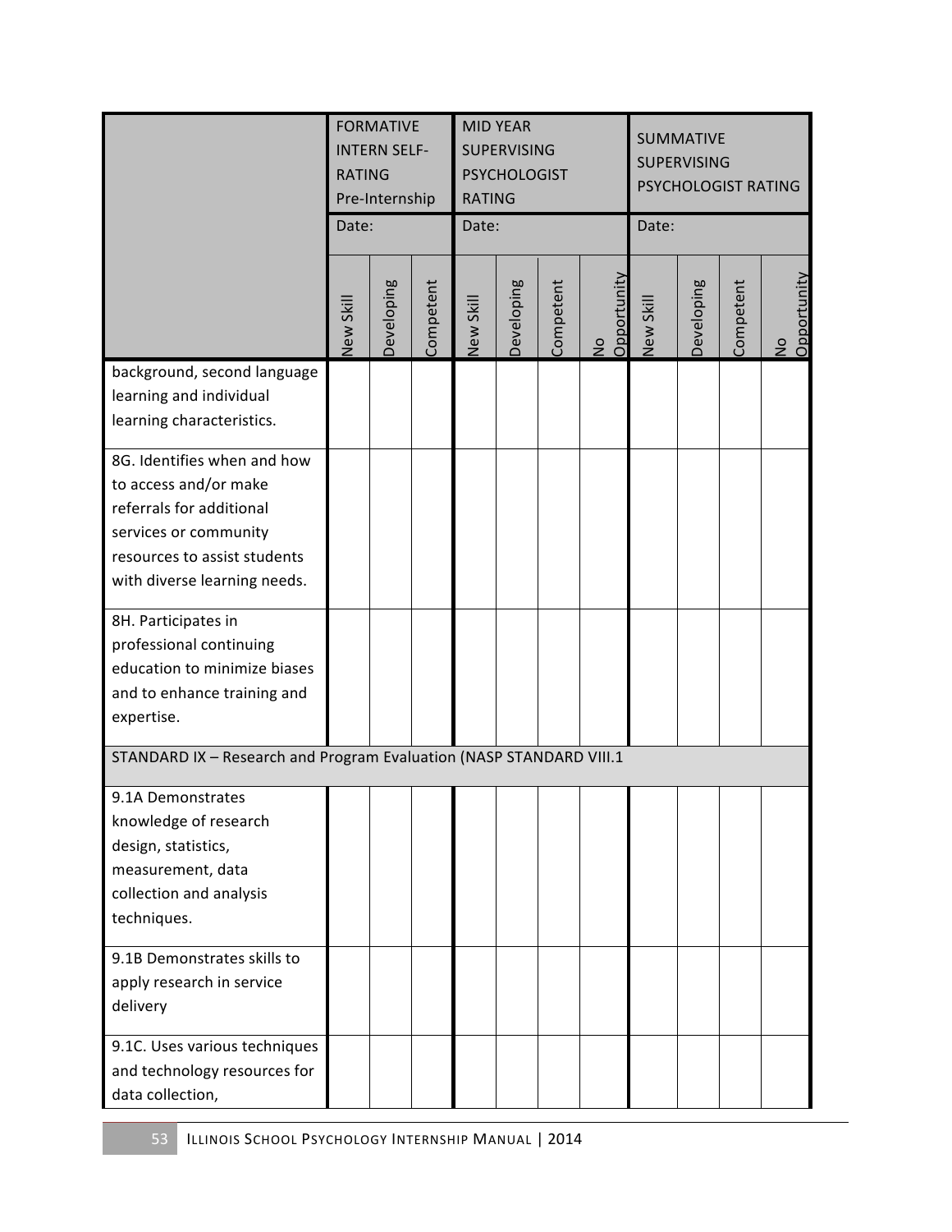| | FORMATIVE INTERN SELF-RATING Pre-Internship | | | MID YEAR SUPERVISING PSYCHOLOGIST RATING | | | | SUMMATIVE SUPERVISING PSYCHOLOGIST RATING | | | |
|---|---|---|---|---|---|---|---|---|---|---|---|
| | Date: | | | Date: | | | | Date: | | | |
| | New Skill | Developing | Competent | New Skill | Developing | Competent | No Opportunity | New Skill | Developing | Competent | No Opportunity |
| background, second language learning and individual learning characteristics. | | | | | | | | | | | |
| 8G. Identifies when and how to access and/or make referrals for additional services or community resources to assist students with diverse learning needs. | | | | | | | | | | | |
| 8H. Participates in professional continuing education to minimize biases and to enhance training and expertise. | | | | | | | | | | | |
| STANDARD IX – Research and Program Evaluation (NASP STANDARD VIII.1 | | | | | | | | | | | |
| 9.1A Demonstrates knowledge of research design, statistics, measurement, data collection and analysis techniques. | | | | | | | | | | | |
| 9.1B Demonstrates skills to apply research in service delivery | | | | | | | | | | | |
| 9.1C. Uses various techniques and technology resources for data collection, | | | | | | | | | | | |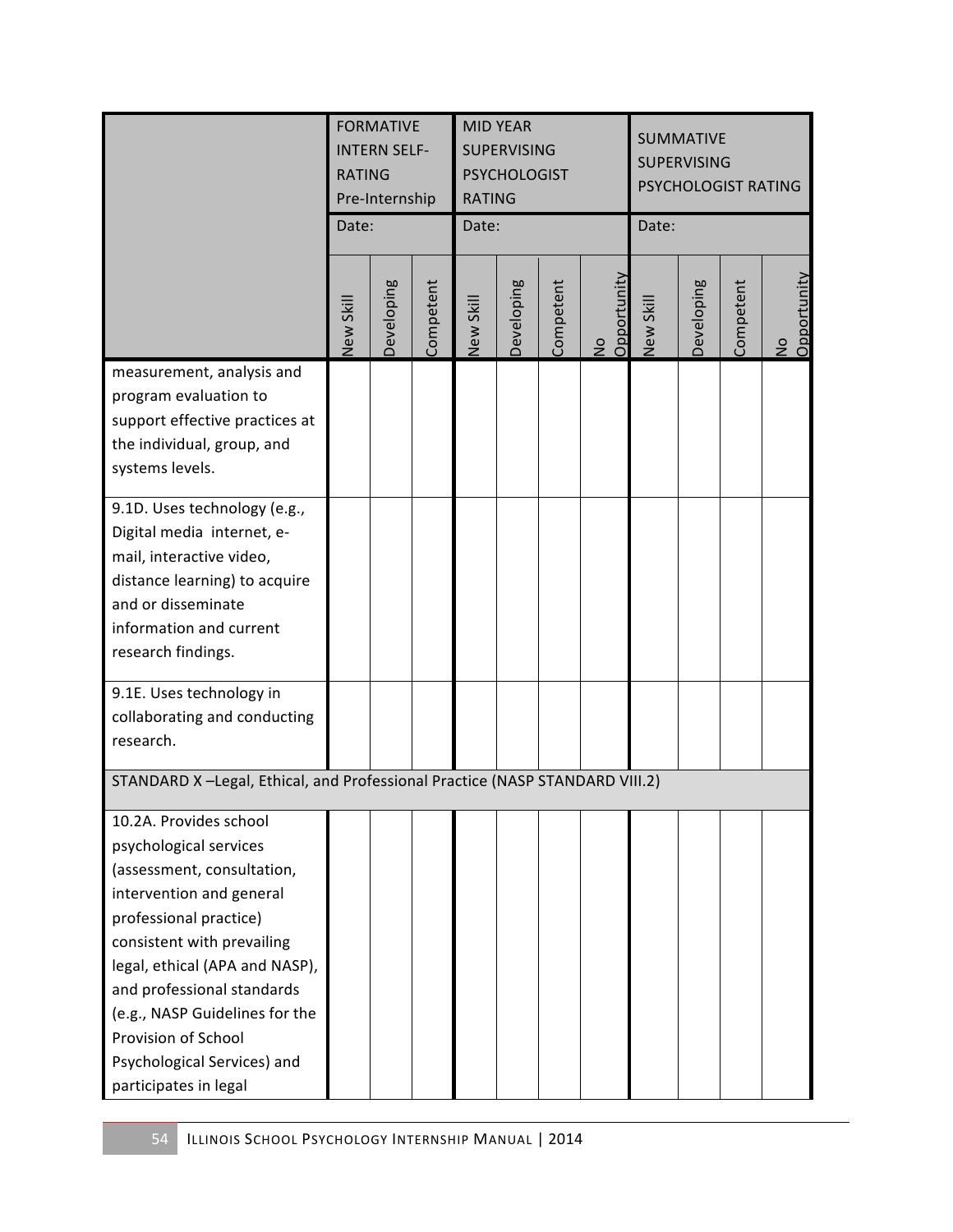| | FORMATIVE INTERN SELF-RATING Pre-Internship | | | MID YEAR SUPERVISING PSYCHOLOGIST RATING | | | | SUMMATIVE SUPERVISING PSYCHOLOGIST RATING | | | |
|---|---|---|---|---|---|---|---|---|---|---|---|
| | Date: | | | Date: | | | | Date: | | | |
| | New Skill | Developing | Competent | New Skill | Developing | Competent | No Opportunity | New Skill | Developing | Competent | No Opportunity |
| measurement, analysis and program evaluation to support effective practices at the individual, group, and systems levels. | | | | | | | | | | | |
| 9.1D. Uses technology (e.g., Digital media internet, e-mail, interactive video, distance learning) to acquire and or disseminate information and current research findings. | | | | | | | | | | | |
| 9.1E. Uses technology in collaborating and conducting research. | | | | | | | | | | | |
| STANDARD X –Legal, Ethical, and Professional Practice (NASP STANDARD VIII.2) | | | | | | | | | | | |
| 10.2A. Provides school psychological services (assessment, consultation, intervention and general professional practice) consistent with prevailing legal, ethical (APA and NASP), and professional standards (e.g., NASP Guidelines for the Provision of School Psychological Services) and participates in legal | | | | | | | | | | | |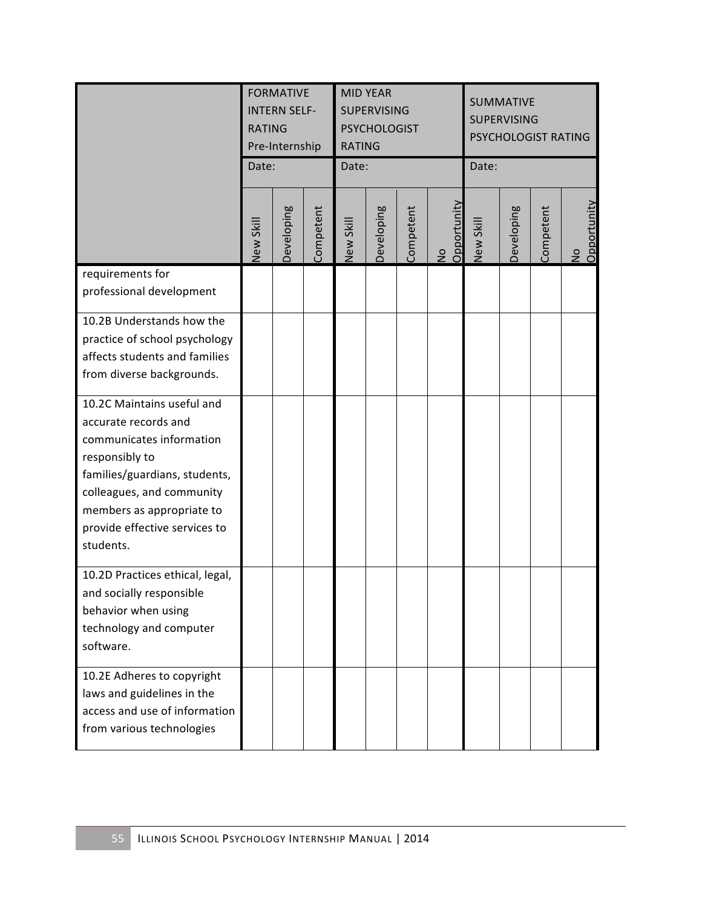| | FORMATIVE INTERN SELF-RATING Pre-Internship | | | MID YEAR SUPERVISING PSYCHOLOGIST RATING | | | | SUMMATIVE SUPERVISING PSYCHOLOGIST RATING | | | |
|---|---|---|---|---|---|---|---|---|---|---|---|
| | Date: | | | Date: | | | | Date: | | | |
| | New Skill | Developing | Competent | New Skill | Developing | Competent | No Opportunity | New Skill | Developing | Competent | No Opportunity |
| requirements for professional development | | | | | | | | | | | |
| 10.2B Understands how the practice of school psychology affects students and families from diverse backgrounds. | | | | | | | | | | | |
| 10.2C Maintains useful and accurate records and communicates information responsibly to families/guardians, students, colleagues, and community members as appropriate to provide effective services to students. | | | | | | | | | | | |
| 10.2D Practices ethical, legal, and socially responsible behavior when using technology and computer software. | | | | | | | | | | | |
| 10.2E Adheres to copyright laws and guidelines in the access and use of information from various technologies | | | | | | | | | | | |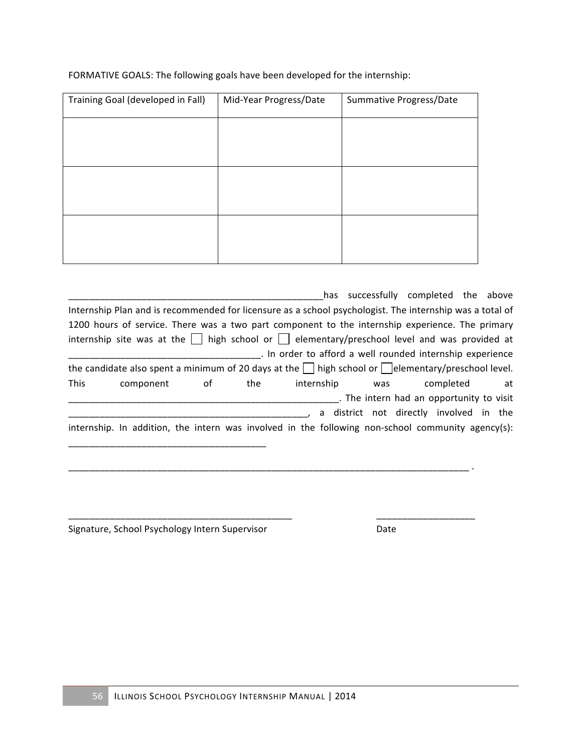FORMATIVE GOALS: The following goals have been developed for the internship:

| Training Goal (developed in Fall) | Mid-Year Progress/Date | Summative Progress/Date |
|---|---|---|
| | | |
| | | |
| | | |

____________________________________________________has successfully completed the above Internship Plan and is recommended for licensure as a school psychologist. The internship was a total of 1200 hours of service. There was a two part component to the internship experience. The primary internship site was at the ☐ high school or ☐ elementary/preschool level and was provided at _____________________________________. In order to afford a well rounded internship experience the candidate also spent a minimum of 20 days at the ☐ high school or ☐ elementary/preschool level. This component of the internship was completed at ______________________________________________________. The intern had an opportunity to visit _______________________________________________, a district not directly involved in the internship. In addition, the intern was involved in the following non-school community agency(s): _______________________________________

________________________________________________________________________________ .

_____________________________________________ ___________________

Signature, School Psychology Intern Supervisor Date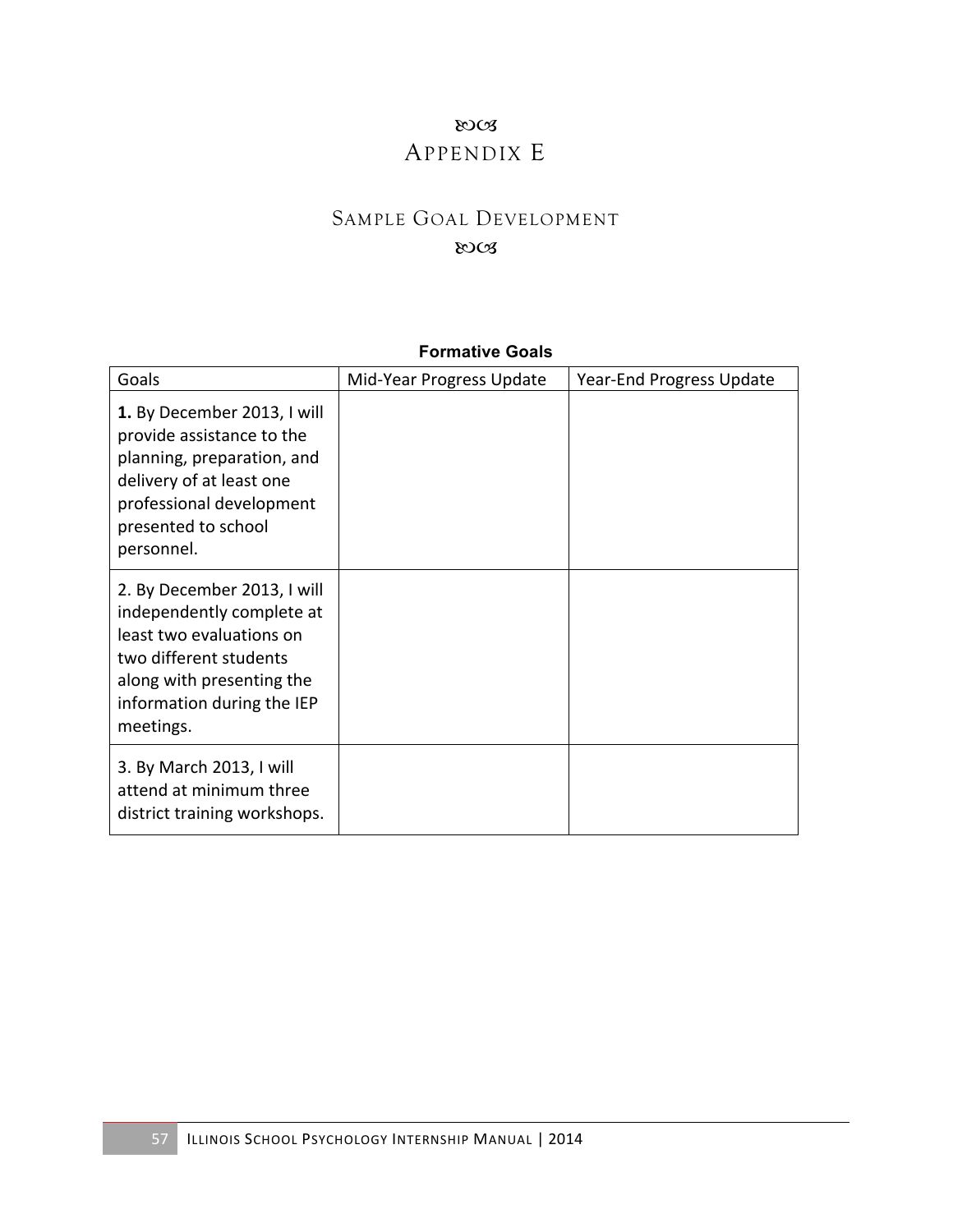# Appendix E

## Sample Goal Development

**Formative Goals**

| Goals | Mid-Year Progress Update | Year-End Progress Update |
|---|---|---|
| **1.** By December 2013, I will provide assistance to the planning, preparation, and delivery of at least one professional development presented to school personnel. | | |
| 2. By December 2013, I will independently complete at least two evaluations on two different students along with presenting the information during the IEP meetings. | | |
| 3. By March 2013, I will attend at minimum three district training workshops. | | |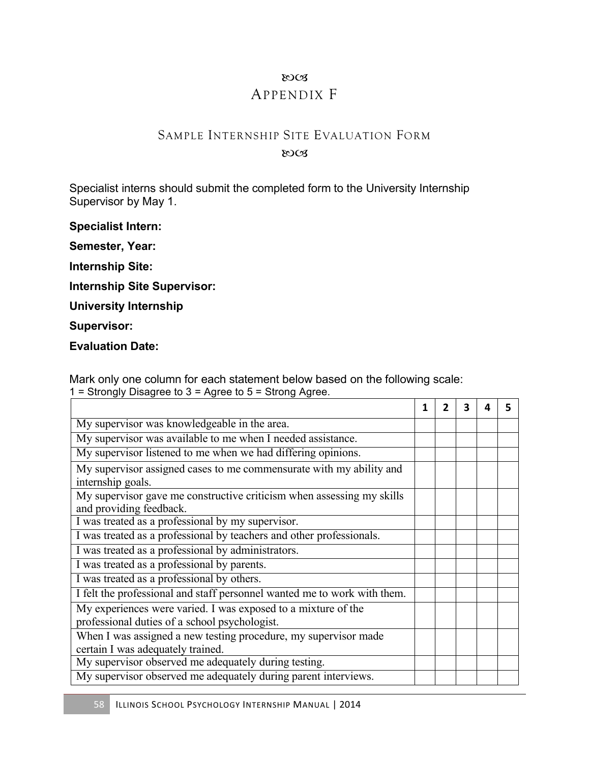# Appendix F

## Sample Internship Site Evaluation Form

Specialist interns should submit the completed form to the University Internship Supervisor by May 1.

**Specialist Intern:**

**Semester, Year:**

**Internship Site:**

**Internship Site Supervisor:**

**University Internship Supervisor:**

**Evaluation Date:**

Mark only one column for each statement below based on the following scale:
1 = Strongly Disagree to 3 = Agree to 5 = Strong Agree.

| | 1 | 2 | 3 | 4 | 5 |
|---|---|---|---|---|---|
| My supervisor was knowledgeable in the area. | | | | | |
| My supervisor was available to me when I needed assistance. | | | | | |
| My supervisor listened to me when we had differing opinions. | | | | | |
| My supervisor assigned cases to me commensurate with my ability and internship goals. | | | | | |
| My supervisor gave me constructive criticism when assessing my skills and providing feedback. | | | | | |
| I was treated as a professional by my supervisor. | | | | | |
| I was treated as a professional by teachers and other professionals. | | | | | |
| I was treated as a professional by administrators. | | | | | |
| I was treated as a professional by parents. | | | | | |
| I was treated as a professional by others. | | | | | |
| I felt the professional and staff personnel wanted me to work with them. | | | | | |
| My experiences were varied. I was exposed to a mixture of the professional duties of a school psychologist. | | | | | |
| When I was assigned a new testing procedure, my supervisor made certain I was adequately trained. | | | | | |
| My supervisor observed me adequately during testing. | | | | | |
| My supervisor observed me adequately during parent interviews. | | | | | |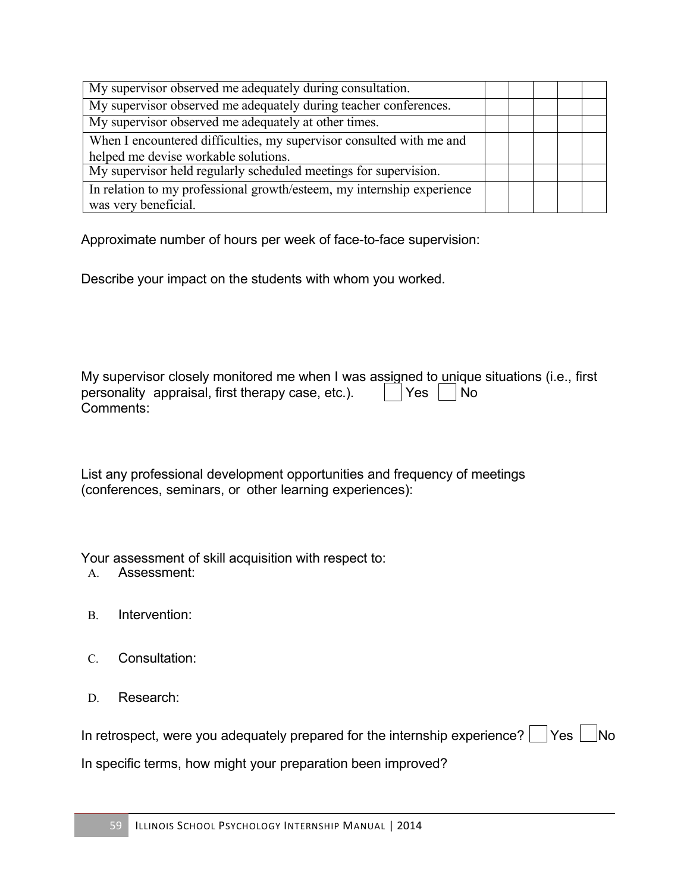| | | | | | |
|---|---|---|---|---|---|
| My supervisor observed me adequately during consultation. | | | | | |
| My supervisor observed me adequately during teacher conferences. | | | | | |
| My supervisor observed me adequately at other times. | | | | | |
| When I encountered difficulties, my supervisor consulted with me and helped me devise workable solutions. | | | | | |
| My supervisor held regularly scheduled meetings for supervision. | | | | | |
| In relation to my professional growth/esteem, my internship experience was very beneficial. | | | | | |

Approximate number of hours per week of face-to-face supervision:

Describe your impact on the students with whom you worked.

My supervisor closely monitored me when I was assigned to unique situations (i.e., first personality appraisal, first therapy case, etc.). ☐ Yes ☐ No

Comments:

List any professional development opportunities and frequency of meetings (conferences, seminars, or other learning experiences):

Your assessment of skill acquisition with respect to:

A. Assessment:

B. Intervention:

C. Consultation:

D. Research:

In retrospect, were you adequately prepared for the internship experience? ☐ Yes ☐ No

In specific terms, how might your preparation been improved?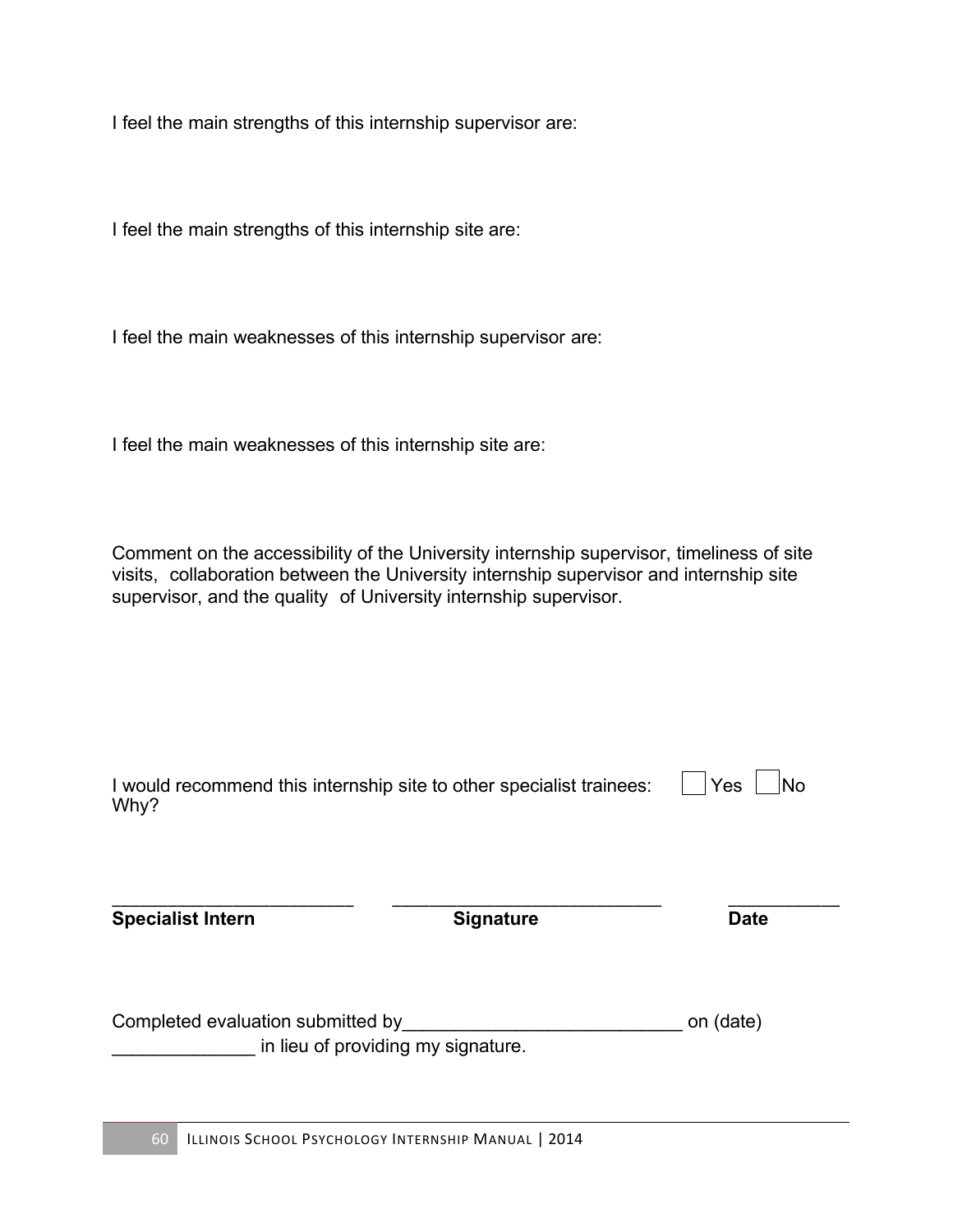I feel the main strengths of this internship supervisor are:

I feel the main strengths of this internship site are:

I feel the main weaknesses of this internship supervisor are:

I feel the main weaknesses of this internship site are:

Comment on the accessibility of the University internship supervisor, timeliness of site visits, collaboration between the University internship supervisor and internship site supervisor, and the quality of University internship supervisor.

I would recommend this internship site to other specialist trainees: ☐ Yes ☐ No
Why?

________________________ ___________________________ ___________

**Specialist Intern** **Signature** **Date**

Completed evaluation submitted by___________________________ on (date) ______________ in lieu of providing my signature.